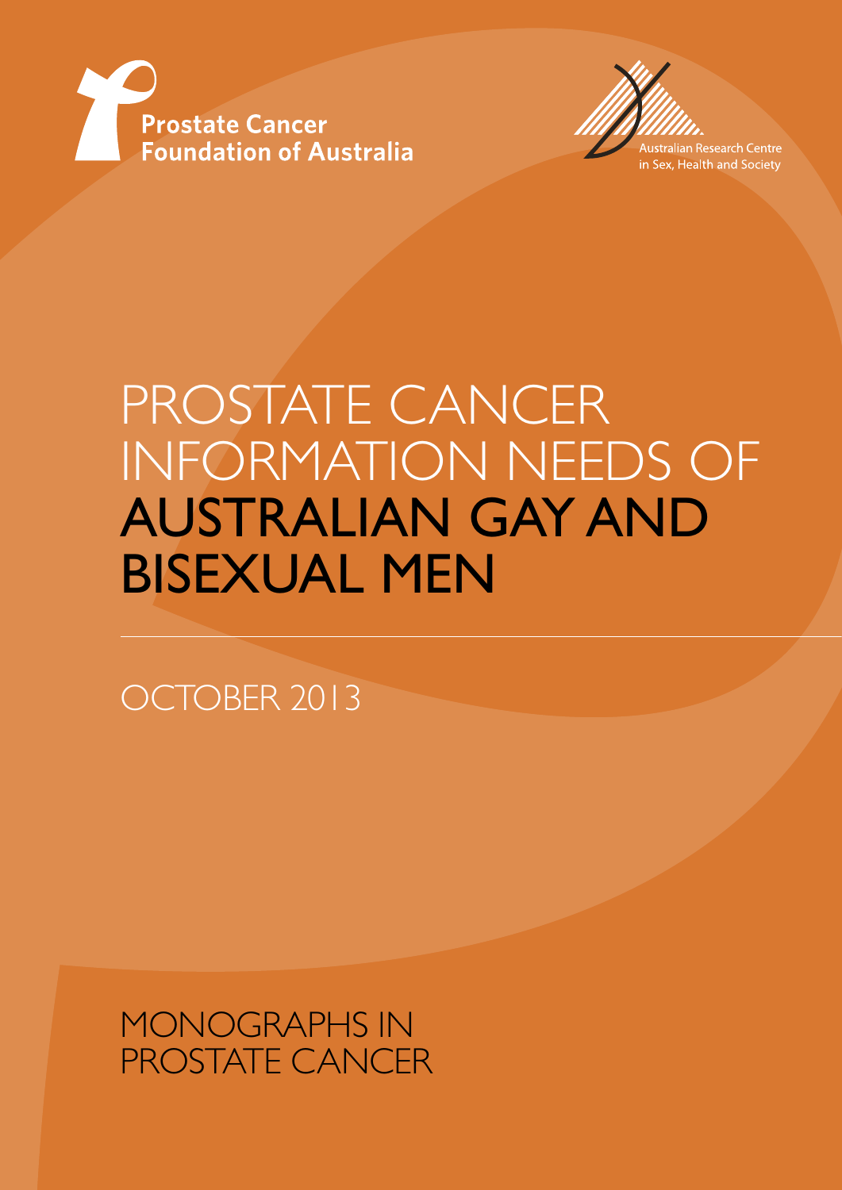Prostate Cancer Foundation of Australia

Australian Research Centre in Sex, Health and Society

# PROSTATE CANCER INFORMATION NEEDS OF AUSTRALIAN GAY AND BISEXUAL MEN

OCTOBER 2013

MONOGRAPHS IN PROSTATE CANCER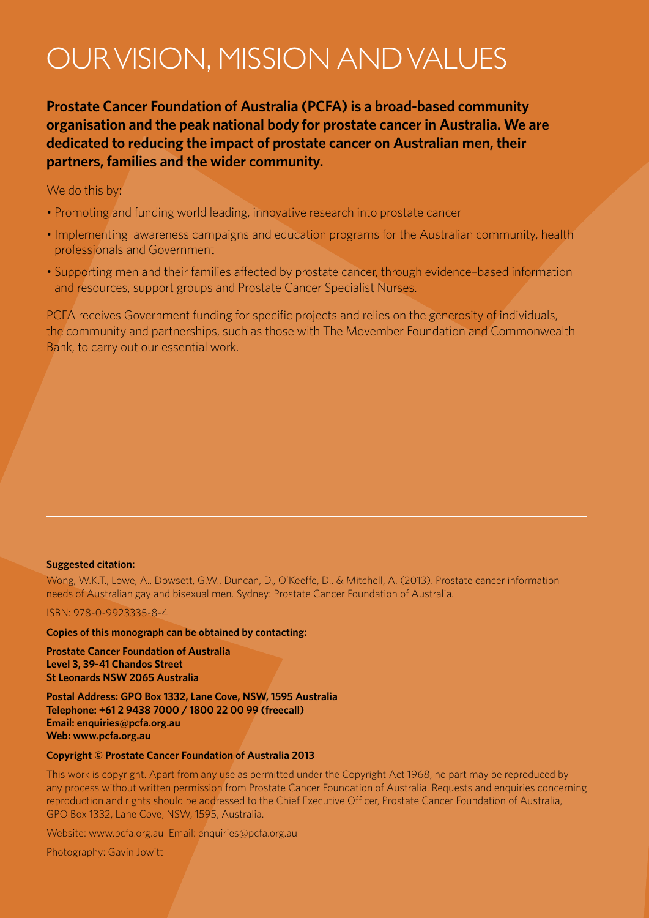# OUR VISION, MISSION AND VALUES

**Prostate Cancer Foundation of Australia (PCFA) is a broad-based community organisation and the peak national body for prostate cancer in Australia. We are dedicated to reducing the impact of prostate cancer on Australian men, their partners, families and the wider community.**

We do this by:

- Promoting and funding world leading, innovative research into prostate cancer
- Implementing awareness campaigns and education programs for the Australian community, health professionals and Government
- Supporting men and their families affected by prostate cancer, through evidence–based information and resources, support groups and Prostate Cancer Specialist Nurses.

PCFA receives Government funding for specific projects and relies on the generosity of individuals, the community and partnerships, such as those with The Movember Foundation and Commonwealth Bank, to carry out our essential work.

---

**Suggested citation:**

Wong, W.K.T., Lowe, A., Dowsett, G.W., Duncan, D., O'Keeffe, D., & Mitchell, A. (2013). Prostate cancer information needs of Australian gay and bisexual men. Sydney: Prostate Cancer Foundation of Australia.

ISBN: 978-0-9923335-8-4

**Copies of this monograph can be obtained by contacting:**

**Prostate Cancer Foundation of Australia**
**Level 3, 39-41 Chandos Street**
**St Leonards NSW 2065 Australia**

**Postal Address: GPO Box 1332, Lane Cove, NSW, 1595 Australia**
**Telephone: +61 2 9438 7000 / 1800 22 00 99 (freecall)**
**Email: enquiries@pcfa.org.au**
**Web: www.pcfa.org.au**

**Copyright © Prostate Cancer Foundation of Australia 2013**

This work is copyright. Apart from any use as permitted under the Copyright Act 1968, no part may be reproduced by any process without written permission from Prostate Cancer Foundation of Australia. Requests and enquiries concerning reproduction and rights should be addressed to the Chief Executive Officer, Prostate Cancer Foundation of Australia, GPO Box 1332, Lane Cove, NSW, 1595, Australia.

Website: www.pcfa.org.au Email: enquiries@pcfa.org.au

Photography: Gavin Jowitt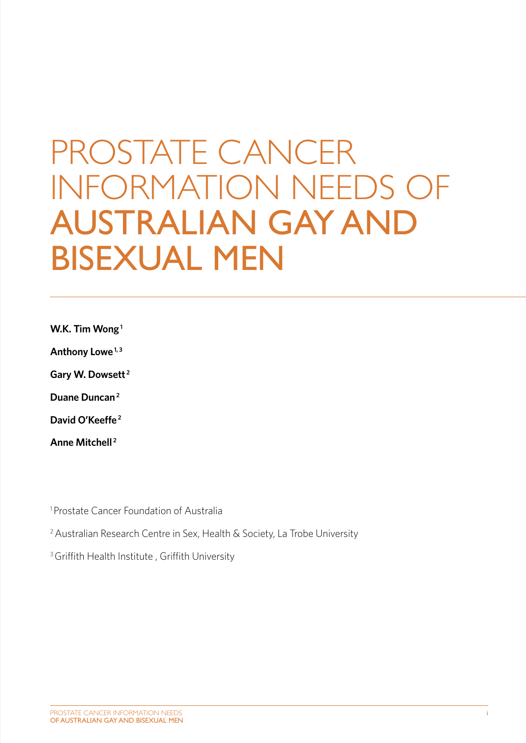# PROSTATE CANCER INFORMATION NEEDS OF AUSTRALIAN GAY AND BISEXUAL MEN

**W.K. Tim Wong**[1]

**Anthony Lowe**[1,3]

**Gary W. Dowsett**[2]

**Duane Duncan**[2]

**David O'Keeffe**[2]

**Anne Mitchell**[2]

[1] Prostate Cancer Foundation of Australia

[2] Australian Research Centre in Sex, Health & Society, La Trobe University

[3] Griffith Health Institute , Griffith University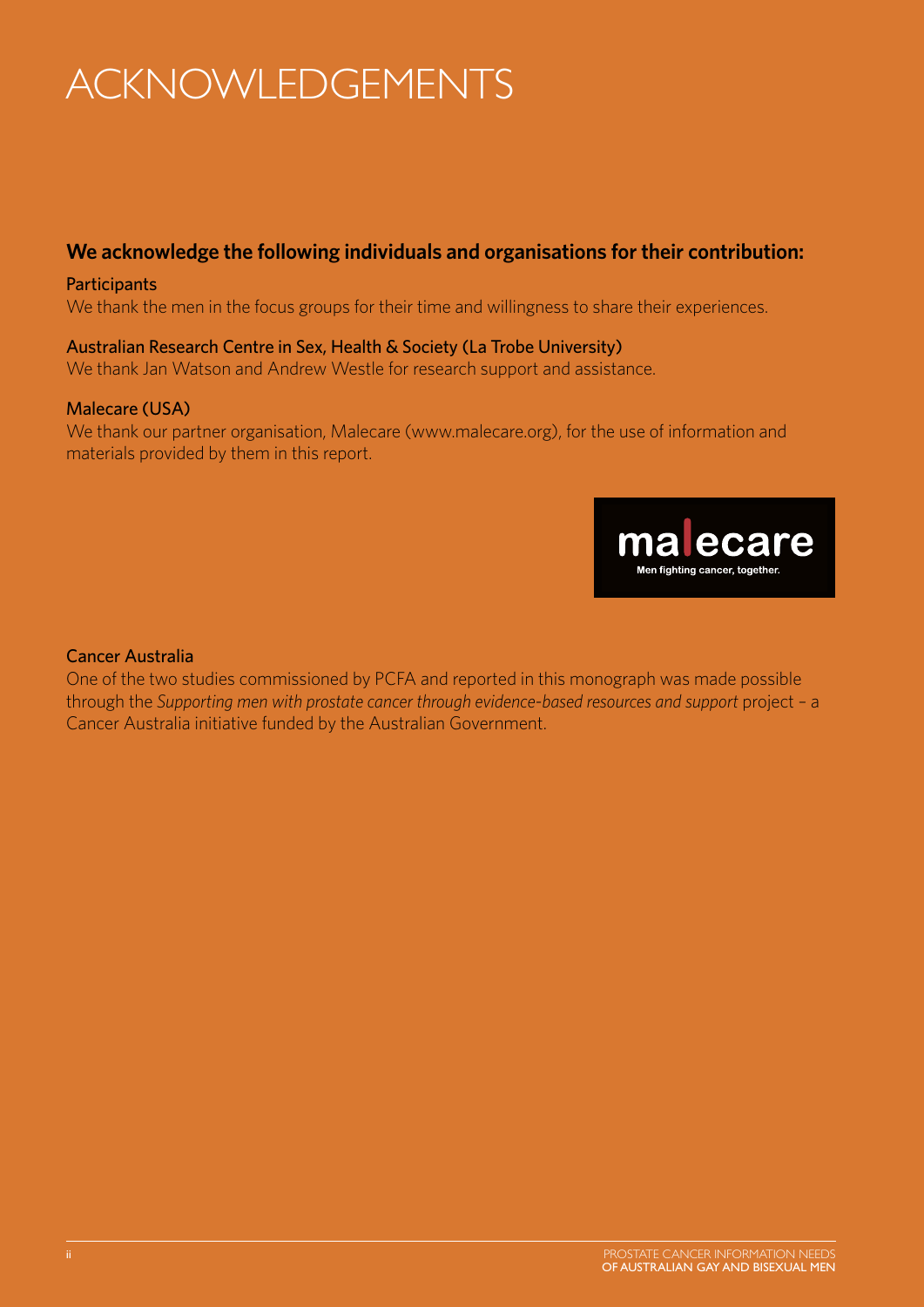# ACKNOWLEDGEMENTS

**We acknowledge the following individuals and organisations for their contribution:**

Participants

We thank the men in the focus groups for their time and willingness to share their experiences.

Australian Research Centre in Sex, Health & Society (La Trobe University)

We thank Jan Watson and Andrew Westle for research support and assistance.

Malecare (USA)

We thank our partner organisation, Malecare (www.malecare.org), for the use of information and materials provided by them in this report.

malecare
Men fighting cancer, together.

Cancer Australia

One of the two studies commissioned by PCFA and reported in this monograph was made possible through the *Supporting men with prostate cancer through evidence-based resources and support* project – a Cancer Australia initiative funded by the Australian Government.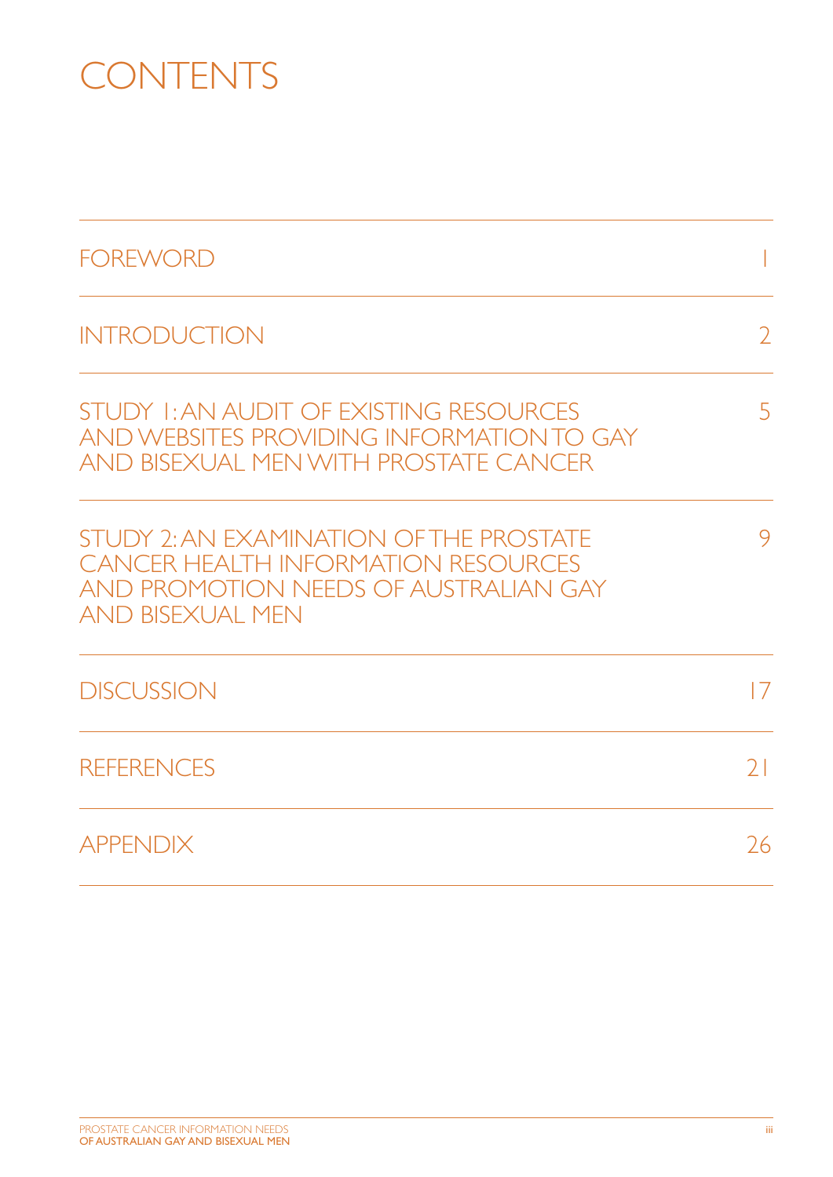# CONTENTS

| | |
|---|---|
| FOREWORD | 1 |
| INTRODUCTION | 2 |
| STUDY 1: AN AUDIT OF EXISTING RESOURCES AND WEBSITES PROVIDING INFORMATION TO GAY AND BISEXUAL MEN WITH PROSTATE CANCER | 5 |
| STUDY 2: AN EXAMINATION OF THE PROSTATE CANCER HEALTH INFORMATION RESOURCES AND PROMOTION NEEDS OF AUSTRALIAN GAY AND BISEXUAL MEN | 9 |
| DISCUSSION | 17 |
| REFERENCES | 21 |
| APPENDIX | 26 |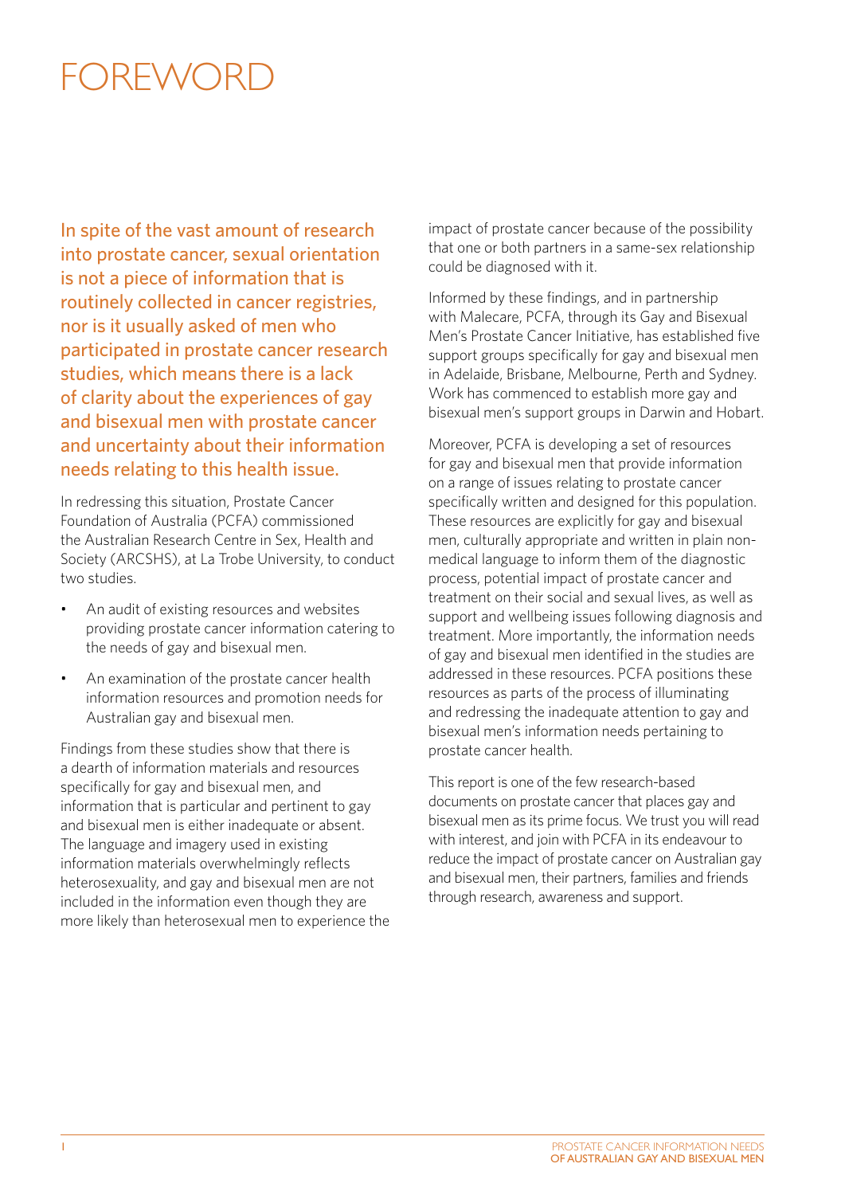# FOREWORD

In spite of the vast amount of research into prostate cancer, sexual orientation is not a piece of information that is routinely collected in cancer registries, nor is it usually asked of men who participated in prostate cancer research studies, which means there is a lack of clarity about the experiences of gay and bisexual men with prostate cancer and uncertainty about their information needs relating to this health issue.

In redressing this situation, Prostate Cancer Foundation of Australia (PCFA) commissioned the Australian Research Centre in Sex, Health and Society (ARCSHS), at La Trobe University, to conduct two studies.

- An audit of existing resources and websites providing prostate cancer information catering to the needs of gay and bisexual men.
- An examination of the prostate cancer health information resources and promotion needs for Australian gay and bisexual men.

Findings from these studies show that there is a dearth of information materials and resources specifically for gay and bisexual men, and information that is particular and pertinent to gay and bisexual men is either inadequate or absent. The language and imagery used in existing information materials overwhelmingly reflects heterosexuality, and gay and bisexual men are not included in the information even though they are more likely than heterosexual men to experience the impact of prostate cancer because of the possibility that one or both partners in a same-sex relationship could be diagnosed with it.

Informed by these findings, and in partnership with Malecare, PCFA, through its Gay and Bisexual Men's Prostate Cancer Initiative, has established five support groups specifically for gay and bisexual men in Adelaide, Brisbane, Melbourne, Perth and Sydney. Work has commenced to establish more gay and bisexual men's support groups in Darwin and Hobart.

Moreover, PCFA is developing a set of resources for gay and bisexual men that provide information on a range of issues relating to prostate cancer specifically written and designed for this population. These resources are explicitly for gay and bisexual men, culturally appropriate and written in plain non-medical language to inform them of the diagnostic process, potential impact of prostate cancer and treatment on their social and sexual lives, as well as support and wellbeing issues following diagnosis and treatment. More importantly, the information needs of gay and bisexual men identified in the studies are addressed in these resources. PCFA positions these resources as parts of the process of illuminating and redressing the inadequate attention to gay and bisexual men's information needs pertaining to prostate cancer health.

This report is one of the few research-based documents on prostate cancer that places gay and bisexual men as its prime focus. We trust you will read with interest, and join with PCFA in its endeavour to reduce the impact of prostate cancer on Australian gay and bisexual men, their partners, families and friends through research, awareness and support.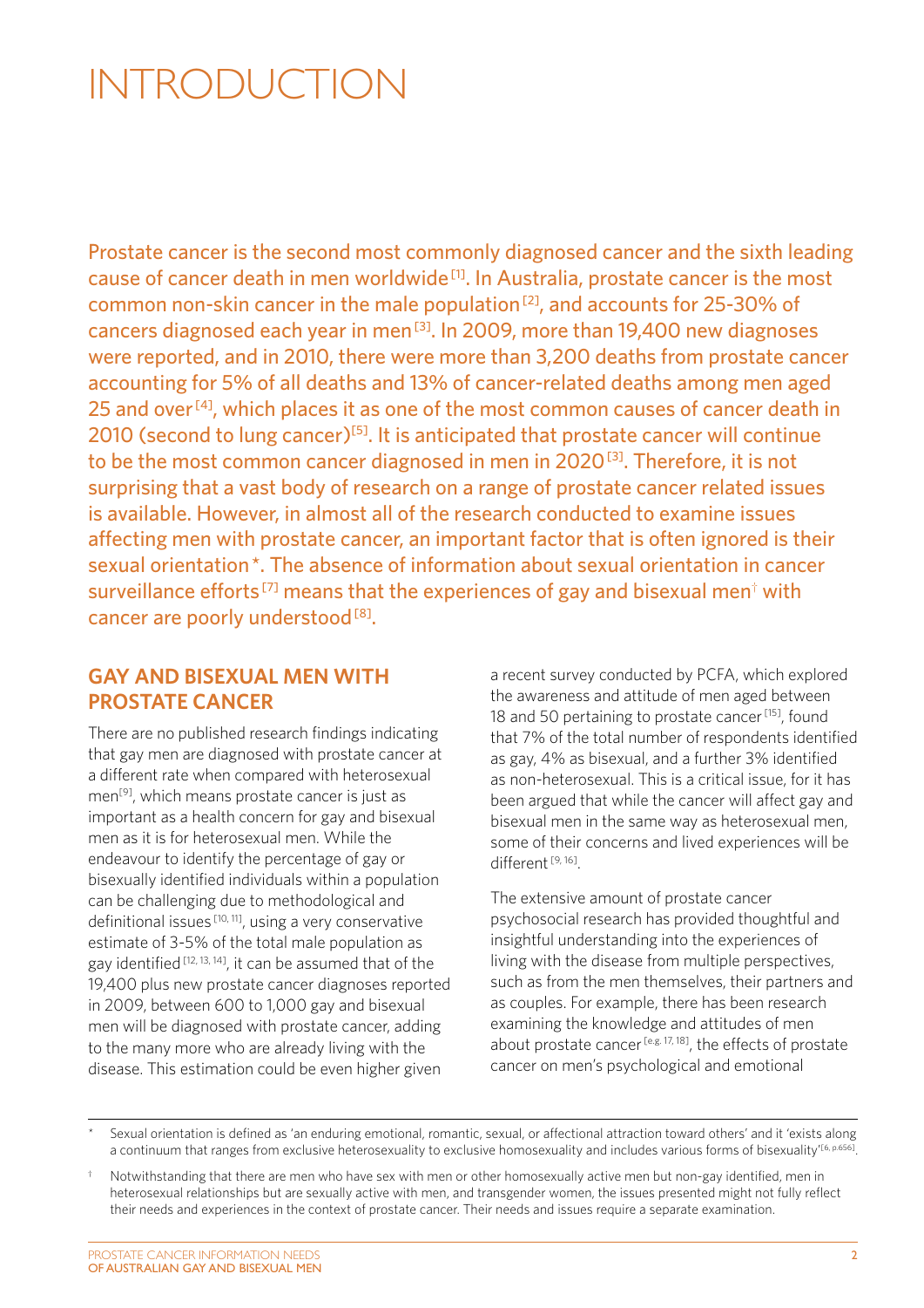# INTRODUCTION

Prostate cancer is the second most commonly diagnosed cancer and the sixth leading cause of cancer death in men worldwide [1]. In Australia, prostate cancer is the most common non-skin cancer in the male population [2], and accounts for 25-30% of cancers diagnosed each year in men [3]. In 2009, more than 19,400 new diagnoses were reported, and in 2010, there were more than 3,200 deaths from prostate cancer accounting for 5% of all deaths and 13% of cancer-related deaths among men aged 25 and over [4], which places it as one of the most common causes of cancer death in 2010 (second to lung cancer)[5]. It is anticipated that prostate cancer will continue to be the most common cancer diagnosed in men in 2020 [3]. Therefore, it is not surprising that a vast body of research on a range of prostate cancer related issues is available. However, in almost all of the research conducted to examine issues affecting men with prostate cancer, an important factor that is often ignored is their sexual orientation*. The absence of information about sexual orientation in cancer surveillance efforts [7] means that the experiences of gay and bisexual men† with cancer are poorly understood [8].

## GAY AND BISEXUAL MEN WITH PROSTATE CANCER

There are no published research findings indicating that gay men are diagnosed with prostate cancer at a different rate when compared with heterosexual men[9], which means prostate cancer is just as important as a health concern for gay and bisexual men as it is for heterosexual men. While the endeavour to identify the percentage of gay or bisexually identified individuals within a population can be challenging due to methodological and definitional issues [10, 11], using a very conservative estimate of 3-5% of the total male population as gay identified [12, 13, 14], it can be assumed that of the 19,400 plus new prostate cancer diagnoses reported in 2009, between 600 to 1,000 gay and bisexual men will be diagnosed with prostate cancer, adding to the many more who are already living with the disease. This estimation could be even higher given a recent survey conducted by PCFA, which explored the awareness and attitude of men aged between 18 and 50 pertaining to prostate cancer [15], found that 7% of the total number of respondents identified as gay, 4% as bisexual, and a further 3% identified as non-heterosexual. This is a critical issue, for it has been argued that while the cancer will affect gay and bisexual men in the same way as heterosexual men, some of their concerns and lived experiences will be different [9, 16].

The extensive amount of prostate cancer psychosocial research has provided thoughtful and insightful understanding into the experiences of living with the disease from multiple perspectives, such as from the men themselves, their partners and as couples. For example, there has been research examining the knowledge and attitudes of men about prostate cancer [e.g. 17, 18], the effects of prostate cancer on men's psychological and emotional

\* Sexual orientation is defined as 'an enduring emotional, romantic, sexual, or affectional attraction toward others' and it 'exists along a continuum that ranges from exclusive heterosexuality to exclusive homosexuality and includes various forms of bisexuality'[6, p.656].

† Notwithstanding that there are men who have sex with men or other homosexually active men but non-gay identified, men in heterosexual relationships but are sexually active with men, and transgender women, the issues presented might not fully reflect their needs and experiences in the context of prostate cancer. Their needs and issues require a separate examination.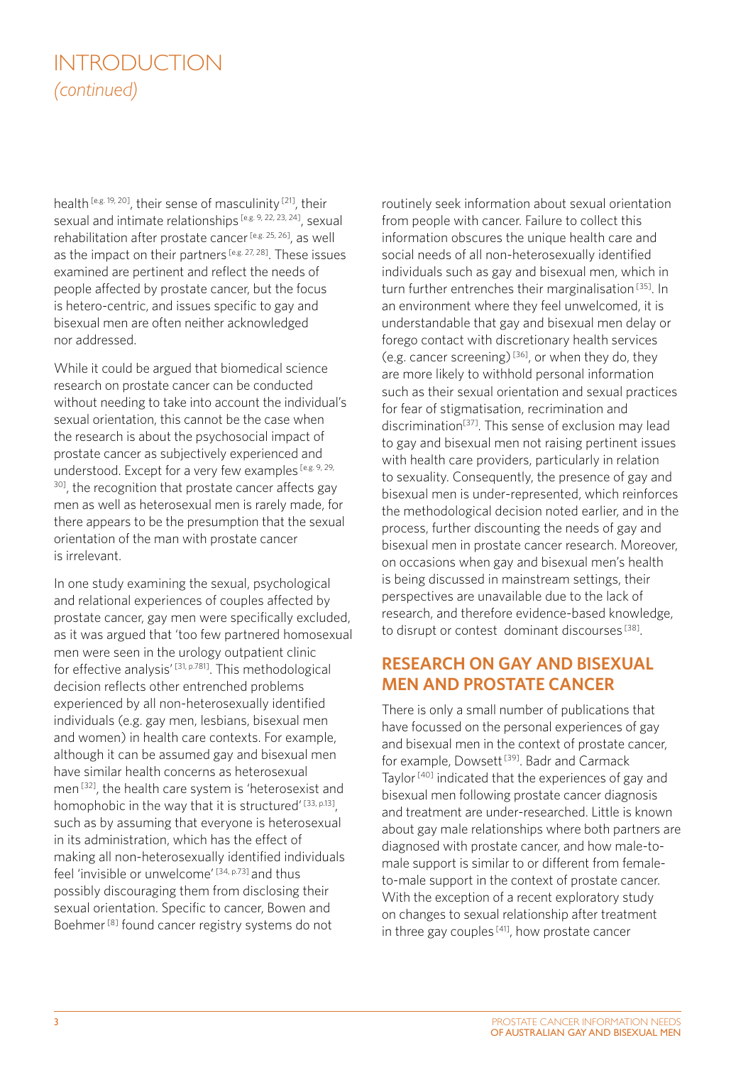## INTRODUCTION *(continued)*

health [e.g. 19, 20], their sense of masculinity [21], their sexual and intimate relationships [e.g. 9, 22, 23, 24], sexual rehabilitation after prostate cancer [e.g. 25, 26], as well as the impact on their partners [e.g. 27, 28]. These issues examined are pertinent and reflect the needs of people affected by prostate cancer, but the focus is hetero-centric, and issues specific to gay and bisexual men are often neither acknowledged nor addressed.

While it could be argued that biomedical science research on prostate cancer can be conducted without needing to take into account the individual's sexual orientation, this cannot be the case when the research is about the psychosocial impact of prostate cancer as subjectively experienced and understood. Except for a very few examples [e.g. 9, 29, 30], the recognition that prostate cancer affects gay men as well as heterosexual men is rarely made, for there appears to be the presumption that the sexual orientation of the man with prostate cancer is irrelevant.

In one study examining the sexual, psychological and relational experiences of couples affected by prostate cancer, gay men were specifically excluded, as it was argued that 'too few partnered homosexual men were seen in the urology outpatient clinic for effective analysis' [31, p.781]. This methodological decision reflects other entrenched problems experienced by all non-heterosexually identified individuals (e.g. gay men, lesbians, bisexual men and women) in health care contexts. For example, although it can be assumed gay and bisexual men have similar health concerns as heterosexual men [32], the health care system is 'heterosexist and homophobic in the way that it is structured' [33, p.13], such as by assuming that everyone is heterosexual in its administration, which has the effect of making all non-heterosexually identified individuals feel 'invisible or unwelcome' [34, p.73] and thus possibly discouraging them from disclosing their sexual orientation. Specific to cancer, Bowen and Boehmer [8] found cancer registry systems do not routinely seek information about sexual orientation from people with cancer. Failure to collect this information obscures the unique health care and social needs of all non-heterosexually identified individuals such as gay and bisexual men, which in turn further entrenches their marginalisation [35]. In an environment where they feel unwelcomed, it is understandable that gay and bisexual men delay or forego contact with discretionary health services (e.g. cancer screening) [36], or when they do, they are more likely to withhold personal information such as their sexual orientation and sexual practices for fear of stigmatisation, recrimination and discrimination [37]. This sense of exclusion may lead to gay and bisexual men not raising pertinent issues with health care providers, particularly in relation to sexuality. Consequently, the presence of gay and bisexual men is under-represented, which reinforces the methodological decision noted earlier, and in the process, further discounting the needs of gay and bisexual men in prostate cancer research. Moreover, on occasions when gay and bisexual men's health is being discussed in mainstream settings, their perspectives are unavailable due to the lack of research, and therefore evidence-based knowledge, to disrupt or contest dominant discourses [38].

## RESEARCH ON GAY AND BISEXUAL MEN AND PROSTATE CANCER

There is only a small number of publications that have focussed on the personal experiences of gay and bisexual men in the context of prostate cancer, for example, Dowsett [39]. Badr and Carmack Taylor [40] indicated that the experiences of gay and bisexual men following prostate cancer diagnosis and treatment are under-researched. Little is known about gay male relationships where both partners are diagnosed with prostate cancer, and how male-to-male support is similar to or different from female-to-male support in the context of prostate cancer. With the exception of a recent exploratory study on changes to sexual relationship after treatment in three gay couples [41], how prostate cancer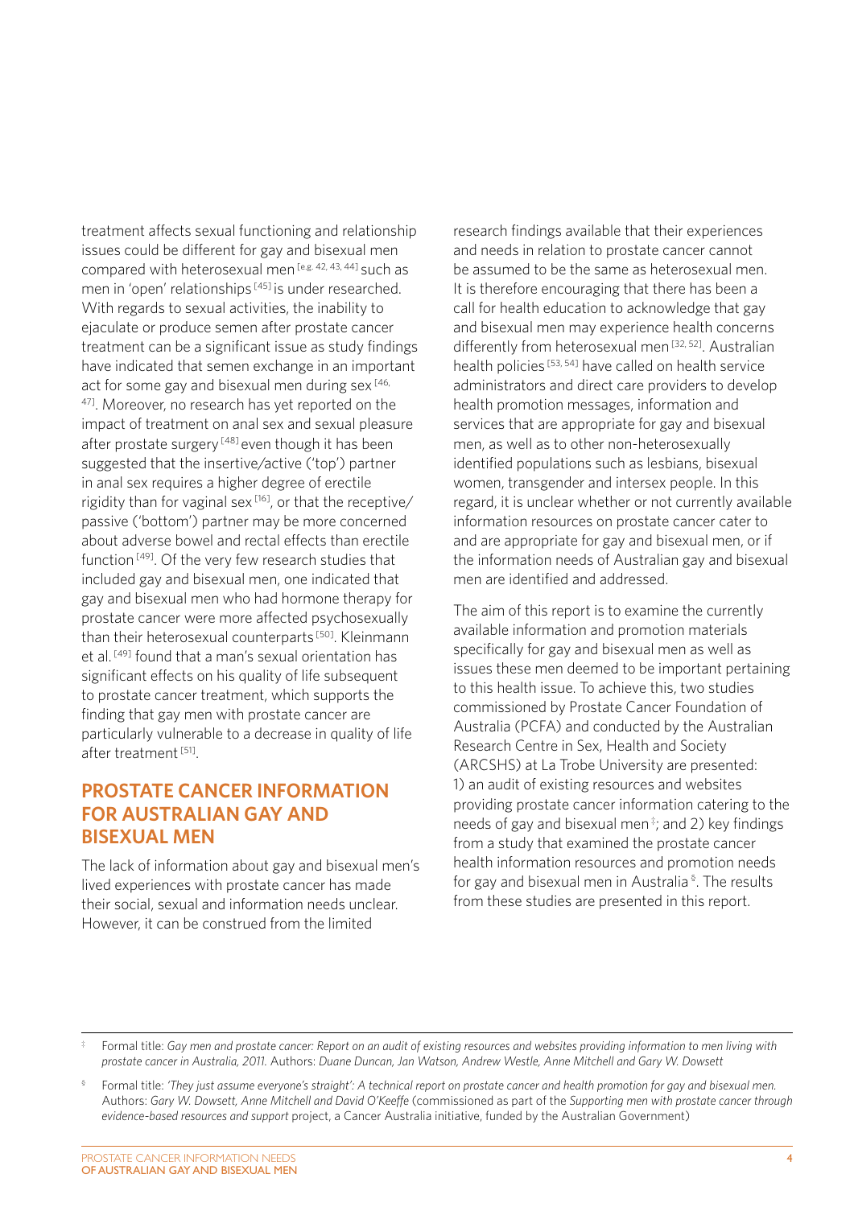treatment affects sexual functioning and relationship issues could be different for gay and bisexual men compared with heterosexual men [e.g. 42, 43, 44] such as men in 'open' relationships [45] is under researched. With regards to sexual activities, the inability to ejaculate or produce semen after prostate cancer treatment can be a significant issue as study findings have indicated that semen exchange in an important act for some gay and bisexual men during sex [46, 47]. Moreover, no research has yet reported on the impact of treatment on anal sex and sexual pleasure after prostate surgery [48] even though it has been suggested that the insertive/active ('top') partner in anal sex requires a higher degree of erectile rigidity than for vaginal sex [16], or that the receptive/passive ('bottom') partner may be more concerned about adverse bowel and rectal effects than erectile function [49]. Of the very few research studies that included gay and bisexual men, one indicated that gay and bisexual men who had hormone therapy for prostate cancer were more affected psychosexually than their heterosexual counterparts [50]. Kleinmann et al. [49] found that a man's sexual orientation has significant effects on his quality of life subsequent to prostate cancer treatment, which supports the finding that gay men with prostate cancer are particularly vulnerable to a decrease in quality of life after treatment [51].

## PROSTATE CANCER INFORMATION FOR AUSTRALIAN GAY AND BISEXUAL MEN

The lack of information about gay and bisexual men's lived experiences with prostate cancer has made their social, sexual and information needs unclear. However, it can be construed from the limited research findings available that their experiences and needs in relation to prostate cancer cannot be assumed to be the same as heterosexual men. It is therefore encouraging that there has been a call for health education to acknowledge that gay and bisexual men may experience health concerns differently from heterosexual men [32, 52]. Australian health policies [53, 54] have called on health service administrators and direct care providers to develop health promotion messages, information and services that are appropriate for gay and bisexual men, as well as to other non-heterosexually identified populations such as lesbians, bisexual women, transgender and intersex people. In this regard, it is unclear whether or not currently available information resources on prostate cancer cater to and are appropriate for gay and bisexual men, or if the information needs of Australian gay and bisexual men are identified and addressed.

The aim of this report is to examine the currently available information and promotion materials specifically for gay and bisexual men as well as issues these men deemed to be important pertaining to this health issue. To achieve this, two studies commissioned by Prostate Cancer Foundation of Australia (PCFA) and conducted by the Australian Research Centre in Sex, Health and Society (ARCSHS) at La Trobe University are presented: 1) an audit of existing resources and websites providing prostate cancer information catering to the needs of gay and bisexual men [‡]; and 2) key findings from a study that examined the prostate cancer health information resources and promotion needs for gay and bisexual men in Australia [§]. The results from these studies are presented in this report.

---

‡ Formal title: *Gay men and prostate cancer: Report on an audit of existing resources and websites providing information to men living with prostate cancer in Australia, 2011.* Authors: *Duane Duncan, Jan Watson, Andrew Westle, Anne Mitchell and Gary W. Dowsett*

§ Formal title: *'They just assume everyone's straight': A technical report on prostate cancer and health promotion for gay and bisexual men.* Authors: *Gary W. Dowsett, Anne Mitchell and David O'Keeffe* (commissioned as part of the *Supporting men with prostate cancer through evidence-based resources and support* project, a Cancer Australia initiative, funded by the Australian Government)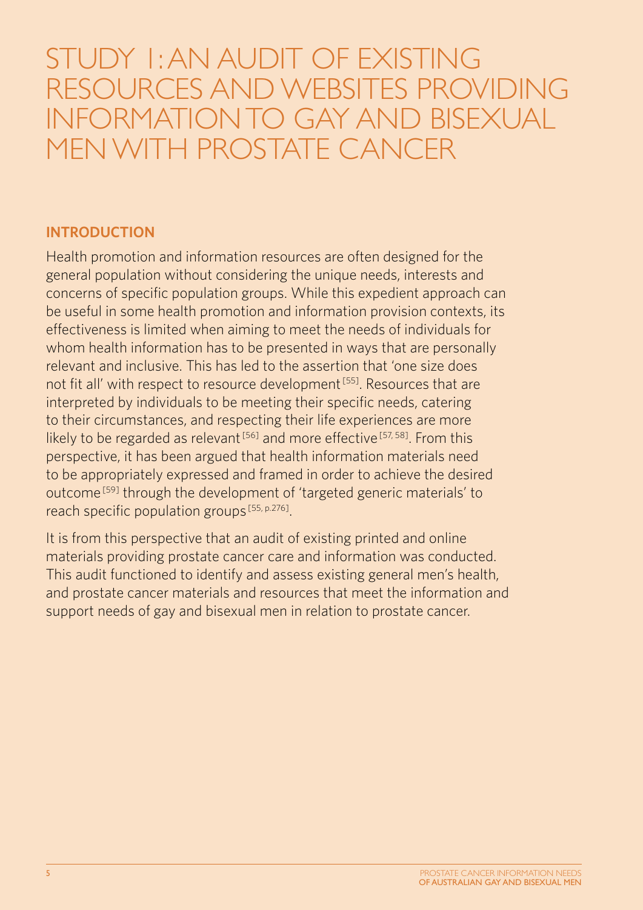# STUDY 1: AN AUDIT OF EXISTING RESOURCES AND WEBSITES PROVIDING INFORMATION TO GAY AND BISEXUAL MEN WITH PROSTATE CANCER

## INTRODUCTION

Health promotion and information resources are often designed for the general population without considering the unique needs, interests and concerns of specific population groups. While this expedient approach can be useful in some health promotion and information provision contexts, its effectiveness is limited when aiming to meet the needs of individuals for whom health information has to be presented in ways that are personally relevant and inclusive. This has led to the assertion that 'one size does not fit all' with respect to resource development [55]. Resources that are interpreted by individuals to be meeting their specific needs, catering to their circumstances, and respecting their life experiences are more likely to be regarded as relevant [56] and more effective [57, 58]. From this perspective, it has been argued that health information materials need to be appropriately expressed and framed in order to achieve the desired outcome [59] through the development of 'targeted generic materials' to reach specific population groups [55, p.276].

It is from this perspective that an audit of existing printed and online materials providing prostate cancer care and information was conducted. This audit functioned to identify and assess existing general men's health, and prostate cancer materials and resources that meet the information and support needs of gay and bisexual men in relation to prostate cancer.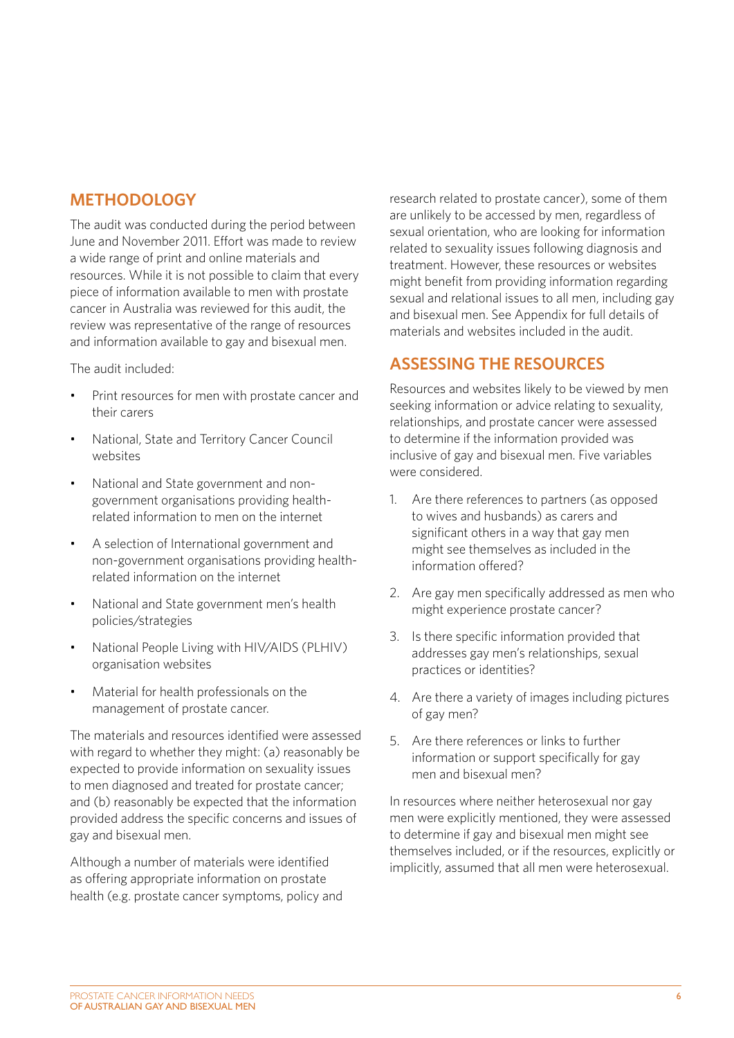## METHODOLOGY

The audit was conducted during the period between June and November 2011. Effort was made to review a wide range of print and online materials and resources. While it is not possible to claim that every piece of information available to men with prostate cancer in Australia was reviewed for this audit, the review was representative of the range of resources and information available to gay and bisexual men.

The audit included:

- Print resources for men with prostate cancer and their carers
- National, State and Territory Cancer Council websites
- National and State government and non-government organisations providing health-related information to men on the internet
- A selection of International government and non-government organisations providing health-related information on the internet
- National and State government men's health policies/strategies
- National People Living with HIV/AIDS (PLHIV) organisation websites
- Material for health professionals on the management of prostate cancer.

The materials and resources identified were assessed with regard to whether they might: (a) reasonably be expected to provide information on sexuality issues to men diagnosed and treated for prostate cancer; and (b) reasonably be expected that the information provided address the specific concerns and issues of gay and bisexual men.

Although a number of materials were identified as offering appropriate information on prostate health (e.g. prostate cancer symptoms, policy and research related to prostate cancer), some of them are unlikely to be accessed by men, regardless of sexual orientation, who are looking for information related to sexuality issues following diagnosis and treatment. However, these resources or websites might benefit from providing information regarding sexual and relational issues to all men, including gay and bisexual men. See Appendix for full details of materials and websites included in the audit.

## ASSESSING THE RESOURCES

Resources and websites likely to be viewed by men seeking information or advice relating to sexuality, relationships, and prostate cancer were assessed to determine if the information provided was inclusive of gay and bisexual men. Five variables were considered.

1. Are there references to partners (as opposed to wives and husbands) as carers and significant others in a way that gay men might see themselves as included in the information offered?
2. Are gay men specifically addressed as men who might experience prostate cancer?
3. Is there specific information provided that addresses gay men's relationships, sexual practices or identities?
4. Are there a variety of images including pictures of gay men?
5. Are there references or links to further information or support specifically for gay men and bisexual men?

In resources where neither heterosexual nor gay men were explicitly mentioned, they were assessed to determine if gay and bisexual men might see themselves included, or if the resources, explicitly or implicitly, assumed that all men were heterosexual.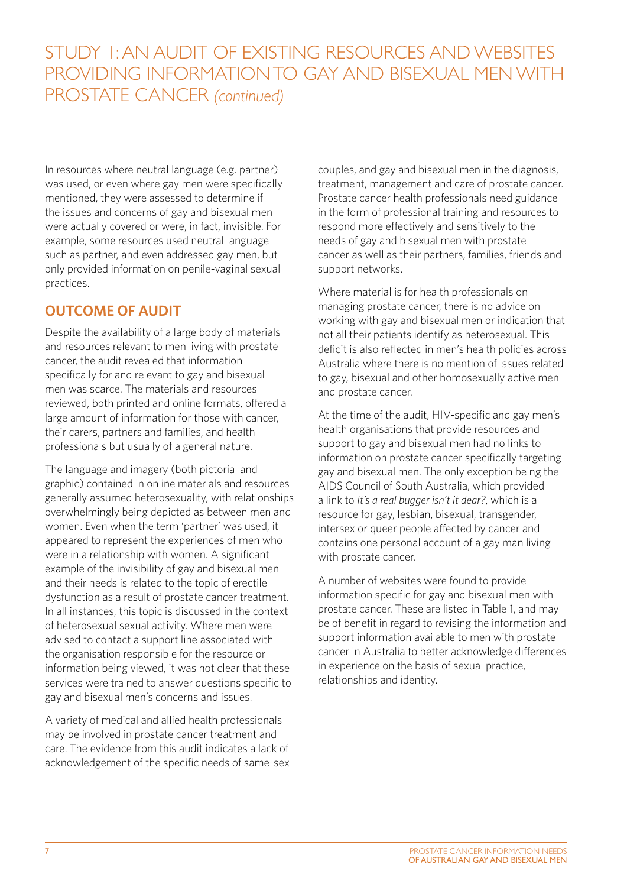# STUDY 1: AN AUDIT OF EXISTING RESOURCES AND WEBSITES PROVIDING INFORMATION TO GAY AND BISEXUAL MEN WITH PROSTATE CANCER *(continued)*

In resources where neutral language (e.g. partner) was used, or even where gay men were specifically mentioned, they were assessed to determine if the issues and concerns of gay and bisexual men were actually covered or were, in fact, invisible. For example, some resources used neutral language such as partner, and even addressed gay men, but only provided information on penile-vaginal sexual practices.

## OUTCOME OF AUDIT

Despite the availability of a large body of materials and resources relevant to men living with prostate cancer, the audit revealed that information specifically for and relevant to gay and bisexual men was scarce. The materials and resources reviewed, both printed and online formats, offered a large amount of information for those with cancer, their carers, partners and families, and health professionals but usually of a general nature.

The language and imagery (both pictorial and graphic) contained in online materials and resources generally assumed heterosexuality, with relationships overwhelmingly being depicted as between men and women. Even when the term 'partner' was used, it appeared to represent the experiences of men who were in a relationship with women. A significant example of the invisibility of gay and bisexual men and their needs is related to the topic of erectile dysfunction as a result of prostate cancer treatment. In all instances, this topic is discussed in the context of heterosexual sexual activity. Where men were advised to contact a support line associated with the organisation responsible for the resource or information being viewed, it was not clear that these services were trained to answer questions specific to gay and bisexual men's concerns and issues.

A variety of medical and allied health professionals may be involved in prostate cancer treatment and care. The evidence from this audit indicates a lack of acknowledgement of the specific needs of same-sex couples, and gay and bisexual men in the diagnosis, treatment, management and care of prostate cancer. Prostate cancer health professionals need guidance in the form of professional training and resources to respond more effectively and sensitively to the needs of gay and bisexual men with prostate cancer as well as their partners, families, friends and support networks.

Where material is for health professionals on managing prostate cancer, there is no advice on working with gay and bisexual men or indication that not all their patients identify as heterosexual. This deficit is also reflected in men's health policies across Australia where there is no mention of issues related to gay, bisexual and other homosexually active men and prostate cancer.

At the time of the audit, HIV-specific and gay men's health organisations that provide resources and support to gay and bisexual men had no links to information on prostate cancer specifically targeting gay and bisexual men. The only exception being the AIDS Council of South Australia, which provided a link to *It's a real bugger isn't it dear?*, which is a resource for gay, lesbian, bisexual, transgender, intersex or queer people affected by cancer and contains one personal account of a gay man living with prostate cancer.

A number of websites were found to provide information specific for gay and bisexual men with prostate cancer. These are listed in Table 1, and may be of benefit in regard to revising the information and support information available to men with prostate cancer in Australia to better acknowledge differences in experience on the basis of sexual practice, relationships and identity.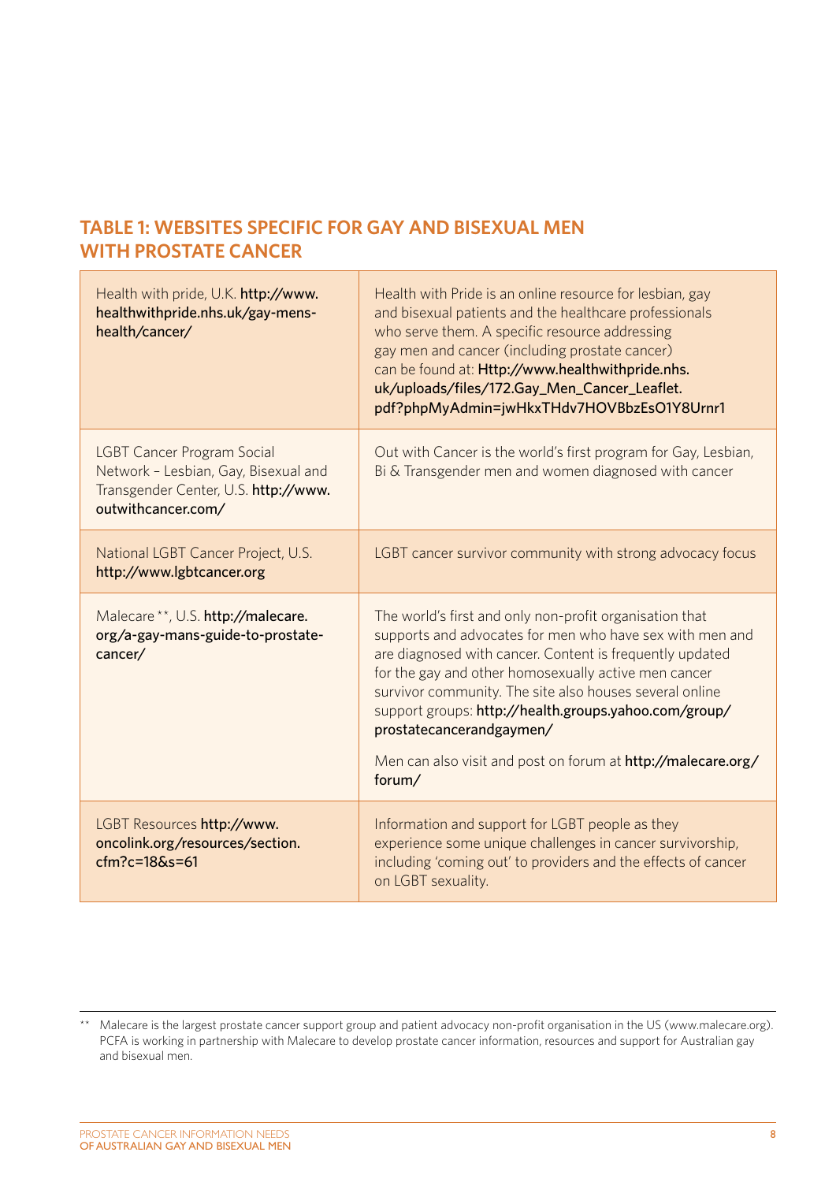## TABLE 1: WEBSITES SPECIFIC FOR GAY AND BISEXUAL MEN WITH PROSTATE CANCER

| | |
|---|---|
| Health with pride, U.K. **http://www.healthwithpride.nhs.uk/gay-mens-health/cancer/** | Health with Pride is an online resource for lesbian, gay and bisexual patients and the healthcare professionals who serve them. A specific resource addressing gay men and cancer (including prostate cancer) can be found at: **Http://www.healthwithpride.nhs.uk/uploads/files/172.Gay_Men_Cancer_Leaflet.pdf?phpMyAdmin=jwHkxTHdv7HOVBbzEsO1Y8Urnr1** |
| LGBT Cancer Program Social Network – Lesbian, Gay, Bisexual and Transgender Center, U.S. **http://www.outwithcancer.com/** | Out with Cancer is the world's first program for Gay, Lesbian, Bi & Transgender men and women diagnosed with cancer |
| National LGBT Cancer Project, U.S. **http://www.lgbtcancer.org** | LGBT cancer survivor community with strong advocacy focus |
| Malecare**, U.S. **http://malecare.org/a-gay-mans-guide-to-prostate-cancer/** | The world's first and only non-profit organisation that supports and advocates for men who have sex with men and are diagnosed with cancer. Content is frequently updated for the gay and other homosexually active men cancer survivor community. The site also houses several online support groups: **http://health.groups.yahoo.com/group/prostatecancerandgaymen/**<br><br>Men can also visit and post on forum at **http://malecare.org/forum/** |
| LGBT Resources **http://www.oncolink.org/resources/section.cfm?c=18&s=61** | Information and support for LGBT people as they experience some unique challenges in cancer survivorship, including 'coming out' to providers and the effects of cancer on LGBT sexuality. |

** Malecare is the largest prostate cancer support group and patient advocacy non-profit organisation in the US (www.malecare.org). PCFA is working in partnership with Malecare to develop prostate cancer information, resources and support for Australian gay and bisexual men.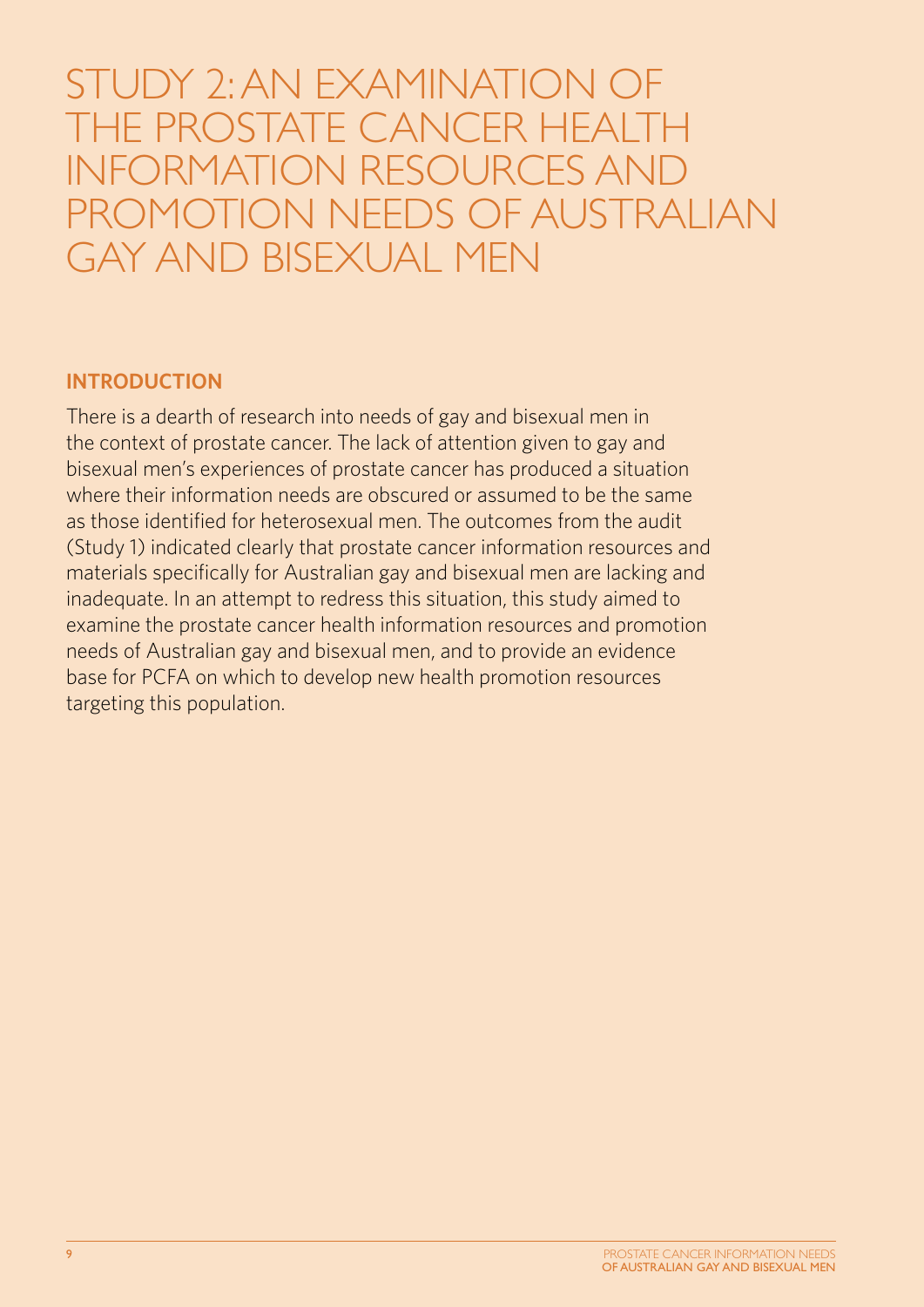# STUDY 2: AN EXAMINATION OF THE PROSTATE CANCER HEALTH INFORMATION RESOURCES AND PROMOTION NEEDS OF AUSTRALIAN GAY AND BISEXUAL MEN

## INTRODUCTION

There is a dearth of research into needs of gay and bisexual men in the context of prostate cancer. The lack of attention given to gay and bisexual men's experiences of prostate cancer has produced a situation where their information needs are obscured or assumed to be the same as those identified for heterosexual men. The outcomes from the audit (Study 1) indicated clearly that prostate cancer information resources and materials specifically for Australian gay and bisexual men are lacking and inadequate. In an attempt to redress this situation, this study aimed to examine the prostate cancer health information resources and promotion needs of Australian gay and bisexual men, and to provide an evidence base for PCFA on which to develop new health promotion resources targeting this population.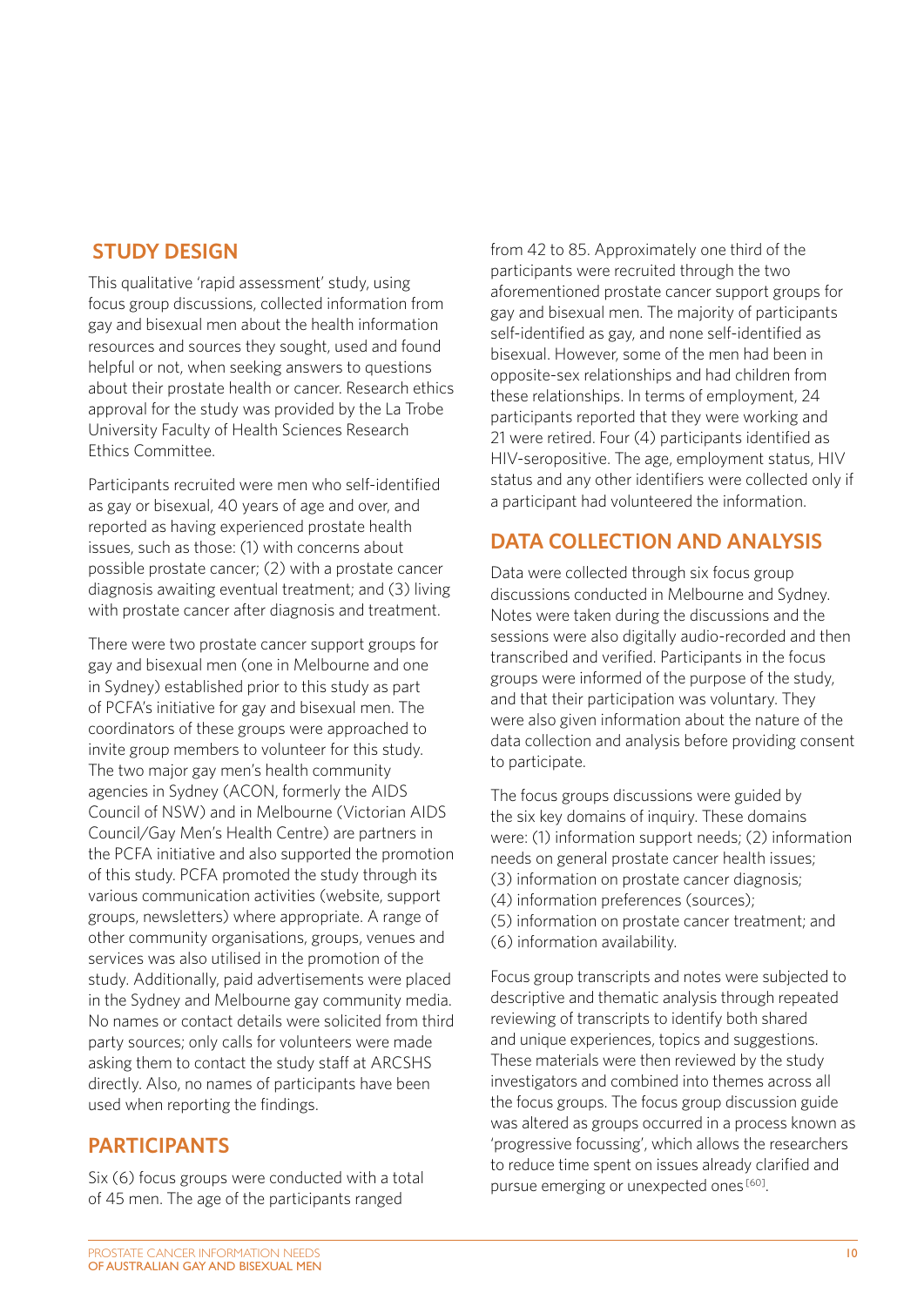## STUDY DESIGN

This qualitative 'rapid assessment' study, using focus group discussions, collected information from gay and bisexual men about the health information resources and sources they sought, used and found helpful or not, when seeking answers to questions about their prostate health or cancer. Research ethics approval for the study was provided by the La Trobe University Faculty of Health Sciences Research Ethics Committee.

Participants recruited were men who self-identified as gay or bisexual, 40 years of age and over, and reported as having experienced prostate health issues, such as those: (1) with concerns about possible prostate cancer; (2) with a prostate cancer diagnosis awaiting eventual treatment; and (3) living with prostate cancer after diagnosis and treatment.

There were two prostate cancer support groups for gay and bisexual men (one in Melbourne and one in Sydney) established prior to this study as part of PCFA's initiative for gay and bisexual men. The coordinators of these groups were approached to invite group members to volunteer for this study. The two major gay men's health community agencies in Sydney (ACON, formerly the AIDS Council of NSW) and in Melbourne (Victorian AIDS Council/Gay Men's Health Centre) are partners in the PCFA initiative and also supported the promotion of this study. PCFA promoted the study through its various communication activities (website, support groups, newsletters) where appropriate. A range of other community organisations, groups, venues and services was also utilised in the promotion of the study. Additionally, paid advertisements were placed in the Sydney and Melbourne gay community media. No names or contact details were solicited from third party sources; only calls for volunteers were made asking them to contact the study staff at ARCSHS directly. Also, no names of participants have been used when reporting the findings.

## PARTICIPANTS

Six (6) focus groups were conducted with a total of 45 men. The age of the participants ranged from 42 to 85. Approximately one third of the participants were recruited through the two aforementioned prostate cancer support groups for gay and bisexual men. The majority of participants self-identified as gay, and none self-identified as bisexual. However, some of the men had been in opposite-sex relationships and had children from these relationships. In terms of employment, 24 participants reported that they were working and 21 were retired. Four (4) participants identified as HIV-seropositive. The age, employment status, HIV status and any other identifiers were collected only if a participant had volunteered the information.

## DATA COLLECTION AND ANALYSIS

Data were collected through six focus group discussions conducted in Melbourne and Sydney. Notes were taken during the discussions and the sessions were also digitally audio-recorded and then transcribed and verified. Participants in the focus groups were informed of the purpose of the study, and that their participation was voluntary. They were also given information about the nature of the data collection and analysis before providing consent to participate.

The focus groups discussions were guided by the six key domains of inquiry. These domains were: (1) information support needs; (2) information needs on general prostate cancer health issues; (3) information on prostate cancer diagnosis; (4) information preferences (sources); (5) information on prostate cancer treatment; and (6) information availability.

Focus group transcripts and notes were subjected to descriptive and thematic analysis through repeated reviewing of transcripts to identify both shared and unique experiences, topics and suggestions. These materials were then reviewed by the study investigators and combined into themes across all the focus groups. The focus group discussion guide was altered as groups occurred in a process known as 'progressive focussing', which allows the researchers to reduce time spent on issues already clarified and pursue emerging or unexpected ones [60].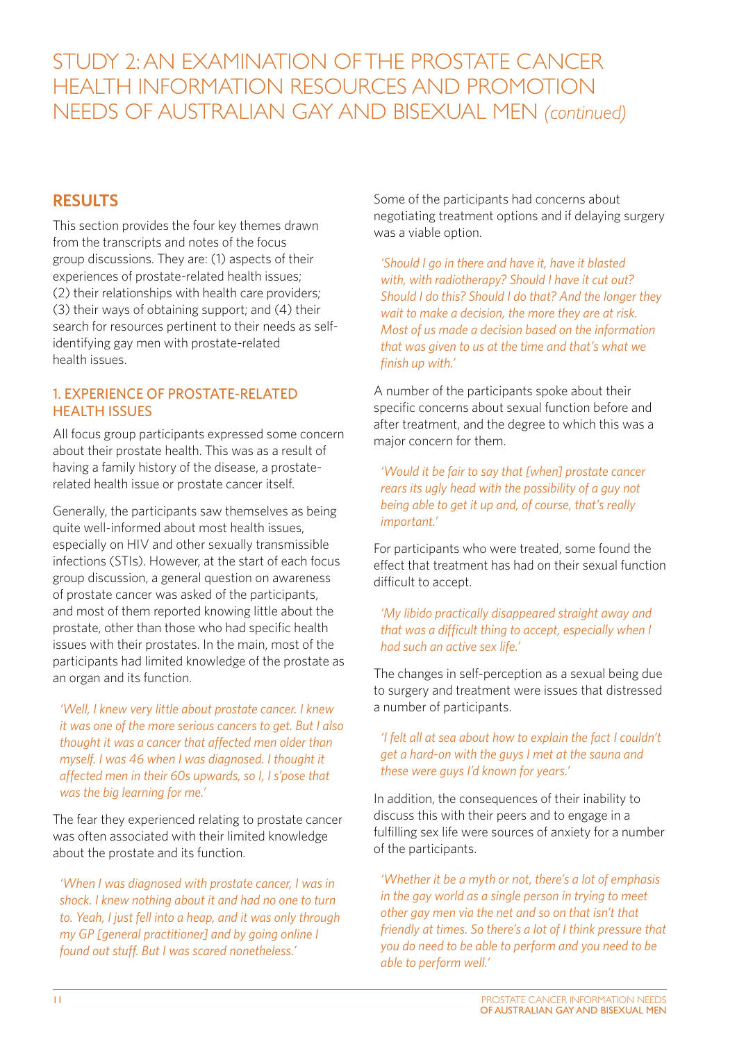# STUDY 2: AN EXAMINATION OF THE PROSTATE CANCER HEALTH INFORMATION RESOURCES AND PROMOTION NEEDS OF AUSTRALIAN GAY AND BISEXUAL MEN *(continued)*

## RESULTS

This section provides the four key themes drawn from the transcripts and notes of the focus group discussions. They are: (1) aspects of their experiences of prostate-related health issues; (2) their relationships with health care providers; (3) their ways of obtaining support; and (4) their search for resources pertinent to their needs as self-identifying gay men with prostate-related health issues.

### 1. EXPERIENCE OF PROSTATE-RELATED HEALTH ISSUES

All focus group participants expressed some concern about their prostate health. This was as a result of having a family history of the disease, a prostate-related health issue or prostate cancer itself.

Generally, the participants saw themselves as being quite well-informed about most health issues, especially on HIV and other sexually transmissible infections (STIs). However, at the start of each focus group discussion, a general question on awareness of prostate cancer was asked of the participants, and most of them reported knowing little about the prostate, other than those who had specific health issues with their prostates. In the main, most of the participants had limited knowledge of the prostate as an organ and its function.

> *'Well, I knew very little about prostate cancer. I knew it was one of the more serious cancers to get. But I also thought it was a cancer that affected men older than myself. I was 46 when I was diagnosed. I thought it affected men in their 60s upwards, so I, I s'pose that was the big learning for me.'*

The fear they experienced relating to prostate cancer was often associated with their limited knowledge about the prostate and its function.

> *'When I was diagnosed with prostate cancer, I was in shock. I knew nothing about it and had no one to turn to. Yeah, I just fell into a heap, and it was only through my GP [general practitioner] and by going online I found out stuff. But I was scared nonetheless.'*

Some of the participants had concerns about negotiating treatment options and if delaying surgery was a viable option.

> *'Should I go in there and have it, have it blasted with, with radiotherapy? Should I have it cut out? Should I do this? Should I do that? And the longer they wait to make a decision, the more they are at risk. Most of us made a decision based on the information that was given to us at the time and that's what we finish up with.'*

A number of the participants spoke about their specific concerns about sexual function before and after treatment, and the degree to which this was a major concern for them.

> *'Would it be fair to say that [when] prostate cancer rears its ugly head with the possibility of a guy not being able to get it up and, of course, that's really important.'*

For participants who were treated, some found the effect that treatment has had on their sexual function difficult to accept.

> *'My libido practically disappeared straight away and that was a difficult thing to accept, especially when I had such an active sex life.'*

The changes in self-perception as a sexual being due to surgery and treatment were issues that distressed a number of participants.

> *'I felt all at sea about how to explain the fact I couldn't get a hard-on with the guys I met at the sauna and these were guys I'd known for years.'*

In addition, the consequences of their inability to discuss this with their peers and to engage in a fulfilling sex life were sources of anxiety for a number of the participants.

> *'Whether it be a myth or not, there's a lot of emphasis in the gay world as a single person in trying to meet other gay men via the net and so on that isn't that friendly at times. So there's a lot of I think pressure that you do need to be able to perform and you need to be able to perform well.'*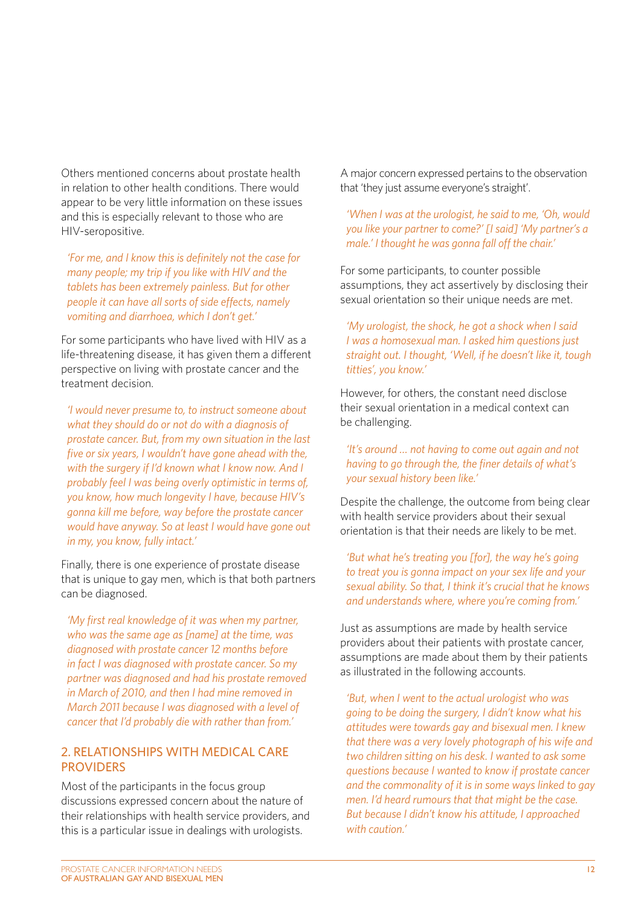Others mentioned concerns about prostate health in relation to other health conditions. There would appear to be very little information on these issues and this is especially relevant to those who are HIV-seropositive.

*'For me, and I know this is definitely not the case for many people; my trip if you like with HIV and the tablets has been extremely painless. But for other people it can have all sorts of side effects, namely vomiting and diarrhoea, which I don't get.'*

For some participants who have lived with HIV as a life-threatening disease, it has given them a different perspective on living with prostate cancer and the treatment decision.

*'I would never presume to, to instruct someone about what they should do or not do with a diagnosis of prostate cancer. But, from my own situation in the last five or six years, I wouldn't have gone ahead with the, with the surgery if I'd known what I know now. And I probably feel I was being overly optimistic in terms of, you know, how much longevity I have, because HIV's gonna kill me before, way before the prostate cancer would have anyway. So at least I would have gone out in my, you know, fully intact.'*

Finally, there is one experience of prostate disease that is unique to gay men, which is that both partners can be diagnosed.

*'My first real knowledge of it was when my partner, who was the same age as [name] at the time, was diagnosed with prostate cancer 12 months before in fact I was diagnosed with prostate cancer. So my partner was diagnosed and had his prostate removed in March of 2010, and then I had mine removed in March 2011 because I was diagnosed with a level of cancer that I'd probably die with rather than from.'*

## 2. RELATIONSHIPS WITH MEDICAL CARE PROVIDERS

Most of the participants in the focus group discussions expressed concern about the nature of their relationships with health service providers, and this is a particular issue in dealings with urologists.

A major concern expressed pertains to the observation that 'they just assume everyone's straight'.

*'When I was at the urologist, he said to me, 'Oh, would you like your partner to come?' [I said] 'My partner's a male.' I thought he was gonna fall off the chair.'*

For some participants, to counter possible assumptions, they act assertively by disclosing their sexual orientation so their unique needs are met.

*'My urologist, the shock, he got a shock when I said I was a homosexual man. I asked him questions just straight out. I thought, 'Well, if he doesn't like it, tough titties', you know.'*

However, for others, the constant need disclose their sexual orientation in a medical context can be challenging.

*'It's around … not having to come out again and not having to go through the, the finer details of what's your sexual history been like.'*

Despite the challenge, the outcome from being clear with health service providers about their sexual orientation is that their needs are likely to be met.

*'But what he's treating you [for], the way he's going to treat you is gonna impact on your sex life and your sexual ability. So that, I think it's crucial that he knows and understands where, where you're coming from.'*

Just as assumptions are made by health service providers about their patients with prostate cancer, assumptions are made about them by their patients as illustrated in the following accounts.

*'But, when I went to the actual urologist who was going to be doing the surgery, I didn't know what his attitudes were towards gay and bisexual men. I knew that there was a very lovely photograph of his wife and two children sitting on his desk. I wanted to ask some questions because I wanted to know if prostate cancer and the commonality of it is in some ways linked to gay men. I'd heard rumours that that might be the case. But because I didn't know his attitude, I approached with caution.'*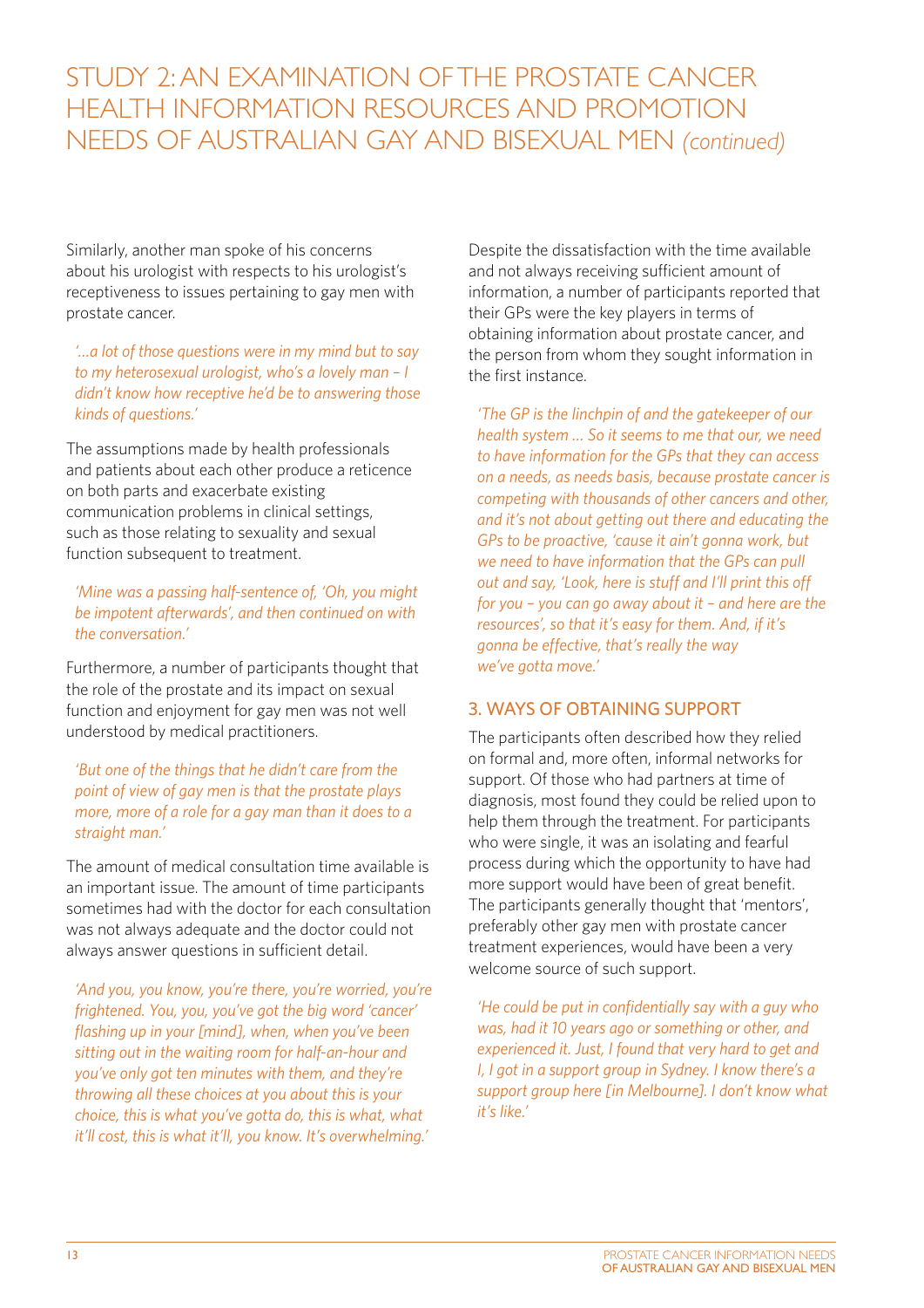# STUDY 2: AN EXAMINATION OF THE PROSTATE CANCER HEALTH INFORMATION RESOURCES AND PROMOTION NEEDS OF AUSTRALIAN GAY AND BISEXUAL MEN *(continued)*

Similarly, another man spoke of his concerns about his urologist with respects to his urologist's receptiveness to issues pertaining to gay men with prostate cancer.

> *'...a lot of those questions were in my mind but to say to my heterosexual urologist, who's a lovely man – I didn't know how receptive he'd be to answering those kinds of questions.'*

The assumptions made by health professionals and patients about each other produce a reticence on both parts and exacerbate existing communication problems in clinical settings, such as those relating to sexuality and sexual function subsequent to treatment.

> *'Mine was a passing half-sentence of, 'Oh, you might be impotent afterwards', and then continued on with the conversation.'*

Furthermore, a number of participants thought that the role of the prostate and its impact on sexual function and enjoyment for gay men was not well understood by medical practitioners.

> *'But one of the things that he didn't care from the point of view of gay men is that the prostate plays more, more of a role for a gay man than it does to a straight man.'*

The amount of medical consultation time available is an important issue. The amount of time participants sometimes had with the doctor for each consultation was not always adequate and the doctor could not always answer questions in sufficient detail.

> *'And you, you know, you're there, you're worried, you're frightened. You, you, you've got the big word 'cancer' flashing up in your [mind], when, when you've been sitting out in the waiting room for half-an-hour and you've only got ten minutes with them, and they're throwing all these choices at you about this is your choice, this is what you've gotta do, this is what, what it'll cost, this is what it'll, you know. It's overwhelming.'*

Despite the dissatisfaction with the time available and not always receiving sufficient amount of information, a number of participants reported that their GPs were the key players in terms of obtaining information about prostate cancer, and the person from whom they sought information in the first instance.

> *'The GP is the linchpin of and the gatekeeper of our health system ... So it seems to me that our, we need to have information for the GPs that they can access on a needs, as needs basis, because prostate cancer is competing with thousands of other cancers and other, and it's not about getting out there and educating the GPs to be proactive, 'cause it ain't gonna work, but we need to have information that the GPs can pull out and say, 'Look, here is stuff and I'll print this off for you – you can go away about it – and here are the resources', so that it's easy for them. And, if it's gonna be effective, that's really the way we've gotta move.'*

## 3. WAYS OF OBTAINING SUPPORT

The participants often described how they relied on formal and, more often, informal networks for support. Of those who had partners at time of diagnosis, most found they could be relied upon to help them through the treatment. For participants who were single, it was an isolating and fearful process during which the opportunity to have had more support would have been of great benefit. The participants generally thought that 'mentors', preferably other gay men with prostate cancer treatment experiences, would have been a very welcome source of such support.

> *'He could be put in confidentially say with a guy who was, had it 10 years ago or something or other, and experienced it. Just, I found that very hard to get and I, I got in a support group in Sydney. I know there's a support group here [in Melbourne]. I don't know what it's like.'*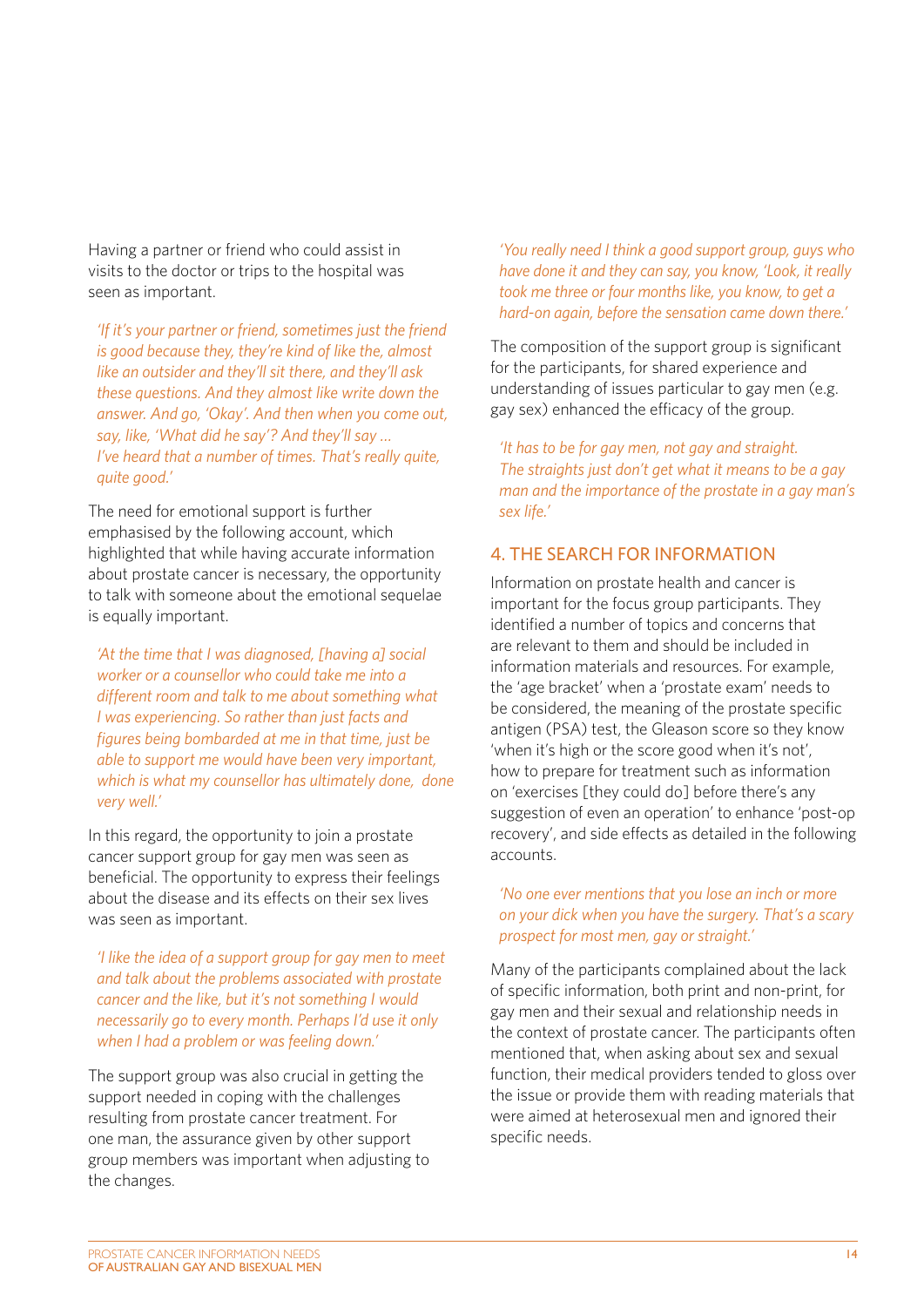Having a partner or friend who could assist in visits to the doctor or trips to the hospital was seen as important.

> *'If it's your partner or friend, sometimes just the friend is good because they, they're kind of like the, almost like an outsider and they'll sit there, and they'll ask these questions. And they almost like write down the answer. And go, 'Okay'. And then when you come out, say, like, 'What did he say'? And they'll say … I've heard that a number of times. That's really quite, quite good.'*

The need for emotional support is further emphasised by the following account, which highlighted that while having accurate information about prostate cancer is necessary, the opportunity to talk with someone about the emotional sequelae is equally important.

> *'At the time that I was diagnosed, [having a] social worker or a counsellor who could take me into a different room and talk to me about something what I was experiencing. So rather than just facts and figures being bombarded at me in that time, just be able to support me would have been very important, which is what my counsellor has ultimately done, done very well.'*

In this regard, the opportunity to join a prostate cancer support group for gay men was seen as beneficial. The opportunity to express their feelings about the disease and its effects on their sex lives was seen as important.

> *'I like the idea of a support group for gay men to meet and talk about the problems associated with prostate cancer and the like, but it's not something I would necessarily go to every month. Perhaps I'd use it only when I had a problem or was feeling down.'*

The support group was also crucial in getting the support needed in coping with the challenges resulting from prostate cancer treatment. For one man, the assurance given by other support group members was important when adjusting to the changes.

> *'You really need I think a good support group, guys who have done it and they can say, you know, 'Look, it really took me three or four months like, you know, to get a hard-on again, before the sensation came down there.'*

The composition of the support group is significant for the participants, for shared experience and understanding of issues particular to gay men (e.g. gay sex) enhanced the efficacy of the group.

> *'It has to be for gay men, not gay and straight. The straights just don't get what it means to be a gay man and the importance of the prostate in a gay man's sex life.'*

## 4. THE SEARCH FOR INFORMATION

Information on prostate health and cancer is important for the focus group participants. They identified a number of topics and concerns that are relevant to them and should be included in information materials and resources. For example, the 'age bracket' when a 'prostate exam' needs to be considered, the meaning of the prostate specific antigen (PSA) test, the Gleason score so they know 'when it's high or the score good when it's not', how to prepare for treatment such as information on 'exercises [they could do] before there's any suggestion of even an operation' to enhance 'post-op recovery', and side effects as detailed in the following accounts.

> *'No one ever mentions that you lose an inch or more on your dick when you have the surgery. That's a scary prospect for most men, gay or straight.'*

Many of the participants complained about the lack of specific information, both print and non-print, for gay men and their sexual and relationship needs in the context of prostate cancer. The participants often mentioned that, when asking about sex and sexual function, their medical providers tended to gloss over the issue or provide them with reading materials that were aimed at heterosexual men and ignored their specific needs.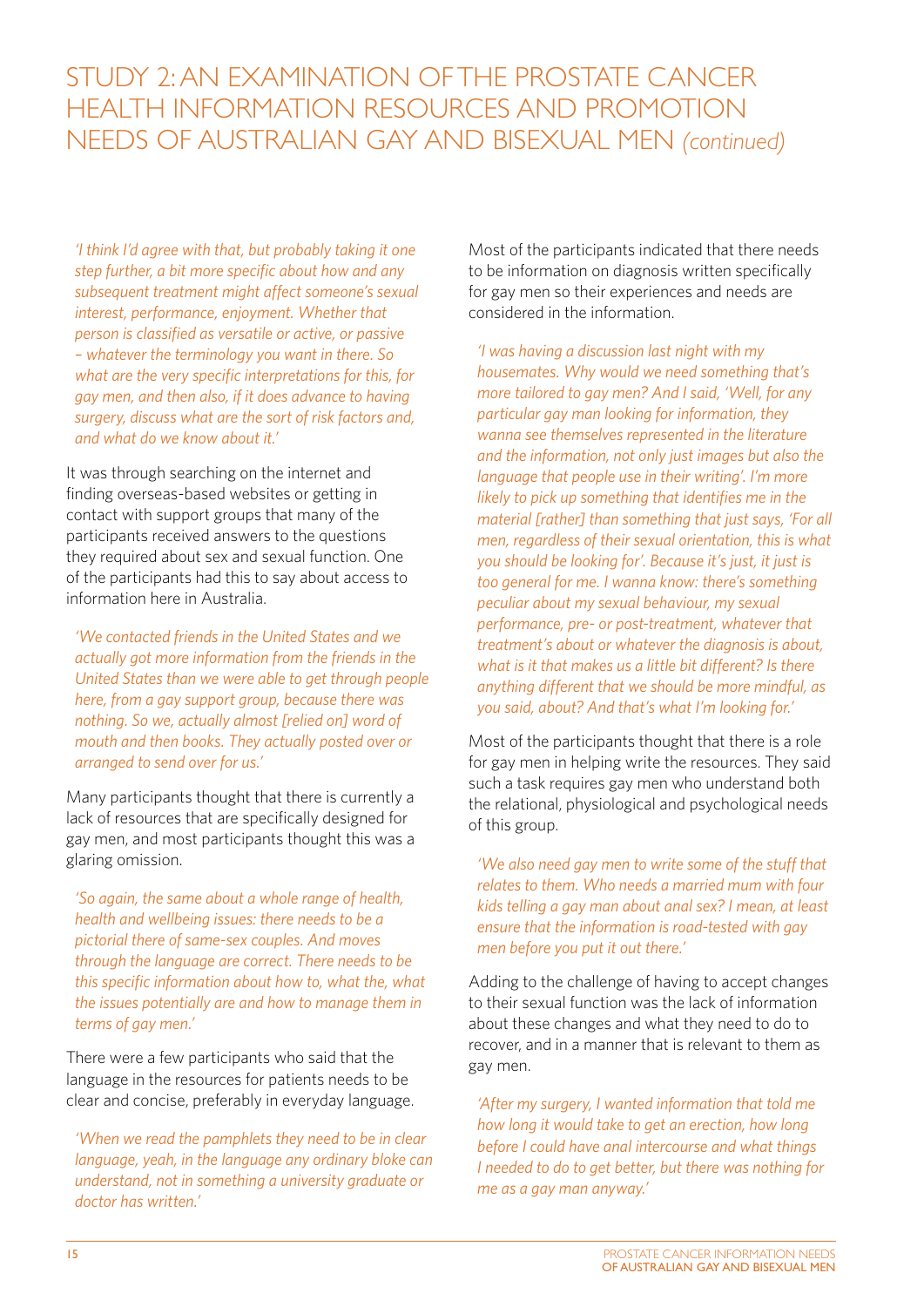## STUDY 2: AN EXAMINATION OF THE PROSTATE CANCER HEALTH INFORMATION RESOURCES AND PROMOTION NEEDS OF AUSTRALIAN GAY AND BISEXUAL MEN *(continued)*

*'I think I'd agree with that, but probably taking it one step further, a bit more specific about how and any subsequent treatment might affect someone's sexual interest, performance, enjoyment. Whether that person is classified as versatile or active, or passive – whatever the terminology you want in there. So what are the very specific interpretations for this, for gay men, and then also, if it does advance to having surgery, discuss what are the sort of risk factors and, and what do we know about it.'*

It was through searching on the internet and finding overseas-based websites or getting in contact with support groups that many of the participants received answers to the questions they required about sex and sexual function. One of the participants had this to say about access to information here in Australia.

*'We contacted friends in the United States and we actually got more information from the friends in the United States than we were able to get through people here, from a gay support group, because there was nothing. So we, actually almost [relied on] word of mouth and then books. They actually posted over or arranged to send over for us.'*

Many participants thought that there is currently a lack of resources that are specifically designed for gay men, and most participants thought this was a glaring omission.

*'So again, the same about a whole range of health, health and wellbeing issues: there needs to be a pictorial there of same-sex couples. And moves through the language are correct. There needs to be this specific information about how to, what the, what the issues potentially are and how to manage them in terms of gay men.'*

There were a few participants who said that the language in the resources for patients needs to be clear and concise, preferably in everyday language.

*'When we read the pamphlets they need to be in clear language, yeah, in the language any ordinary bloke can understand, not in something a university graduate or doctor has written.'*

Most of the participants indicated that there needs to be information on diagnosis written specifically for gay men so their experiences and needs are considered in the information.

*'I was having a discussion last night with my housemates. Why would we need something that's more tailored to gay men? And I said, 'Well, for any particular gay man looking for information, they wanna see themselves represented in the literature and the information, not only just images but also the language that people use in their writing'. I'm more likely to pick up something that identifies me in the material [rather] than something that just says, 'For all men, regardless of their sexual orientation, this is what you should be looking for'. Because it's just, it just is too general for me. I wanna know: there's something peculiar about my sexual behaviour, my sexual performance, pre- or post-treatment, whatever that treatment's about or whatever the diagnosis is about, what is it that makes us a little bit different? Is there anything different that we should be more mindful, as you said, about? And that's what I'm looking for.'*

Most of the participants thought that there is a role for gay men in helping write the resources. They said such a task requires gay men who understand both the relational, physiological and psychological needs of this group.

*'We also need gay men to write some of the stuff that relates to them. Who needs a married mum with four kids telling a gay man about anal sex? I mean, at least ensure that the information is road-tested with gay men before you put it out there.'*

Adding to the challenge of having to accept changes to their sexual function was the lack of information about these changes and what they need to do to recover, and in a manner that is relevant to them as gay men.

*'After my surgery, I wanted information that told me how long it would take to get an erection, how long before I could have anal intercourse and what things I needed to do to get better, but there was nothing for me as a gay man anyway.'*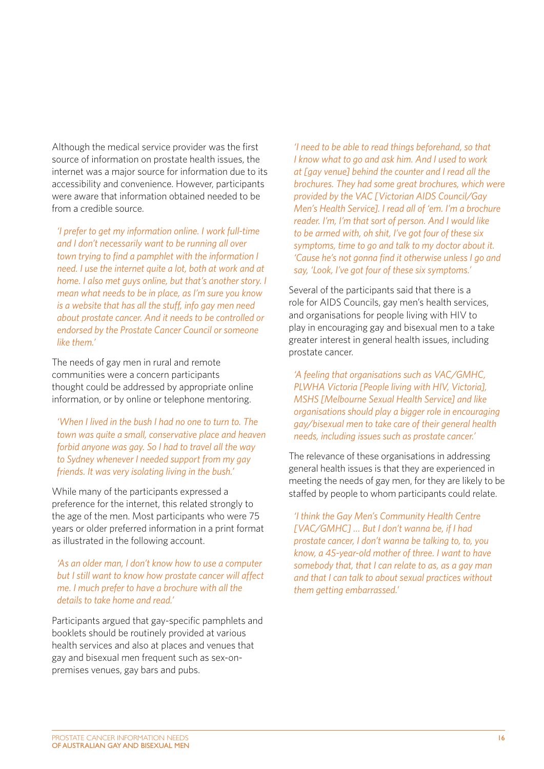Although the medical service provider was the first source of information on prostate health issues, the internet was a major source for information due to its accessibility and convenience. However, participants were aware that information obtained needed to be from a credible source.

*'I prefer to get my information online. I work full-time and I don't necessarily want to be running all over town trying to find a pamphlet with the information I need. I use the internet quite a lot, both at work and at home. I also met guys online, but that's another story. I mean what needs to be in place, as I'm sure you know is a website that has all the stuff, info gay men need about prostate cancer. And it needs to be controlled or endorsed by the Prostate Cancer Council or someone like them.'*

The needs of gay men in rural and remote communities were a concern participants thought could be addressed by appropriate online information, or by online or telephone mentoring.

*'When I lived in the bush I had no one to turn to. The town was quite a small, conservative place and heaven forbid anyone was gay. So I had to travel all the way to Sydney whenever I needed support from my gay friends. It was very isolating living in the bush.'*

While many of the participants expressed a preference for the internet, this related strongly to the age of the men. Most participants who were 75 years or older preferred information in a print format as illustrated in the following account.

*'As an older man, I don't know how to use a computer but I still want to know how prostate cancer will affect me. I much prefer to have a brochure with all the details to take home and read.'*

Participants argued that gay-specific pamphlets and booklets should be routinely provided at various health services and also at places and venues that gay and bisexual men frequent such as sex-on-premises venues, gay bars and pubs.

*'I need to be able to read things beforehand, so that I know what to go and ask him. And I used to work at [gay venue] behind the counter and I read all the brochures. They had some great brochures, which were provided by the VAC [Victorian AIDS Council/Gay Men's Health Service]. I read all of 'em. I'm a brochure reader. I'm, I'm that sort of person. And I would like to be armed with, oh shit, I've got four of these six symptoms, time to go and talk to my doctor about it. 'Cause he's not gonna find it otherwise unless I go and say, 'Look, I've got four of these six symptoms.'*

Several of the participants said that there is a role for AIDS Councils, gay men's health services, and organisations for people living with HIV to play in encouraging gay and bisexual men to a take greater interest in general health issues, including prostate cancer.

*'A feeling that organisations such as VAC/GMHC, PLWHA Victoria [People living with HIV, Victoria], MSHS [Melbourne Sexual Health Service] and like organisations should play a bigger role in encouraging gay/bisexual men to take care of their general health needs, including issues such as prostate cancer.'*

The relevance of these organisations in addressing general health issues is that they are experienced in meeting the needs of gay men, for they are likely to be staffed by people to whom participants could relate.

*'I think the Gay Men's Community Health Centre [VAC/GMHC] ... But I don't wanna be, if I had prostate cancer, I don't wanna be talking to, to, you know, a 45-year-old mother of three. I want to have somebody that, that I can relate to as, as a gay man and that I can talk to about sexual practices without them getting embarrassed.'*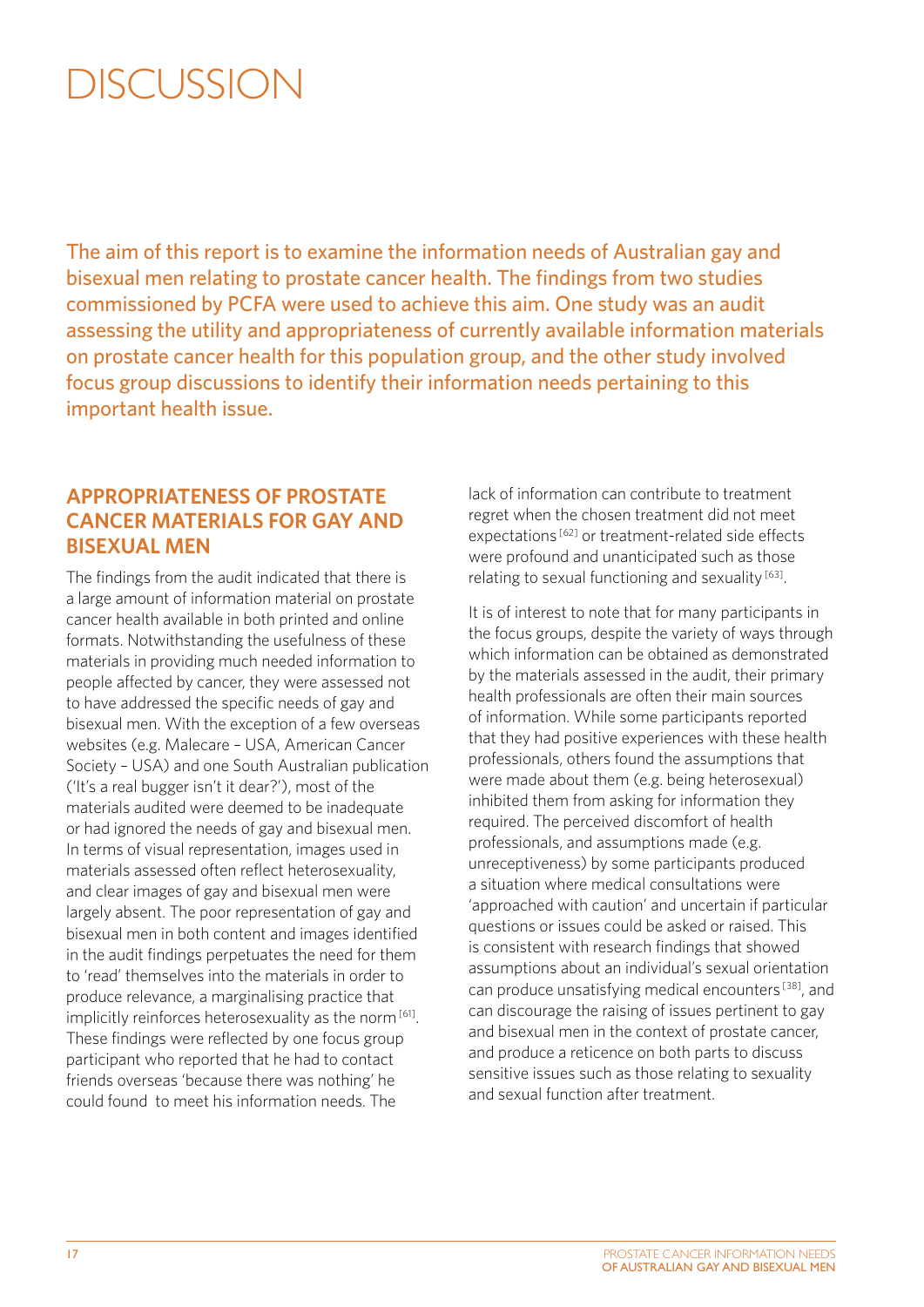# DISCUSSION

The aim of this report is to examine the information needs of Australian gay and bisexual men relating to prostate cancer health. The findings from two studies commissioned by PCFA were used to achieve this aim. One study was an audit assessing the utility and appropriateness of currently available information materials on prostate cancer health for this population group, and the other study involved focus group discussions to identify their information needs pertaining to this important health issue.

## APPROPRIATENESS OF PROSTATE CANCER MATERIALS FOR GAY AND BISEXUAL MEN

The findings from the audit indicated that there is a large amount of information material on prostate cancer health available in both printed and online formats. Notwithstanding the usefulness of these materials in providing much needed information to people affected by cancer, they were assessed not to have addressed the specific needs of gay and bisexual men. With the exception of a few overseas websites (e.g. Malecare – USA, American Cancer Society – USA) and one South Australian publication ('It's a real bugger isn't it dear?'), most of the materials audited were deemed to be inadequate or had ignored the needs of gay and bisexual men. In terms of visual representation, images used in materials assessed often reflect heterosexuality, and clear images of gay and bisexual men were largely absent. The poor representation of gay and bisexual men in both content and images identified in the audit findings perpetuates the need for them to 'read' themselves into the materials in order to produce relevance, a marginalising practice that implicitly reinforces heterosexuality as the norm [61]. These findings were reflected by one focus group participant who reported that he had to contact friends overseas 'because there was nothing' he could found to meet his information needs. The lack of information can contribute to treatment regret when the chosen treatment did not meet expectations [62] or treatment-related side effects were profound and unanticipated such as those relating to sexual functioning and sexuality [63].

It is of interest to note that for many participants in the focus groups, despite the variety of ways through which information can be obtained as demonstrated by the materials assessed in the audit, their primary health professionals are often their main sources of information. While some participants reported that they had positive experiences with these health professionals, others found the assumptions that were made about them (e.g. being heterosexual) inhibited them from asking for information they required. The perceived discomfort of health professionals, and assumptions made (e.g. unreceptiveness) by some participants produced a situation where medical consultations were 'approached with caution' and uncertain if particular questions or issues could be asked or raised. This is consistent with research findings that showed assumptions about an individual's sexual orientation can produce unsatisfying medical encounters [38], and can discourage the raising of issues pertinent to gay and bisexual men in the context of prostate cancer, and produce a reticence on both parts to discuss sensitive issues such as those relating to sexuality and sexual function after treatment.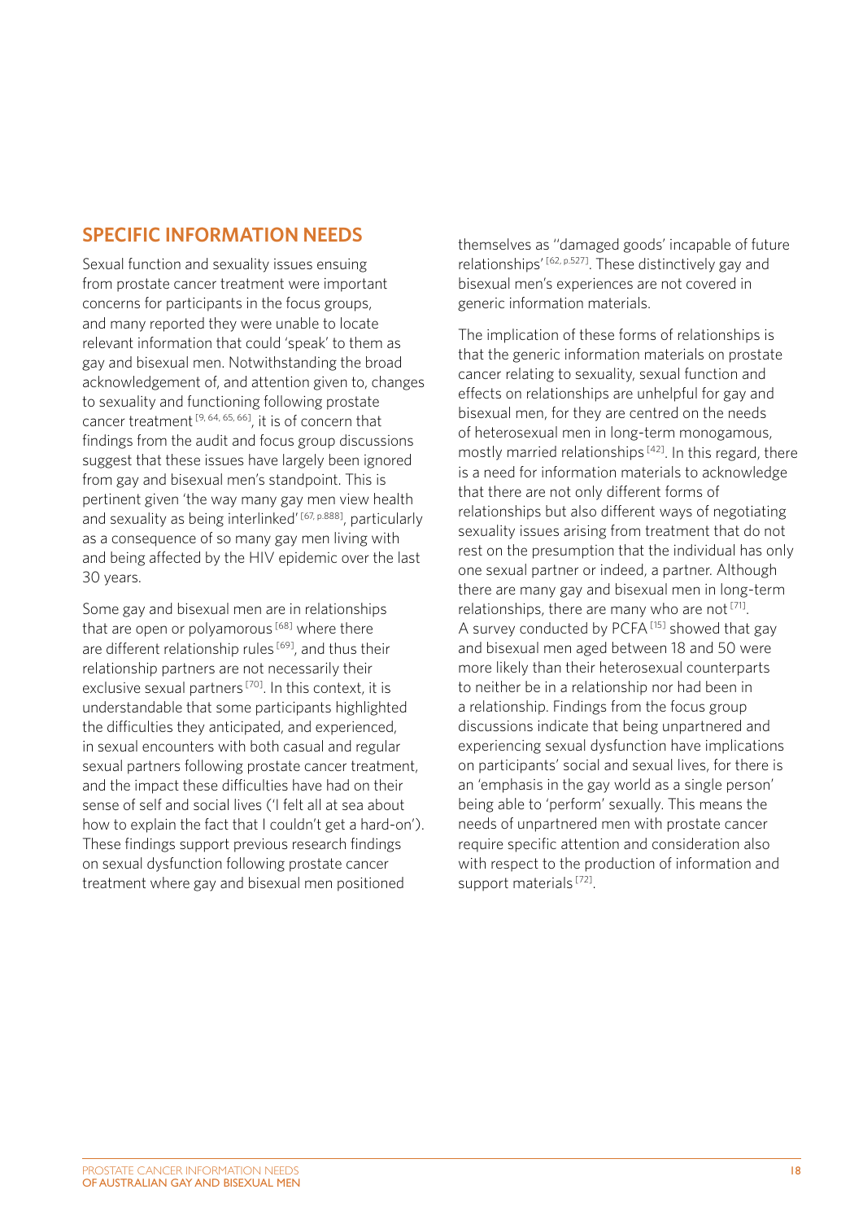## SPECIFIC INFORMATION NEEDS

Sexual function and sexuality issues ensuing from prostate cancer treatment were important concerns for participants in the focus groups, and many reported they were unable to locate relevant information that could 'speak' to them as gay and bisexual men. Notwithstanding the broad acknowledgement of, and attention given to, changes to sexuality and functioning following prostate cancer treatment [9, 64, 65, 66], it is of concern that findings from the audit and focus group discussions suggest that these issues have largely been ignored from gay and bisexual men's standpoint. This is pertinent given 'the way many gay men view health and sexuality as being interlinked' [67, p.888], particularly as a consequence of so many gay men living with and being affected by the HIV epidemic over the last 30 years.

Some gay and bisexual men are in relationships that are open or polyamorous [68] where there are different relationship rules [69], and thus their relationship partners are not necessarily their exclusive sexual partners [70]. In this context, it is understandable that some participants highlighted the difficulties they anticipated, and experienced, in sexual encounters with both casual and regular sexual partners following prostate cancer treatment, and the impact these difficulties have had on their sense of self and social lives ('I felt all at sea about how to explain the fact that I couldn't get a hard-on'). These findings support previous research findings on sexual dysfunction following prostate cancer treatment where gay and bisexual men positioned themselves as ''damaged goods' incapable of future relationships' [62, p.527]. These distinctively gay and bisexual men's experiences are not covered in generic information materials.

The implication of these forms of relationships is that the generic information materials on prostate cancer relating to sexuality, sexual function and effects on relationships are unhelpful for gay and bisexual men, for they are centred on the needs of heterosexual men in long-term monogamous, mostly married relationships [42]. In this regard, there is a need for information materials to acknowledge that there are not only different forms of relationships but also different ways of negotiating sexuality issues arising from treatment that do not rest on the presumption that the individual has only one sexual partner or indeed, a partner. Although there are many gay and bisexual men in long-term relationships, there are many who are not [71]. A survey conducted by PCFA [15] showed that gay and bisexual men aged between 18 and 50 were more likely than their heterosexual counterparts to neither be in a relationship nor had been in a relationship. Findings from the focus group discussions indicate that being unpartnered and experiencing sexual dysfunction have implications on participants' social and sexual lives, for there is an 'emphasis in the gay world as a single person' being able to 'perform' sexually. This means the needs of unpartnered men with prostate cancer require specific attention and consideration also with respect to the production of information and support materials [72].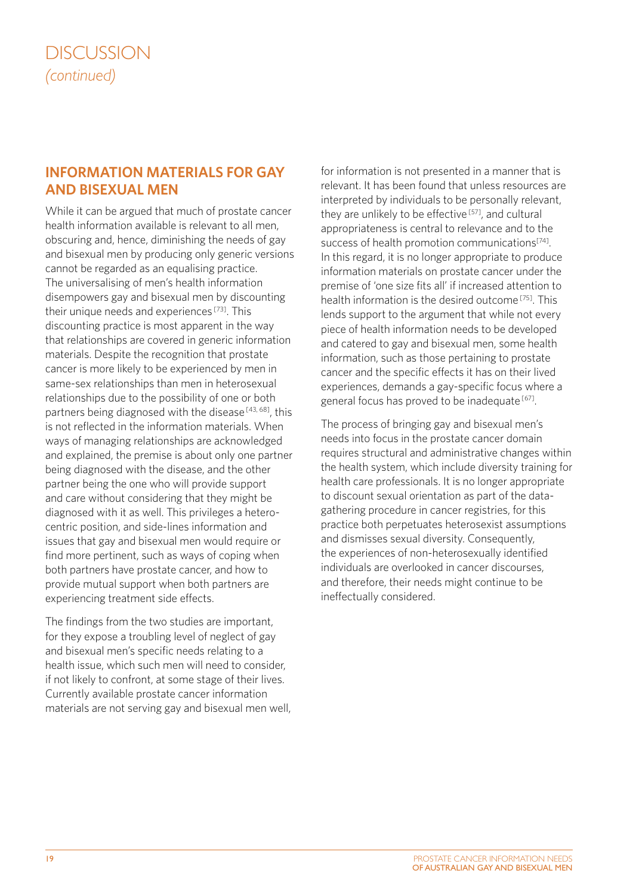# DISCUSSION
*(continued)*

## INFORMATION MATERIALS FOR GAY AND BISEXUAL MEN

While it can be argued that much of prostate cancer health information available is relevant to all men, obscuring and, hence, diminishing the needs of gay and bisexual men by producing only generic versions cannot be regarded as an equalising practice. The universalising of men's health information disempowers gay and bisexual men by discounting their unique needs and experiences [73]. This discounting practice is most apparent in the way that relationships are covered in generic information materials. Despite the recognition that prostate cancer is more likely to be experienced by men in same-sex relationships than men in heterosexual relationships due to the possibility of one or both partners being diagnosed with the disease [43, 68], this is not reflected in the information materials. When ways of managing relationships are acknowledged and explained, the premise is about only one partner being diagnosed with the disease, and the other partner being the one who will provide support and care without considering that they might be diagnosed with it as well. This privileges a hetero-centric position, and side-lines information and issues that gay and bisexual men would require or find more pertinent, such as ways of coping when both partners have prostate cancer, and how to provide mutual support when both partners are experiencing treatment side effects.

The findings from the two studies are important, for they expose a troubling level of neglect of gay and bisexual men's specific needs relating to a health issue, which such men will need to consider, if not likely to confront, at some stage of their lives. Currently available prostate cancer information materials are not serving gay and bisexual men well, for information is not presented in a manner that is relevant. It has been found that unless resources are interpreted by individuals to be personally relevant, they are unlikely to be effective [57], and cultural appropriateness is central to relevance and to the success of health promotion communications [74]. In this regard, it is no longer appropriate to produce information materials on prostate cancer under the premise of 'one size fits all' if increased attention to health information is the desired outcome [75]. This lends support to the argument that while not every piece of health information needs to be developed and catered to gay and bisexual men, some health information, such as those pertaining to prostate cancer and the specific effects it has on their lived experiences, demands a gay-specific focus where a general focus has proved to be inadequate [67].

The process of bringing gay and bisexual men's needs into focus in the prostate cancer domain requires structural and administrative changes within the health system, which include diversity training for health care professionals. It is no longer appropriate to discount sexual orientation as part of the data-gathering procedure in cancer registries, for this practice both perpetuates heterosexist assumptions and dismisses sexual diversity. Consequently, the experiences of non-heterosexually identified individuals are overlooked in cancer discourses, and therefore, their needs might continue to be ineffectually considered.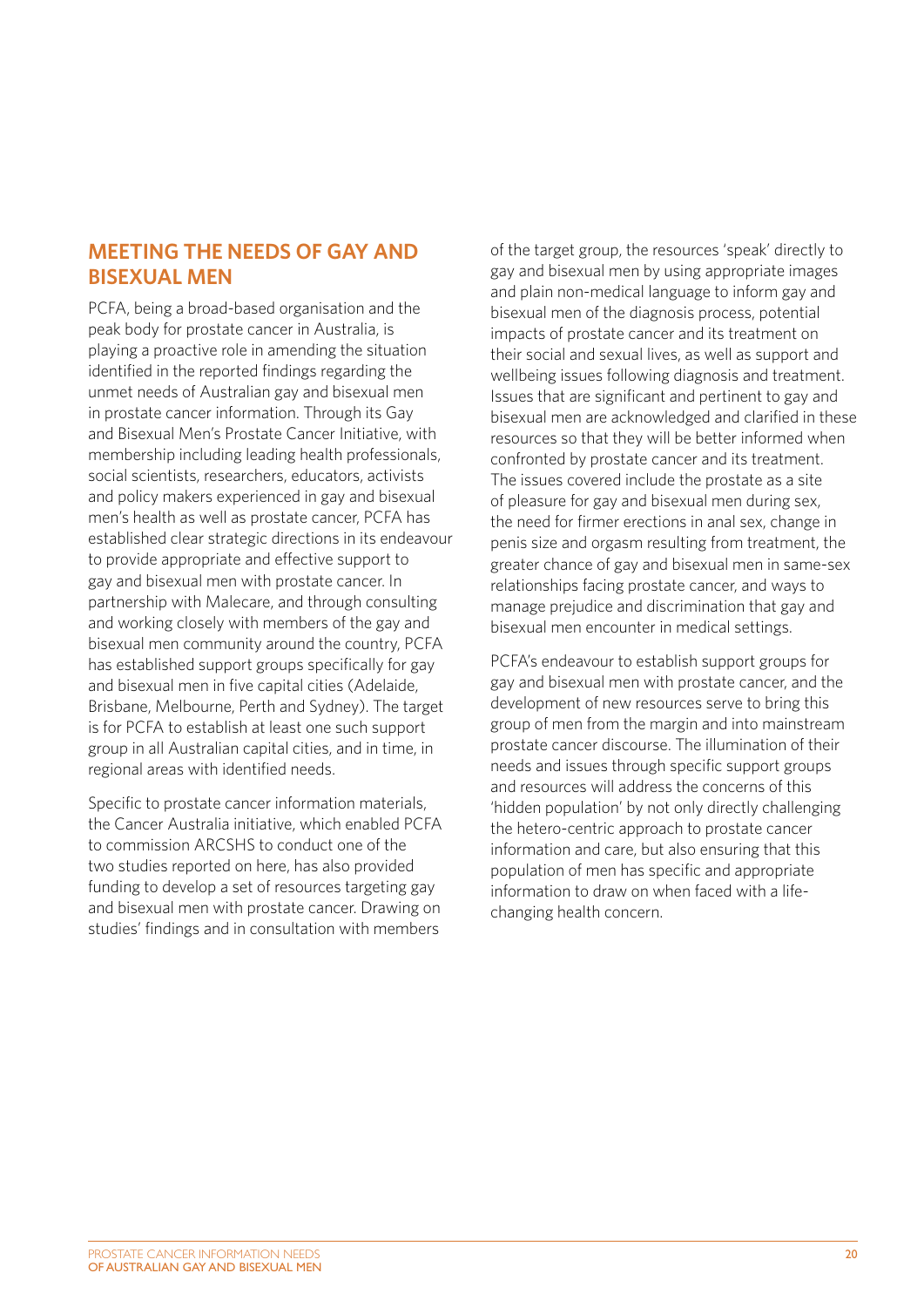## MEETING THE NEEDS OF GAY AND BISEXUAL MEN

PCFA, being a broad-based organisation and the peak body for prostate cancer in Australia, is playing a proactive role in amending the situation identified in the reported findings regarding the unmet needs of Australian gay and bisexual men in prostate cancer information. Through its Gay and Bisexual Men's Prostate Cancer Initiative, with membership including leading health professionals, social scientists, researchers, educators, activists and policy makers experienced in gay and bisexual men's health as well as prostate cancer, PCFA has established clear strategic directions in its endeavour to provide appropriate and effective support to gay and bisexual men with prostate cancer. In partnership with Malecare, and through consulting and working closely with members of the gay and bisexual men community around the country, PCFA has established support groups specifically for gay and bisexual men in five capital cities (Adelaide, Brisbane, Melbourne, Perth and Sydney). The target is for PCFA to establish at least one such support group in all Australian capital cities, and in time, in regional areas with identified needs.

Specific to prostate cancer information materials, the Cancer Australia initiative, which enabled PCFA to commission ARCSHS to conduct one of the two studies reported on here, has also provided funding to develop a set of resources targeting gay and bisexual men with prostate cancer. Drawing on studies' findings and in consultation with members of the target group, the resources 'speak' directly to gay and bisexual men by using appropriate images and plain non-medical language to inform gay and bisexual men of the diagnosis process, potential impacts of prostate cancer and its treatment on their social and sexual lives, as well as support and wellbeing issues following diagnosis and treatment. Issues that are significant and pertinent to gay and bisexual men are acknowledged and clarified in these resources so that they will be better informed when confronted by prostate cancer and its treatment. The issues covered include the prostate as a site of pleasure for gay and bisexual men during sex, the need for firmer erections in anal sex, change in penis size and orgasm resulting from treatment, the greater chance of gay and bisexual men in same-sex relationships facing prostate cancer, and ways to manage prejudice and discrimination that gay and bisexual men encounter in medical settings.

PCFA's endeavour to establish support groups for gay and bisexual men with prostate cancer, and the development of new resources serve to bring this group of men from the margin and into mainstream prostate cancer discourse. The illumination of their needs and issues through specific support groups and resources will address the concerns of this 'hidden population' by not only directly challenging the hetero-centric approach to prostate cancer information and care, but also ensuring that this population of men has specific and appropriate information to draw on when faced with a life-changing health concern.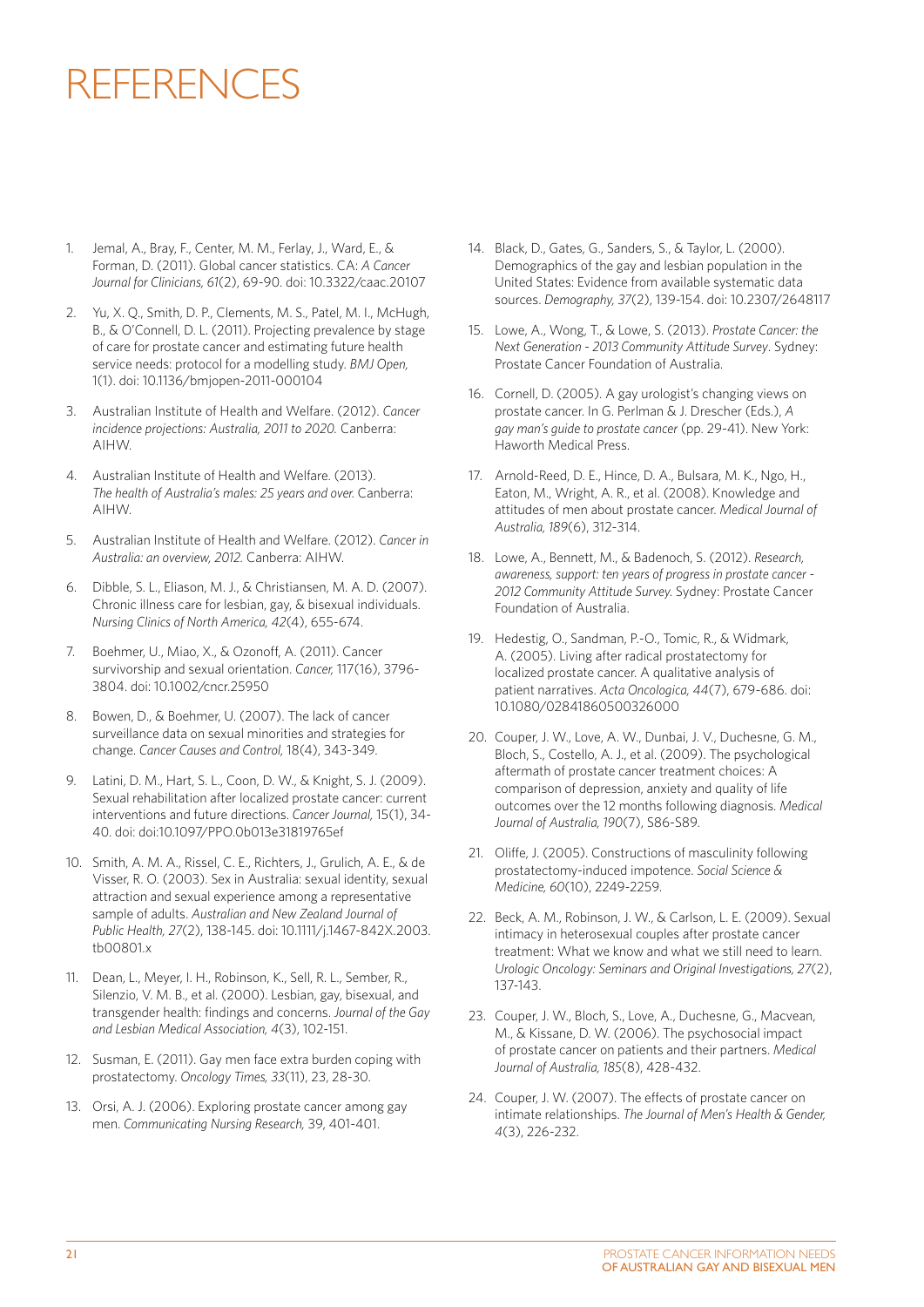# REFERENCES

1. Jemal, A., Bray, F., Center, M. M., Ferlay, J., Ward, E., & Forman, D. (2011). Global cancer statistics. CA: *A Cancer Journal for Clinicians, 61*(2), 69-90. doi: 10.3322/caac.20107

2. Yu, X. Q., Smith, D. P., Clements, M. S., Patel, M. I., McHugh, B., & O'Connell, D. L. (2011). Projecting prevalence by stage of care for prostate cancer and estimating future health service needs: protocol for a modelling study. *BMJ Open,* 1(1). doi: 10.1136/bmjopen-2011-000104

3. Australian Institute of Health and Welfare. (2012). *Cancer incidence projections: Australia, 2011 to 2020.* Canberra: AIHW.

4. Australian Institute of Health and Welfare. (2013). *The health of Australia's males: 25 years and over.* Canberra: AIHW.

5. Australian Institute of Health and Welfare. (2012). *Cancer in Australia: an overview, 2012.* Canberra: AIHW.

6. Dibble, S. L., Eliason, M. J., & Christiansen, M. A. D. (2007). Chronic illness care for lesbian, gay, & bisexual individuals. *Nursing Clinics of North America, 42*(4), 655-674.

7. Boehmer, U., Miao, X., & Ozonoff, A. (2011). Cancer survivorship and sexual orientation. *Cancer,* 117(16), 3796-3804. doi: 10.1002/cncr.25950

8. Bowen, D., & Boehmer, U. (2007). The lack of cancer surveillance data on sexual minorities and strategies for change. *Cancer Causes and Control,* 18(4), 343-349.

9. Latini, D. M., Hart, S. L., Coon, D. W., & Knight, S. J. (2009). Sexual rehabilitation after localized prostate cancer: current interventions and future directions. *Cancer Journal,* 15(1), 34-40. doi: doi:10.1097/PPO.0b013e31819765ef

10. Smith, A. M. A., Rissel, C. E., Richters, J., Grulich, A. E., & de Visser, R. O. (2003). Sex in Australia: sexual identity, sexual attraction and sexual experience among a representative sample of adults. *Australian and New Zealand Journal of Public Health, 27*(2), 138-145. doi: 10.1111/j.1467-842X.2003.tb00801.x

11. Dean, L., Meyer, I. H., Robinson, K., Sell, R. L., Sember, R., Silenzio, V. M. B., et al. (2000). Lesbian, gay, bisexual, and transgender health: findings and concerns. *Journal of the Gay and Lesbian Medical Association, 4*(3), 102-151.

12. Susman, E. (2011). Gay men face extra burden coping with prostatectomy. *Oncology Times, 33*(11), 23, 28-30.

13. Orsi, A. J. (2006). Exploring prostate cancer among gay men. *Communicating Nursing Research,* 39, 401-401.

14. Black, D., Gates, G., Sanders, S., & Taylor, L. (2000). Demographics of the gay and lesbian population in the United States: Evidence from available systematic data sources. *Demography, 37*(2), 139-154. doi: 10.2307/2648117

15. Lowe, A., Wong, T., & Lowe, S. (2013). *Prostate Cancer: the Next Generation - 2013 Community Attitude Survey*. Sydney: Prostate Cancer Foundation of Australia.

16. Cornell, D. (2005). A gay urologist's changing views on prostate cancer. In G. Perlman & J. Drescher (Eds.), *A gay man's guide to prostate cancer* (pp. 29-41). New York: Haworth Medical Press.

17. Arnold-Reed, D. E., Hince, D. A., Bulsara, M. K., Ngo, H., Eaton, M., Wright, A. R., et al. (2008). Knowledge and attitudes of men about prostate cancer. *Medical Journal of Australia, 189*(6), 312-314.

18. Lowe, A., Bennett, M., & Badenoch, S. (2012). *Research, awareness, support: ten years of progress in prostate cancer - 2012 Community Attitude Survey.* Sydney: Prostate Cancer Foundation of Australia.

19. Hedestig, O., Sandman, P.-O., Tomic, R., & Widmark, A. (2005). Living after radical prostatectomy for localized prostate cancer. A qualitative analysis of patient narratives. *Acta Oncologica, 44*(7), 679-686. doi: 10.1080/02841860500326000

20. Couper, J. W., Love, A. W., Dunbai, J. V., Duchesne, G. M., Bloch, S., Costello, A. J., et al. (2009). The psychological aftermath of prostate cancer treatment choices: A comparison of depression, anxiety and quality of life outcomes over the 12 months following diagnosis. *Medical Journal of Australia, 190*(7), S86-S89.

21. Oliffe, J. (2005). Constructions of masculinity following prostatectomy-induced impotence. *Social Science & Medicine, 60*(10), 2249-2259.

22. Beck, A. M., Robinson, J. W., & Carlson, L. E. (2009). Sexual intimacy in heterosexual couples after prostate cancer treatment: What we know and what we still need to learn. *Urologic Oncology: Seminars and Original Investigations, 27*(2), 137-143.

23. Couper, J. W., Bloch, S., Love, A., Duchesne, G., Macvean, M., & Kissane, D. W. (2006). The psychosocial impact of prostate cancer on patients and their partners. *Medical Journal of Australia, 185*(8), 428-432.

24. Couper, J. W. (2007). The effects of prostate cancer on intimate relationships. *The Journal of Men's Health & Gender, 4*(3), 226-232.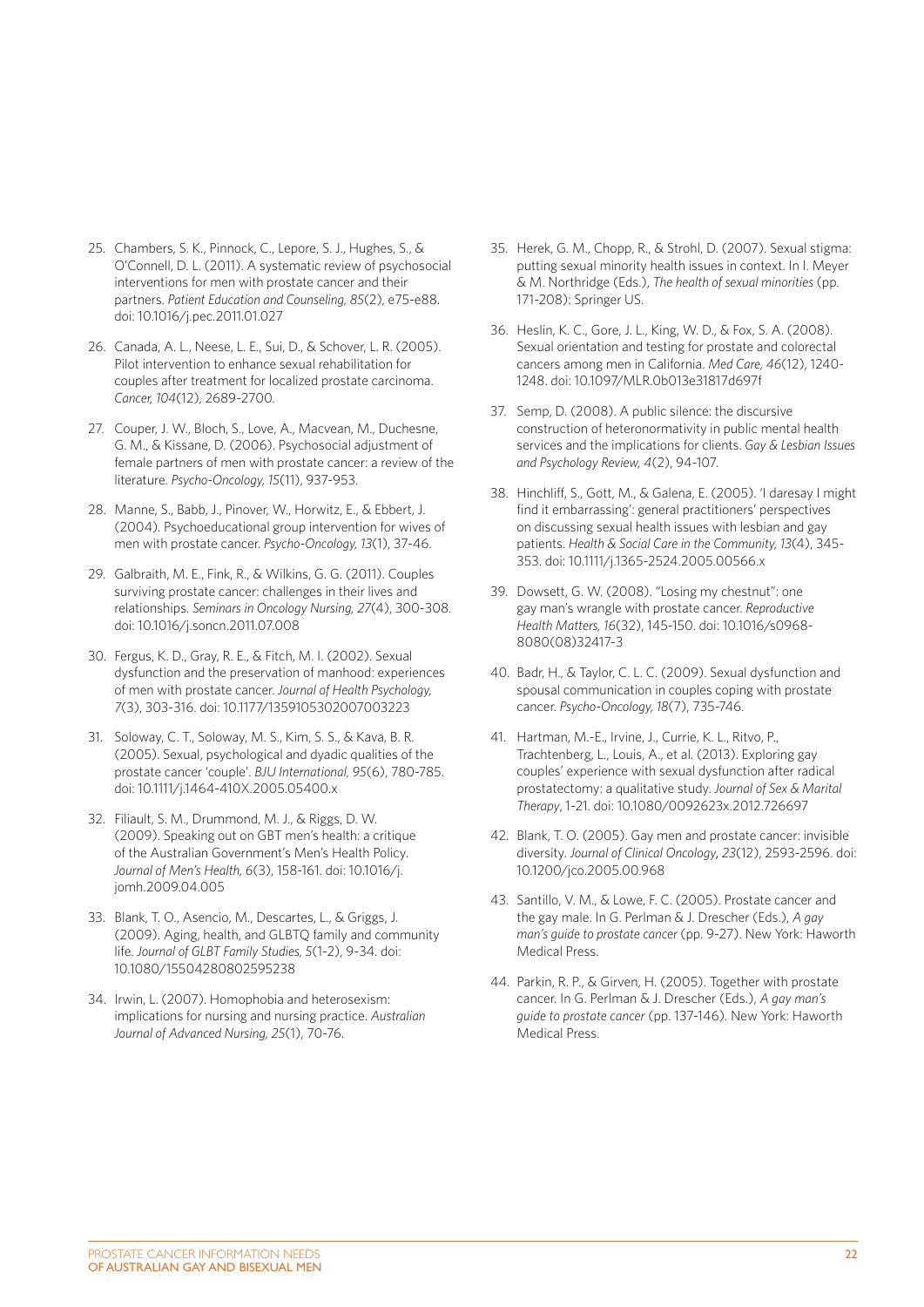25. Chambers, S. K., Pinnock, C., Lepore, S. J., Hughes, S., & O'Connell, D. L. (2011). A systematic review of psychosocial interventions for men with prostate cancer and their partners. *Patient Education and Counseling, 85*(2), e75-e88. doi: 10.1016/j.pec.2011.01.027

26. Canada, A. L., Neese, L. E., Sui, D., & Schover, L. R. (2005). Pilot intervention to enhance sexual rehabilitation for couples after treatment for localized prostate carcinoma. *Cancer, 104*(12), 2689-2700.

27. Couper, J. W., Bloch, S., Love, A., Macvean, M., Duchesne, G. M., & Kissane, D. (2006). Psychosocial adjustment of female partners of men with prostate cancer: a review of the literature. *Psycho-Oncology, 15*(11), 937-953.

28. Manne, S., Babb, J., Pinover, W., Horwitz, E., & Ebbert, J. (2004). Psychoeducational group intervention for wives of men with prostate cancer. *Psycho-Oncology, 13*(1), 37-46.

29. Galbraith, M. E., Fink, R., & Wilkins, G. G. (2011). Couples surviving prostate cancer: challenges in their lives and relationships. *Seminars in Oncology Nursing, 27*(4), 300-308. doi: 10.1016/j.soncn.2011.07.008

30. Fergus, K. D., Gray, R. E., & Fitch, M. I. (2002). Sexual dysfunction and the preservation of manhood: experiences of men with prostate cancer. *Journal of Health Psychology, 7*(3), 303-316. doi: 10.1177/1359105302007003223

31. Soloway, C. T., Soloway, M. S., Kim, S. S., & Kava, B. R. (2005). Sexual, psychological and dyadic qualities of the prostate cancer 'couple'. *BJU International, 95*(6), 780-785. doi: 10.1111/j.1464-410X.2005.05400.x

32. Filiault, S. M., Drummond, M. J., & Riggs, D. W. (2009). Speaking out on GBT men's health: a critique of the Australian Government's Men's Health Policy. *Journal of Men's Health, 6*(3), 158-161. doi: 10.1016/j.jomh.2009.04.005

33. Blank, T. O., Asencio, M., Descartes, L., & Griggs, J. (2009). Aging, health, and GLBTQ family and community life. *Journal of GLBT Family Studies, 5*(1-2), 9-34. doi: 10.1080/15504280802595238

34. Irwin, L. (2007). Homophobia and heterosexism: implications for nursing and nursing practice. *Australian Journal of Advanced Nursing, 25*(1), 70-76.

35. Herek, G. M., Chopp, R., & Strohl, D. (2007). Sexual stigma: putting sexual minority health issues in context. In I. Meyer & M. Northridge (Eds.), *The health of sexual minorities* (pp. 171-208): Springer US.

36. Heslin, K. C., Gore, J. L., King, W. D., & Fox, S. A. (2008). Sexual orientation and testing for prostate and colorectal cancers among men in California. *Med Care, 46*(12), 1240-1248. doi: 10.1097/MLR.0b013e31817d697f

37. Semp, D. (2008). A public silence: the discursive construction of heteronormativity in public mental health services and the implications for clients. *Gay & Lesbian Issues and Psychology Review, 4*(2), 94-107.

38. Hinchliff, S., Gott, M., & Galena, E. (2005). 'I daresay I might find it embarrassing': general practitioners' perspectives on discussing sexual health issues with lesbian and gay patients. *Health & Social Care in the Community, 13*(4), 345-353. doi: 10.1111/j.1365-2524.2005.00566.x

39. Dowsett, G. W. (2008). "Losing my chestnut": one gay man's wrangle with prostate cancer. *Reproductive Health Matters, 16*(32), 145-150. doi: 10.1016/s0968-8080(08)32417-3

40. Badr, H., & Taylor, C. L. C. (2009). Sexual dysfunction and spousal communication in couples coping with prostate cancer. *Psycho-Oncology, 18*(7), 735-746.

41. Hartman, M.-E., Irvine, J., Currie, K. L., Ritvo, P., Trachtenberg, L., Louis, A., et al. (2013). Exploring gay couples' experience with sexual dysfunction after radical prostatectomy: a qualitative study. *Journal of Sex & Marital Therapy*, 1-21. doi: 10.1080/0092623x.2012.726697

42. Blank, T. O. (2005). Gay men and prostate cancer: invisible diversity. *Journal of Clinical Oncology, 23*(12), 2593-2596. doi: 10.1200/jco.2005.00.968

43. Santillo, V. M., & Lowe, F. C. (2005). Prostate cancer and the gay male. In G. Perlman & J. Drescher (Eds.), *A gay man's guide to prostate cancer* (pp. 9-27). New York: Haworth Medical Press.

44. Parkin, R. P., & Girven, H. (2005). Together with prostate cancer. In G. Perlman & J. Drescher (Eds.), *A gay man's guide to prostate cancer* (pp. 137-146). New York: Haworth Medical Press.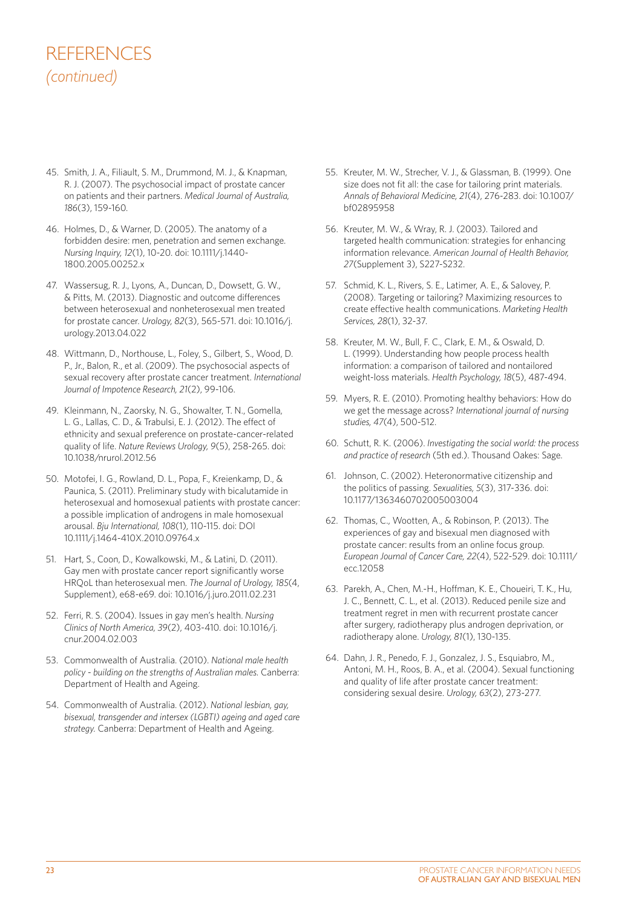# REFERENCES

*(continued)*

45. Smith, J. A., Filiault, S. M., Drummond, M. J., & Knapman, R. J. (2007). The psychosocial impact of prostate cancer on patients and their partners. *Medical Journal of Australia, 186*(3), 159-160.

46. Holmes, D., & Warner, D. (2005). The anatomy of a forbidden desire: men, penetration and semen exchange. *Nursing Inquiry, 12*(1), 10-20. doi: 10.1111/j.1440-1800.2005.00252.x

47. Wassersug, R. J., Lyons, A., Duncan, D., Dowsett, G. W., & Pitts, M. (2013). Diagnostic and outcome differences between heterosexual and nonheterosexual men treated for prostate cancer. *Urology, 82*(3), 565-571. doi: 10.1016/j.urology.2013.04.022

48. Wittmann, D., Northouse, L., Foley, S., Gilbert, S., Wood, D. P., Jr., Balon, R., et al. (2009). The psychosocial aspects of sexual recovery after prostate cancer treatment. *International Journal of Impotence Research, 21*(2), 99-106.

49. Kleinmann, N., Zaorsky, N. G., Showalter, T. N., Gomella, L. G., Lallas, C. D., & Trabulsi, E. J. (2012). The effect of ethnicity and sexual preference on prostate-cancer-related quality of life. *Nature Reviews Urology, 9*(5), 258-265. doi: 10.1038/nrurol.2012.56

50. Motofei, I. G., Rowland, D. L., Popa, F., Kreienkamp, D., & Paunica, S. (2011). Preliminary study with bicalutamide in heterosexual and homosexual patients with prostate cancer: a possible implication of androgens in male homosexual arousal. *Bju International, 108*(1), 110-115. doi: DOI 10.1111/j.1464-410X.2010.09764.x

51. Hart, S., Coon, D., Kowalkowski, M., & Latini, D. (2011). Gay men with prostate cancer report significantly worse HRQoL than heterosexual men. *The Journal of Urology, 185*(4, Supplement), e68-e69. doi: 10.1016/j.juro.2011.02.231

52. Ferri, R. S. (2004). Issues in gay men's health. *Nursing Clinics of North America, 39*(2), 403-410. doi: 10.1016/j.cnur.2004.02.003

53. Commonwealth of Australia. (2010). *National male health policy - building on the strengths of Australian males.* Canberra: Department of Health and Ageing.

54. Commonwealth of Australia. (2012). *National lesbian, gay, bisexual, transgender and intersex (LGBTI) ageing and aged care strategy.* Canberra: Department of Health and Ageing.

55. Kreuter, M. W., Strecher, V. J., & Glassman, B. (1999). One size does not fit all: the case for tailoring print materials. *Annals of Behavioral Medicine, 21*(4), 276-283. doi: 10.1007/bf02895958

56. Kreuter, M. W., & Wray, R. J. (2003). Tailored and targeted health communication: strategies for enhancing information relevance. *American Journal of Health Behavior, 27*(Supplement 3), S227-S232.

57. Schmid, K. L., Rivers, S. E., Latimer, A. E., & Salovey, P. (2008). Targeting or tailoring? Maximizing resources to create effective health communications. *Marketing Health Services, 28*(1), 32-37.

58. Kreuter, M. W., Bull, F. C., Clark, E. M., & Oswald, D. L. (1999). Understanding how people process health information: a comparison of tailored and nontailored weight-loss materials. *Health Psychology, 18*(5), 487-494.

59. Myers, R. E. (2010). Promoting healthy behaviors: How do we get the message across? *International journal of nursing studies, 47*(4), 500-512.

60. Schutt, R. K. (2006). *Investigating the social world: the process and practice of research* (5th ed.). Thousand Oakes: Sage.

61. Johnson, C. (2002). Heteronormative citizenship and the politics of passing. *Sexualities, 5*(3), 317-336. doi: 10.1177/1363460702005003004

62. Thomas, C., Wootten, A., & Robinson, P. (2013). The experiences of gay and bisexual men diagnosed with prostate cancer: results from an online focus group. *European Journal of Cancer Care, 22*(4), 522-529. doi: 10.1111/ecc.12058

63. Parekh, A., Chen, M.-H., Hoffman, K. E., Choueiri, T. K., Hu, J. C., Bennett, C. L., et al. (2013). Reduced penile size and treatment regret in men with recurrent prostate cancer after surgery, radiotherapy plus androgen deprivation, or radiotherapy alone. *Urology, 81*(1), 130-135.

64. Dahn, J. R., Penedo, F. J., Gonzalez, J. S., Esquiabro, M., Antoni, M. H., Roos, B. A., et al. (2004). Sexual functioning and quality of life after prostate cancer treatment: considering sexual desire. *Urology, 63*(2), 273-277.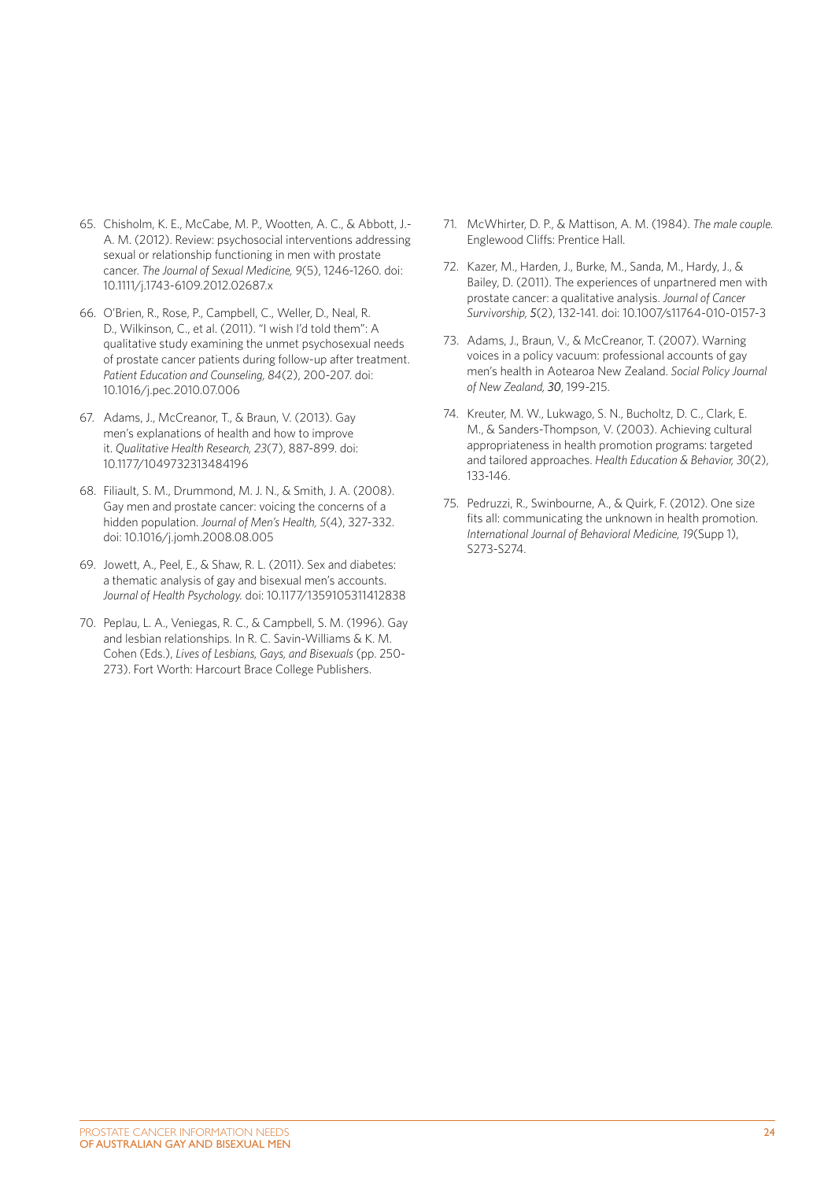65. Chisholm, K. E., McCabe, M. P., Wootten, A. C., & Abbott, J.-A. M. (2012). Review: psychosocial interventions addressing sexual or relationship functioning in men with prostate cancer. *The Journal of Sexual Medicine, 9*(5), 1246-1260. doi: 10.1111/j.1743-6109.2012.02687.x

66. O'Brien, R., Rose, P., Campbell, C., Weller, D., Neal, R. D., Wilkinson, C., et al. (2011). "I wish I'd told them": A qualitative study examining the unmet psychosexual needs of prostate cancer patients during follow-up after treatment. *Patient Education and Counseling, 84*(2), 200-207. doi: 10.1016/j.pec.2010.07.006

67. Adams, J., McCreanor, T., & Braun, V. (2013). Gay men's explanations of health and how to improve it. *Qualitative Health Research, 23*(7), 887-899. doi: 10.1177/1049732313484196

68. Filiault, S. M., Drummond, M. J. N., & Smith, J. A. (2008). Gay men and prostate cancer: voicing the concerns of a hidden population. *Journal of Men's Health, 5*(4), 327-332. doi: 10.1016/j.jomh.2008.08.005

69. Jowett, A., Peel, E., & Shaw, R. L. (2011). Sex and diabetes: a thematic analysis of gay and bisexual men's accounts. *Journal of Health Psychology.* doi: 10.1177/1359105311412838

70. Peplau, L. A., Veniegas, R. C., & Campbell, S. M. (1996). Gay and lesbian relationships. In R. C. Savin-Williams & K. M. Cohen (Eds.), *Lives of Lesbians, Gays, and Bisexuals* (pp. 250-273). Fort Worth: Harcourt Brace College Publishers.

71. McWhirter, D. P., & Mattison, A. M. (1984). *The male couple.* Englewood Cliffs: Prentice Hall.

72. Kazer, M., Harden, J., Burke, M., Sanda, M., Hardy, J., & Bailey, D. (2011). The experiences of unpartnered men with prostate cancer: a qualitative analysis. *Journal of Cancer Survivorship, 5*(2), 132-141. doi: 10.1007/s11764-010-0157-3

73. Adams, J., Braun, V., & McCreanor, T. (2007). Warning voices in a policy vacuum: professional accounts of gay men's health in Aotearoa New Zealand. *Social Policy Journal of New Zealand, 30*, 199-215.

74. Kreuter, M. W., Lukwago, S. N., Bucholtz, D. C., Clark, E. M., & Sanders-Thompson, V. (2003). Achieving cultural appropriateness in health promotion programs: targeted and tailored approaches. *Health Education & Behavior, 30*(2), 133-146.

75. Pedruzzi, R., Swinbourne, A., & Quirk, F. (2012). One size fits all: communicating the unknown in health promotion. *International Journal of Behavioral Medicine, 19*(Supp 1), S273-S274.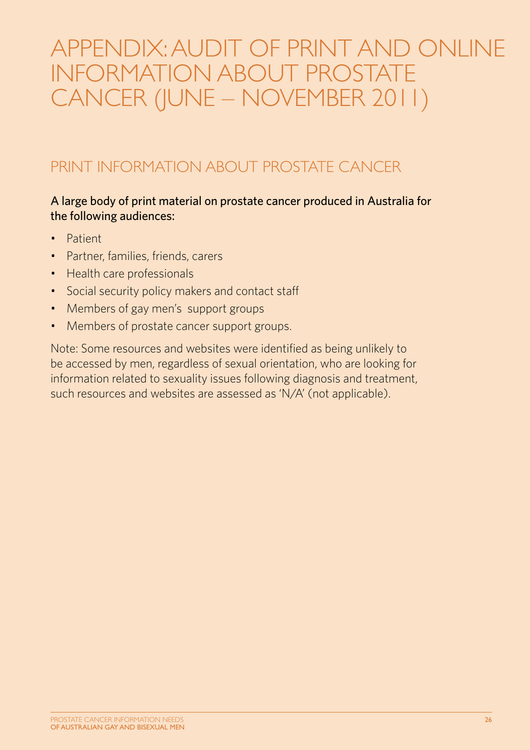# APPENDIX: AUDIT OF PRINT AND ONLINE INFORMATION ABOUT PROSTATE CANCER (JUNE – NOVEMBER 2011)

## PRINT INFORMATION ABOUT PROSTATE CANCER

A large body of print material on prostate cancer produced in Australia for the following audiences:

- Patient
- Partner, families, friends, carers
- Health care professionals
- Social security policy makers and contact staff
- Members of gay men's support groups
- Members of prostate cancer support groups.

Note: Some resources and websites were identified as being unlikely to be accessed by men, regardless of sexual orientation, who are looking for information related to sexuality issues following diagnosis and treatment, such resources and websites are assessed as 'N/A' (not applicable).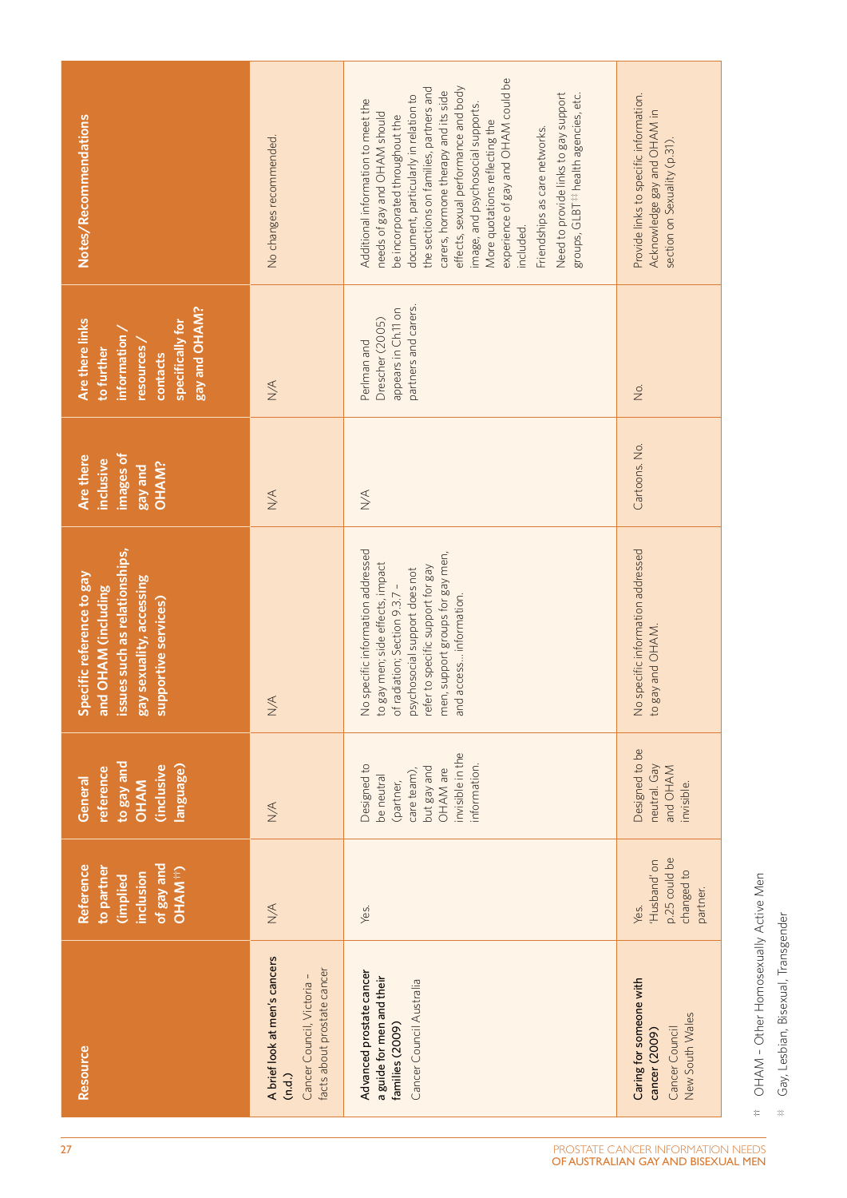| Resource | Reference to partner (implied inclusion of gay and OHAM[††]) | General reference to gay and OHAM (inclusive language) | Specific reference to gay and OHAM (including issues such as relationships, gay sexuality, accessing supportive services) | Are there inclusive images of gay and OHAM? | Are there links to further information / resources / contacts specifically for gay and OHAM? | Notes/Recommendations |
|---|---|---|---|---|---|---|
| **A brief look at men's cancers (n.d.)** Cancer Council, Victoria – facts about prostate cancer | N/A | N/A | N/A | N/A | N/A | No changes recommended. |
| **Advanced prostate cancer a guide for men and their families (2009)** Cancer Council Australia | Yes. | Designed to be neutral (partner, care team), but gay and OHAM are invisible in the information. | No specific information addressed to gay men; side effects, impact of radiation; Section 9.3.7 – psychosocial support does not refer to specific support for gay men, support groups for gay men, and access… information. | N/A | Perlman and Drescher (2005) appears in Ch.11 on partners and carers. | Additional information to meet the needs of gay and OHAM should be incorporated throughout the document, particularly in relation to the sections on families, partners and carers, hormone therapy and its side effects, sexual performance and body image, and psychosocial supports. More quotations reflecting the experience of gay and OHAM could be included. Friendships as care networks. Need to provide links to gay support groups, GLBT[‡‡] health agencies, etc. |
| **Caring for someone with cancer (2009)** Cancer Council New South Wales | Yes. 'Husband' on p.25 could be changed to partner. | Designed to be neutral. Gay and OHAM invisible. | No specific information addressed to gay and OHAM. | Cartoons. No. | No. | Provide links to specific information. Acknowledge gay and OHAM in section on Sexuality (p.31). |

†† OHAM – Other Homosexually Active Men

‡‡ Gay, Lesbian, Bisexual, Transgender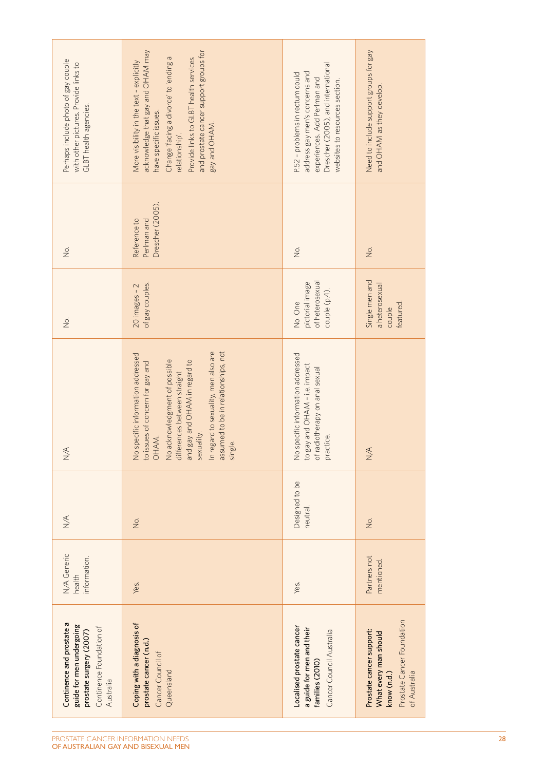| | | | | | | |
|---|---|---|---|---|---|---|
| **Continence and prostate a guide for men undergoing prostate surgery (2007)** Continence Foundation of Australia | N/A Generic health information. | N/A | N/A | No. | No. | Perhaps include photo of gay couple with other pictures. Provide links to GLBT health agencies. |
| **Coping with a diagnosis of prostate cancer (n.d.)** Cancer Council of Queensland | Yes. | No. | No specific information addressed to issues of concern for gay and OHAM. No acknowledgment of possible differences between straight and gay and OHAM in regard to sexuality. In regard to sexuality, men also are assumed to be in relationships, not single. | 20 images – 2 of gay couples. | Reference to Perlman and Drescher (2005). | More visibility in the text – explicitly acknowledge that gay and OHAM may have specific issues. Change 'facing a divorce' to 'ending a relationship'. Provide links to GLBT health services and prostate cancer support groups for gay and OHAM. |
| **Localised prostate cancer a guide for men and their families (2010)** Cancer Council Australia | Yes. | Designed to be neutral. | No specific information addressed to gay and OHAM – i.e. impact of radiotherapy on anal sexual practice. | No. One pictorial image of heterosexual couple (p.4). | No. | P.52 – problems in rectum could address gay men's concerns and experiences. Add Perlman and Drescher (2005), and international websites to resources section. |
| **Prostate cancer support: What every man should know (n.d.)** Prostate Cancer Foundation of Australia | Partners not mentioned. | No. | N/A | Single men and a heterosexual couple featured. | No. | Need to include support groups for gay and OHAM as they develop. |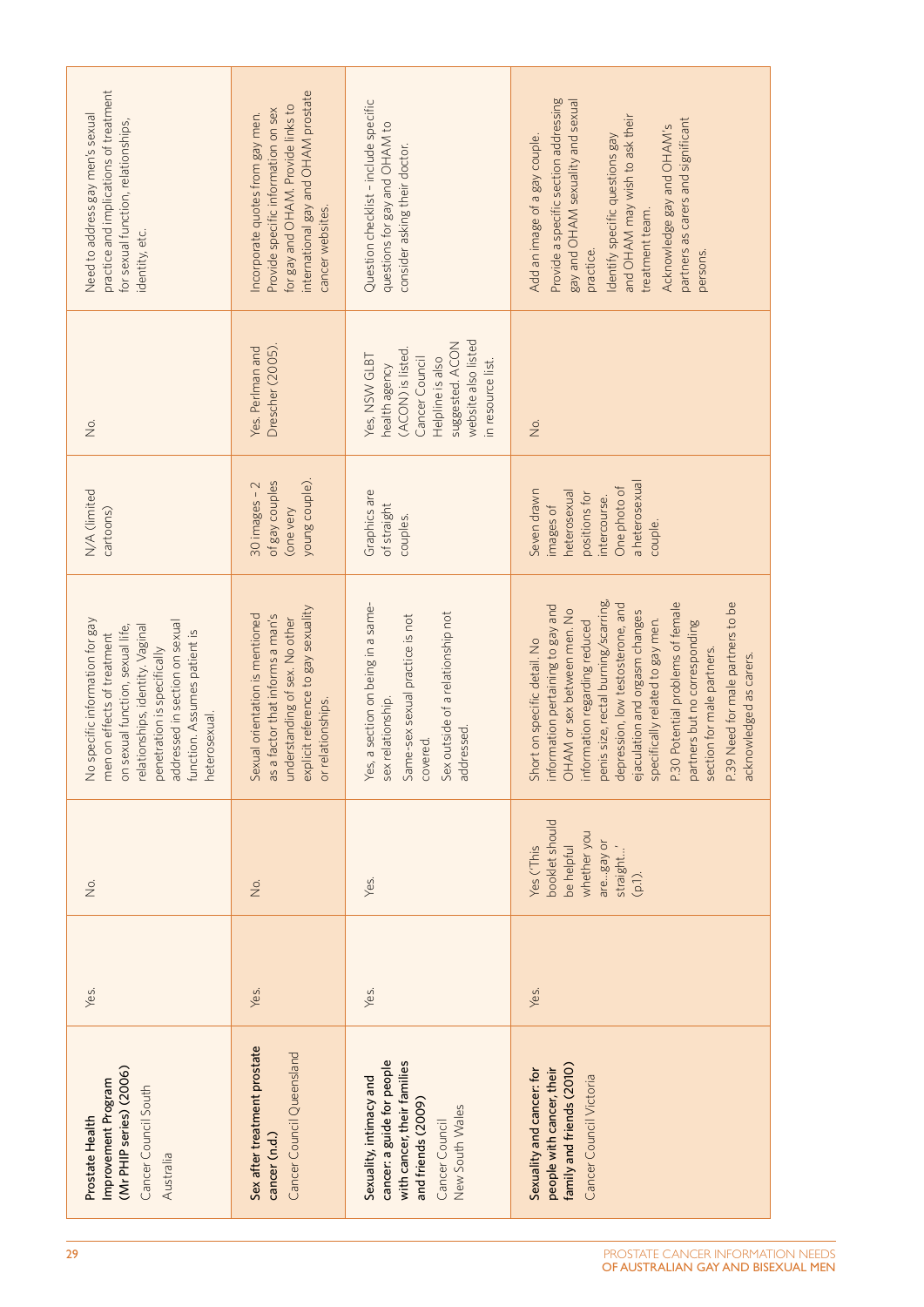| | | | | | | |
|---|---|---|---|---|---|---|
| **Prostate Health Improvement Program (Mr PHIP series) (2006)** Cancer Council South Australia | Yes. | No. | No specific information for gay men on effects of treatment on sexual function, sexual life, relationships, identity. Vaginal penetration is specifically addressed in section on sexual function. Assumes patient is heterosexual. | N/A (limited cartoons) | No. | Need to address gay men's sexual practice and implications of treatment for sexual function, relationships, identity, etc. |
| **Sex after treatment prostate cancer (n.d.)** Cancer Council Queensland | Yes. | No. | Sexual orientation is mentioned as a factor that informs a man's understanding of sex. No other explicit reference to gay sexuality or relationships. | 30 images – 2 of gay couples (one very young couple). | Yes. Perlman and Drescher (2005). | Incorporate quotes from gay men. Provide specific information on sex for gay and OHAM. Provide links to international gay and OHAM prostate cancer websites. |
| **Sexuality, intimacy and cancer: a guide for people with cancer, their families and friends (2009)** Cancer Council New South Wales | Yes. | Yes. | Yes, a section on being in a same-sex relationship. Same-sex sexual practice is not covered. Sex outside of a relationship not addressed. | Graphics are of straight couples. | Yes, NSW GLBT health agency (ACON) is listed. Cancer Council Helpline is also suggested. ACON website also listed in resource list. | Question checklist – include specific questions for gay and OHAM to consider asking their doctor. |
| **Sexuality and cancer: for people with cancer, their family and friends (2010)** Cancer Council Victoria | Yes. | Yes ('This booklet should be helpful whether you are...gay or straight...' (p.1). | Short on specific detail. No information pertaining to gay and OHAM or sex between men. No information regarding reduced penis size, rectal burning/scarring, depression, low testosterone, and ejaculation and orgasm changes specifically related to gay men. P.30 Potential problems of female partners but no corresponding section for male partners. P.39 Need for male partners to be acknowledged as carers. | Seven drawn images of heterosexual positions for intercourse. One photo of a heterosexual couple. | No. | Add an image of a gay couple. Provide a specific section addressing gay and OHAM sexuality and sexual practice. Identify specific questions gay and OHAM may wish to ask their treatment team. Acknowledge gay and OHAM's partners as carers and significant persons. |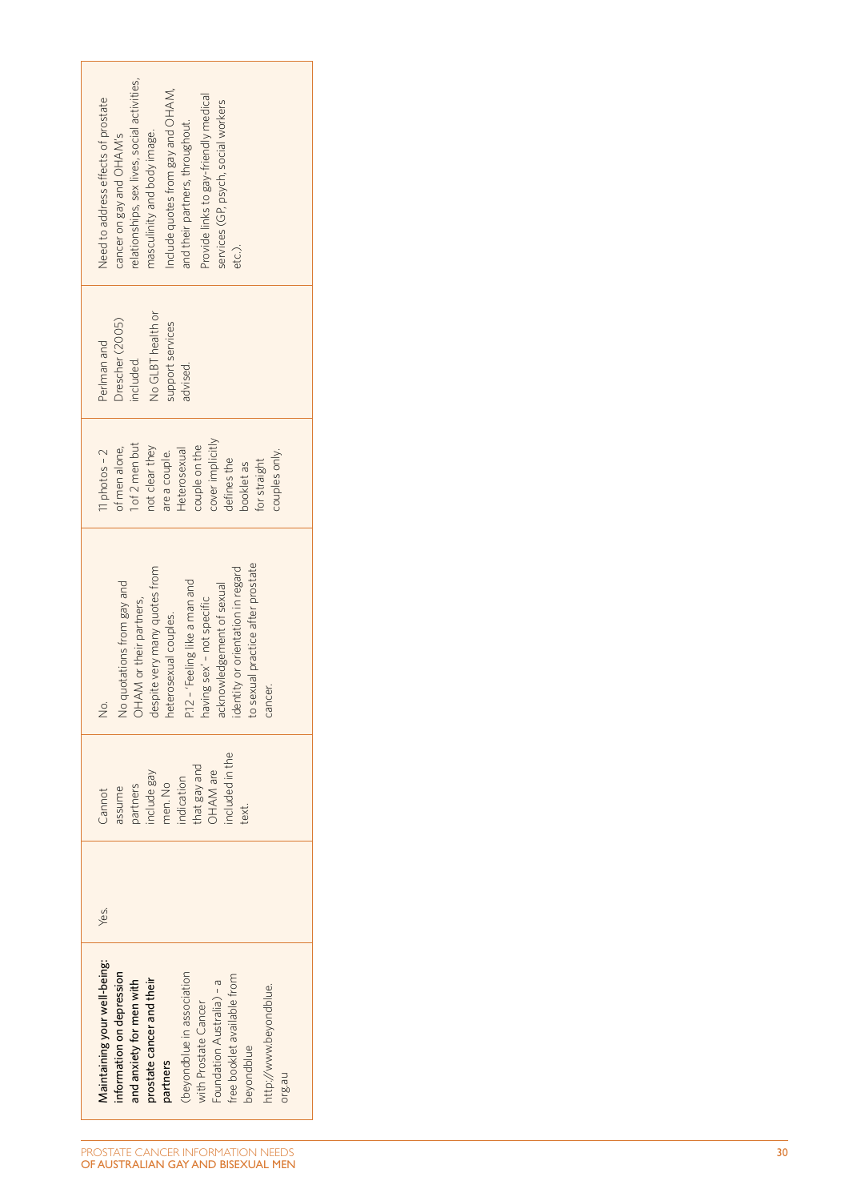| | | | | | | |
|---|---|---|---|---|---|---|
| **Maintaining your well-being: information on depression and anxiety for men with prostate cancer and their partners** (beyondblue in association with Prostate Cancer Foundation Australia) – a free booklet available from beyondblue http://www.beyondblue.org.au | Yes. | Cannot assume partners include gay men. No indication that gay and OHAM are included in the text. | No. No quotations from gay and OHAM or their partners, despite very many quotes from heterosexual couples. P.12 – 'Feeling like a man and having sex' – not specific acknowledgement of sexual identity or orientation in regard to sexual practice after prostate cancer. | 11 photos – 2 of men alone, 1 of 2 men but not clear they are a couple. Heterosexual couple on the cover implicitly defines the booklet as for straight couples only. | Perlman and Drescher (2005) included. No GLBT health or support services advised. | Need to address effects of prostate cancer on gay and OHAM's relationships, sex lives, social activities, masculinity and body image. Include quotes from gay and OHAM, and their partners, throughout. Provide links to gay-friendly medical services (GP, psych, social workers etc.). |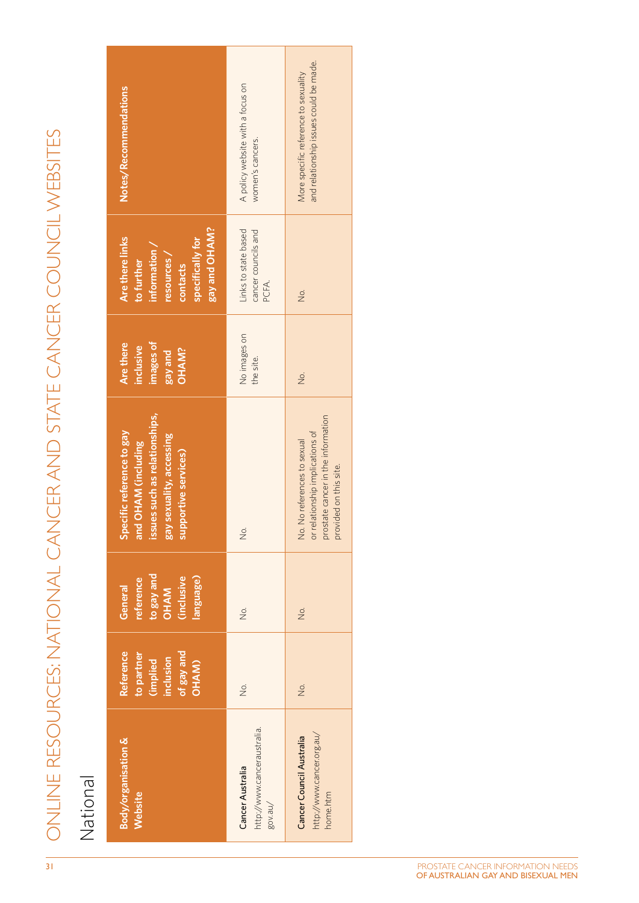# ONLINE RESOURCES: NATIONAL CANCER AND STATE CANCER COUNCIL WEBSITES

## National

| Body/organisation & Website | Reference to partner (implied inclusion of gay and OHAM) | General reference to gay and OHAM (inclusive language) | Specific reference to gay and OHAM (including issues such as relationships, gay sexuality, accessing supportive services) | Are there inclusive images of gay and OHAM? | Are there links to further information / resources / contacts specifically for gay and OHAM? | Notes/Recommendations |
|---|---|---|---|---|---|---|
| **Cancer Australia** http://www.canceraustralia.gov.au/ | No. | No. | No. | No images on the site. | Links to state based cancer councils and PCFA. | A policy website with a focus on women's cancers. |
| **Cancer Council Australia** http://www.cancer.org.au/home.htm | No. | No. | No. No references to sexual or relationship implications of prostate cancer in the information provided on this site. | No. | No. | More specific reference to sexuality and relationship issues could be made. |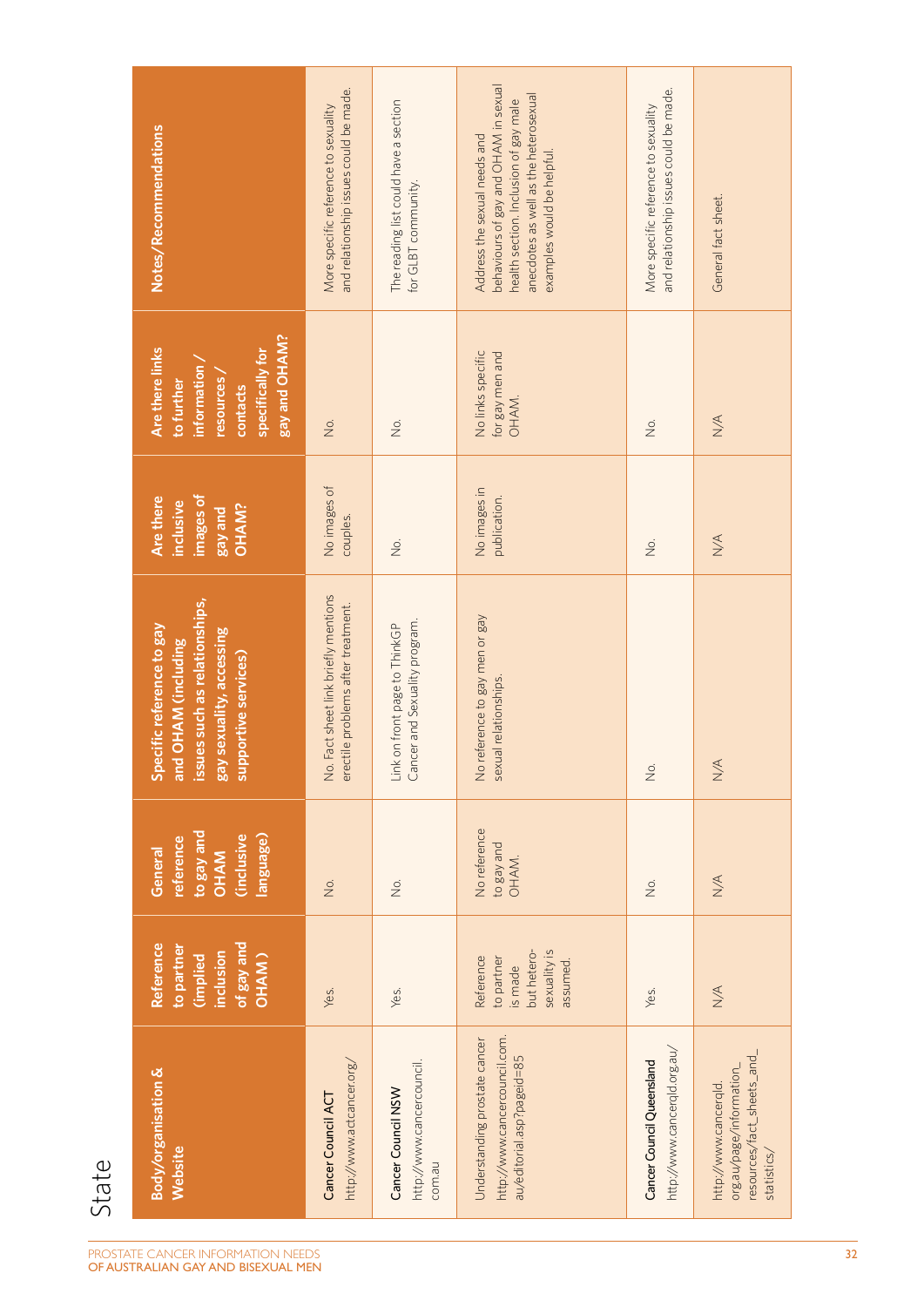## State

| Body/organisation & Website | Reference to partner (implied inclusion of gay and OHAM) | General reference to gay and OHAM (inclusive language) | Specific reference to gay and OHAM (including issues such as relationships, gay sexuality, accessing supportive services) | Are there inclusive images of gay and OHAM? | Are there links to further information / resources / contacts specifically for gay and OHAM? | Notes/Recommendations |
|---|---|---|---|---|---|---|
| Cancer Council ACT http://www.actcancer.org/ | Yes. | No. | No. Fact sheet link briefly mentions erectile problems after treatment. | No images of couples. | No. | More specific reference to sexuality and relationship issues could be made. |
| Cancer Council NSW http://www.cancercouncil.com.au | Yes. | No. | Link on front page to ThinkGP Cancer and Sexuality program. | No. | No. | The reading list could have a section for GLBT community. |
| Understanding prostate cancer http://www.cancercouncil.com.au/editorial.asp?pageid=85 | Reference to partner is made but hetero-sexuality is assumed. | No reference to gay and OHAM. | No reference to gay men or gay sexual relationships. | No images in publication. | No links specific for gay men and OHAM. | Address the sexual needs and behaviours of gay and OHAM in sexual health section. Inclusion of gay male anecdotes as well as the heterosexual examples would be helpful. |
| Cancer Council Queensland http://www.cancerqld.org.au/ | Yes. | No. | No. | No. | No. | More specific reference to sexuality and relationship issues could be made. |
| http://www.cancerqld.org.au/page/information_resources/fact_sheets_and_statistics/ | N/A | N/A | N/A | N/A | N/A | General fact sheet. |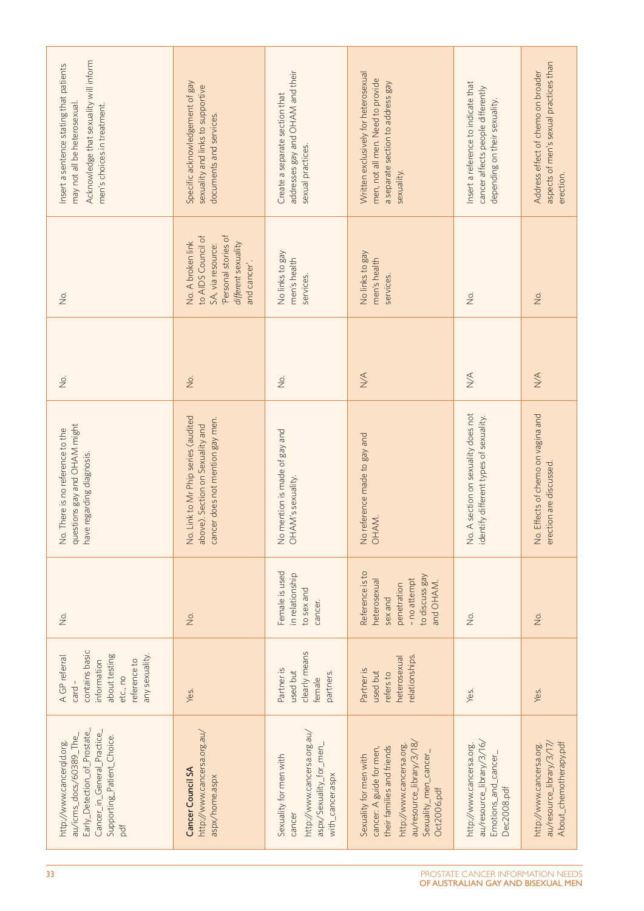| | | | | | | |
|---|---|---|---|---|---|---|
| http://www.cancerqld.org.au/icms_docs/60389_The_Early_Detection_of_Prostate_Cancer_in_General_Practice_Supporting_Patient_Choice.pdf | A GP referral card – contains basic information about testing etc., no reference to any sexuality. | No. | No. There is no reference to the questions gay and OHAM might have regarding diagnosis. | No. | No. | Insert a sentence stating that patients may not all be heterosexual. Acknowledge that sexuality will inform men's choices in treatment. |
| **Cancer Council SA** http://www.cancersa.org.au/aspx/home.aspx | Yes. | No. | No. Link to Mr Phip series (audited above). Section on Sexuality and cancer does not mention gay men. | No. | No. A broken link to AIDS Council of SA, via resource: 'Personal stories of *different* sexuality and cancer'. | Specific acknowledgement of gay sexuality and links to supportive documents and services. |
| Sexuality for men with cancer http://www.cancersa.org.au/aspx/Sexuality_for_men_with_cancer.aspx | Partner is used but clearly means female partners. | Female is used in relationship to sex and cancer. | No mention is made of gay and OHAM's sexuality. | No. | No links to gay men's health services. | Create a separate section that addresses gay and OHAM and their sexual practices. |
| Sexuality for men with cancer: A guide for men, their families and friends http://www.cancersa.org.au/resource_library/3/18/Sexuality_men_cancer_Oct2006.pdf | Partner is used but refers to heterosexual relationships. | Reference is to heterosexual sex and penetration – no attempt to discuss gay and OHAM. | No reference made to gay and OHAM. | N/A | No links to gay men's health services. | Written exclusively for heterosexual men, not all men. Need to provide a separate section to address gay sexuality. |
| http://www.cancersa.org.au/resource_library/3/16/Emotions_and_cancer_Dec2008.pdf | Yes. | No. | No. A section on sexuality does not identify different types of sexuality. | N/A | No. | Insert a reference to indicate that cancer affects people differently depending on their sexuality. |
| http://www.cancersa.org.au/resource_library/3/17/About_chemotherapy.pdf | Yes. | No. | No. Effects of chemo on vagina and erection are discussed. | N/A | No. | Address effect of chemo on broader aspects of men's sexual practices than erection. |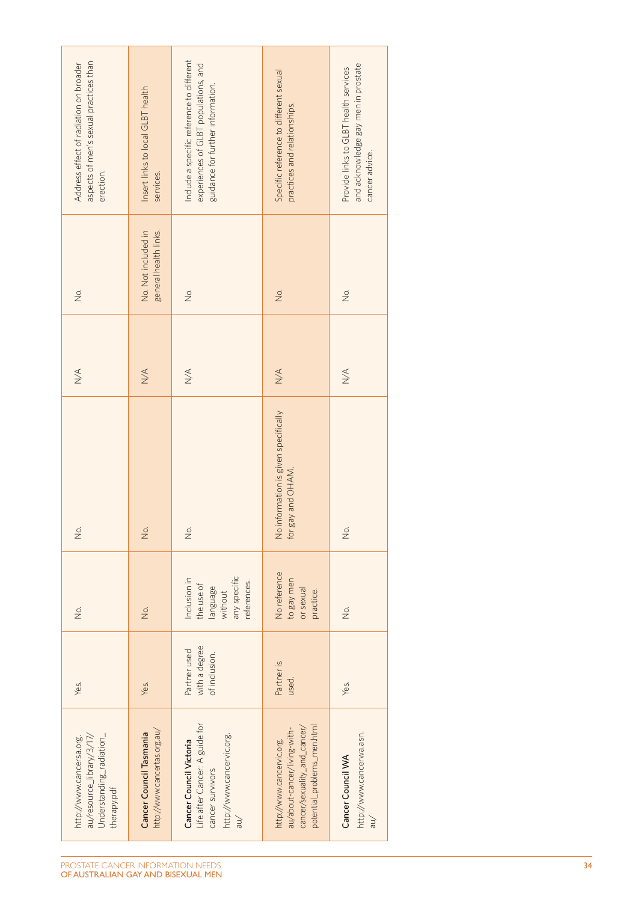| | | | | | | |
|---|---|---|---|---|---|---|
| http://www.cancersa.org.au/resource_library/3/17/Understanding_radiation_therapy.pdf | Yes. | No. | No. | N/A | No. | Address effect of radiation on broader aspects of men's sexual practices than erection. |
| **Cancer Council Tasmania** http://www.cancertas.org.au/ | Yes. | No. | No. | N/A | No. Not included in general health links. | Insert links to local GLBT health services. |
| **Cancer Council Victoria** Life after Cancer: A guide for cancer survivors http://www.cancervic.org.au/ | Partner used with a degree of inclusion. | Inclusion in the use of language without any specific references. | No. | N/A | No. | Include a specific reference to different experiences of GLBT populations, and guidance for further information. |
| http://www.cancervic.org.au/about-cancer/living-with-cancer/sexuality_and_cancer/potential_problems_men.html | Partner is used. | No reference to gay men or sexual practice. | No information is given specifically for gay and OHAM. | N/A | No. | Specific reference to different sexual practices and relationships. |
| **Cancer Council WA** http://www.cancerwa.asn.au/ | Yes. | No. | No. | N/A | No. | Provide links to GLBT health services and acknowledge gay men in prostate cancer advice. |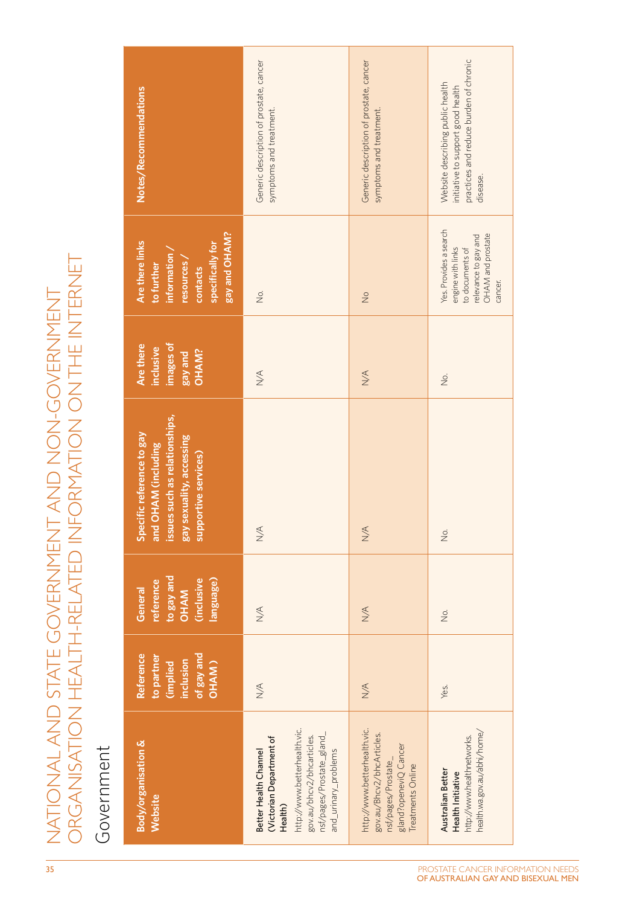# NATIONAL AND STATE GOVERNMENT AND NON-GOVERNMENT ORGANISATION HEALTH-RELATED INFORMATION ON THE INTERNET

## Government

| Body/organisation & Website | Reference to partner (implied inclusion of gay and OHAM) | General reference to gay and OHAM (inclusive language) | Specific reference to gay and OHAM (including issues such as relationships, gay sexuality, accessing supportive services) | Are there inclusive images of gay and OHAM? | Are there links to further information / resources / contacts specifically for gay and OHAM? | Notes/Recommendations |
|---|---|---|---|---|---|---|
| **Better Health Channel (Victorian Department of Health)** http://www.betterhealth.vic.gov.au/bhcv2/bhcarticles.nsf/pages/Prostate_gland_and_urinary_problems | N/A | N/A | N/A | N/A | No. | Generic description of prostate, cancer symptoms and treatment. |
| http://www.betterhealth.vic.gov.au/Bhcv2/bhcArticles.nsf/pages/Prostate_gland?openeviQ Cancer Treatments Online | N/A | N/A | N/A | N/A | No | Generic description of prostate, cancer symptoms and treatment. |
| **Australian Better Health Initiative** http://www.healthnetworks.health.wa.gov.au/abhi/home/ | Yes. | No. | No. | No. | Yes. Provides a search engine with links to documents of relevance to gay and OHAM and prostate cancer. | Website describing public health initiative to support good health practices and reduce burden of chronic disease. |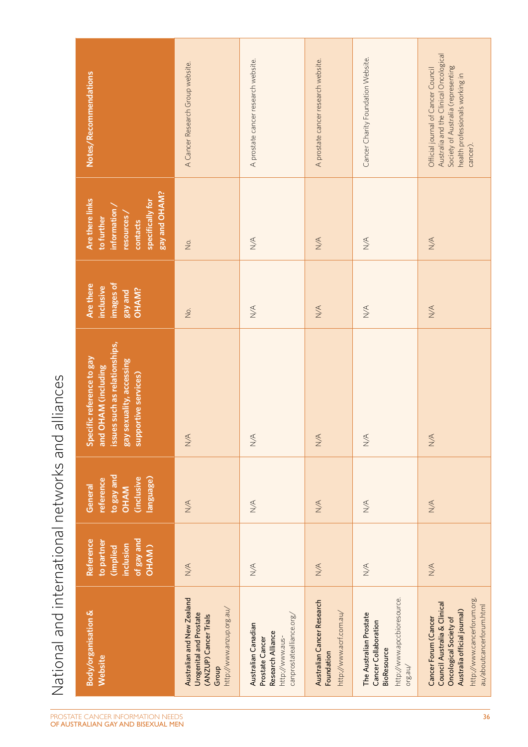# National and international networks and alliances

| Body/organisation & Website | Reference to partner (implied inclusion of gay and OHAM) | General reference to gay and OHAM (inclusive language) | Specific reference to gay and OHAM (including issues such as relationships, gay sexuality, accessing supportive services) | Are there inclusive images of gay and OHAM? | Are there links to further information / resources / contacts specifically for gay and OHAM? | Notes/Recommendations |
|---|---|---|---|---|---|---|
| **Australian and New Zealand Urogenital and Prostate (ANZUP) Cancer Trials Group** http://www.anzup.org.au/ | N/A | N/A | N/A | No. | No. | A Cancer Research Group website. |
| **Australian Canadian Prostate Cancer Research Alliance** http://www.aus-canprostatealliance.org/ | N/A | N/A | N/A | N/A | N/A | A prostate cancer research website. |
| **Australian Cancer Research Foundation** http://www.acrf.com.au/ | N/A | N/A | N/A | N/A | N/A | A prostate cancer research website. |
| **The Australian Prostate Cancer Collaboration BioResource** http://www.apccbioresource.org.au/ | N/A | N/A | N/A | N/A | N/A | Cancer Charity Foundation Website. |
| **Cancer Forum (Cancer Council Australia & Clinical Oncological Society of Australia official journal)** http://www.cancerforum.org.au/aboutcancerforum.html | N/A | N/A | N/A | N/A | N/A | Official journal of Cancer Council Australia and the Clinical Oncological Society of Australia (representing health professionals working in cancer). |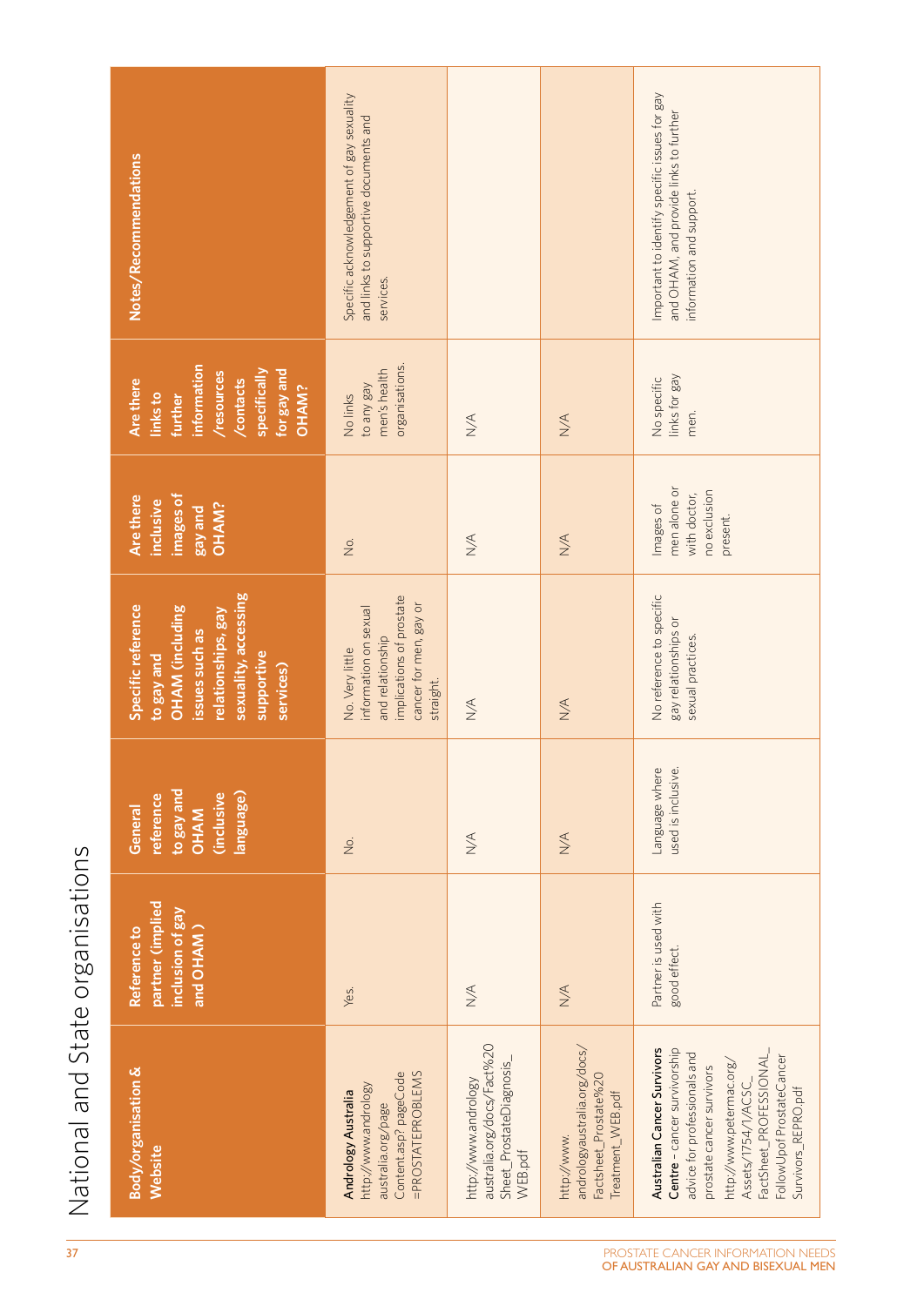# National and State organisations

| Body/organisation & Website | Reference to partner (implied inclusion of gay and OHAM ) | General reference to gay and OHAM (inclusive language) | Specific reference to gay and OHAM (including issues such as relationships, gay sexuality, accessing supportive services) | Are there inclusive images of gay and OHAM? | Are there links to further information /resources /contacts specifically for gay and OHAM? | Notes/Recommendations |
|---|---|---|---|---|---|---|
| **Andrology Australia** http://www.andrology australia.org/page Content.asp? pageCode =PROSTATEPROBLEMS | Yes. | No. | No. Very little information on sexual and relationship implications of prostate cancer for men, gay or straight. | No. | No links to any gay men's health organisations. | Specific acknowledgement of gay sexuality and links to supportive documents and services. |
| http://www.andrology australia.org/docs/Fact%20 Sheet_ProstateDiagnosis_ WEB.pdf | N/A | N/A | N/A | N/A | N/A | |
| http://www. andrologyaustralia.org/docs/ Factsheet_Prostate%20 Treatment_WEB.pdf | N/A | N/A | N/A | N/A | N/A | |
| **Australian Cancer Survivors Centre** – cancer survivorship advice for professionals and prostate cancer survivors http://www.petermac.org/ Assets/1754/1/ACSC_ FactSheet_PROFESSIONAL_ FollowUpofProstateCancer Survivors_REPRO.pdf | Partner is used with good effect. | Language where used is inclusive. | No reference to specific gay relationships or sexual practices. | Images of men alone or with doctor, no exclusion present. | No specific links for gay men. | Important to identify specific issues for gay and OHAM, and provide links to further information and support. |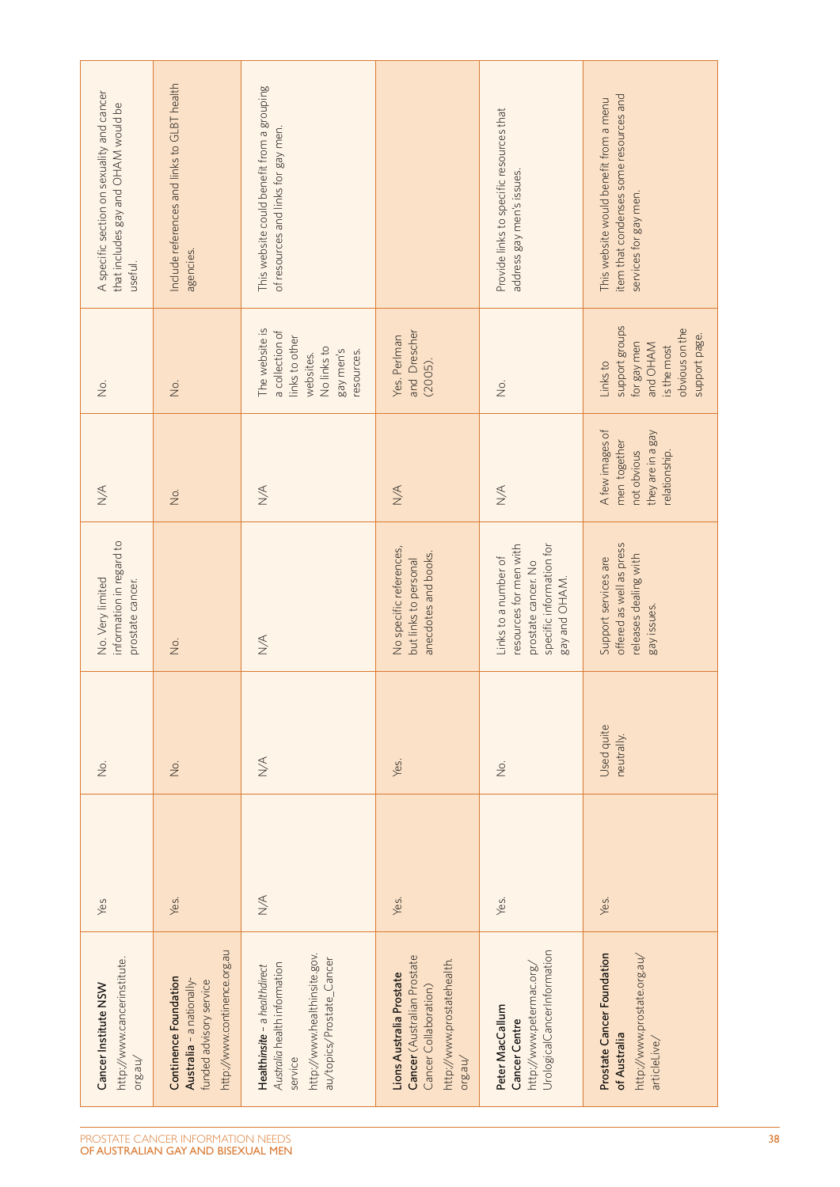| | | | | | | |
|---|---|---|---|---|---|---|
| **Cancer Institute NSW** http://www.cancerinstitute.org.au/ | Yes | No. | No. Very limited information in regard to prostate cancer. | N/A | No. | A specific section on sexuality and cancer that includes gay and OHAM would be useful. |
| **Continence Foundation Australia** - a nationally-funded advisory service http://www.continence.org.au | Yes. | No. | No. | No. | No. | Include references and links to GLBT health agencies. |
| **Health*insite*** - a *healthdirect Australia* health information service http://www.healthinsite.gov.au/topics/Prostate_Cancer | N/A | N/A | N/A | N/A | The website is a collection of links to other websites. No links to gay men's resources. | This website could benefit from a grouping of resources and links for gay men. |
| **Lions Australia Prostate Cancer** (Australian Prostate Cancer Collaboration) http://www.prostatehealth.org.au/ | Yes. | Yes. | No specific references, but links to personal anecdotes and books. | N/A | Yes. Perlman and Drescher (2005). | |
| **Peter MacCallum Cancer Centre** http://www.petermac.org/UrologicalCancerInformation | Yes. | No. | Links to a number of resources for men with prostate cancer. No specific information for gay and OHAM. | N/A | No. | Provide links to specific resources that address gay men's issues. |
| **Prostate Cancer Foundation of Australia** http://www.prostate.org.au/articleLive/ | Yes. | Used quite neutrally. | Support services are offered as well as press releases dealing with gay issues. | A few images of men together not obvious they are in a gay relationship. | Links to support groups for gay men and OHAM is the most obvious on the support page. | This website would benefit from a menu item that condenses some resources and services for gay men. |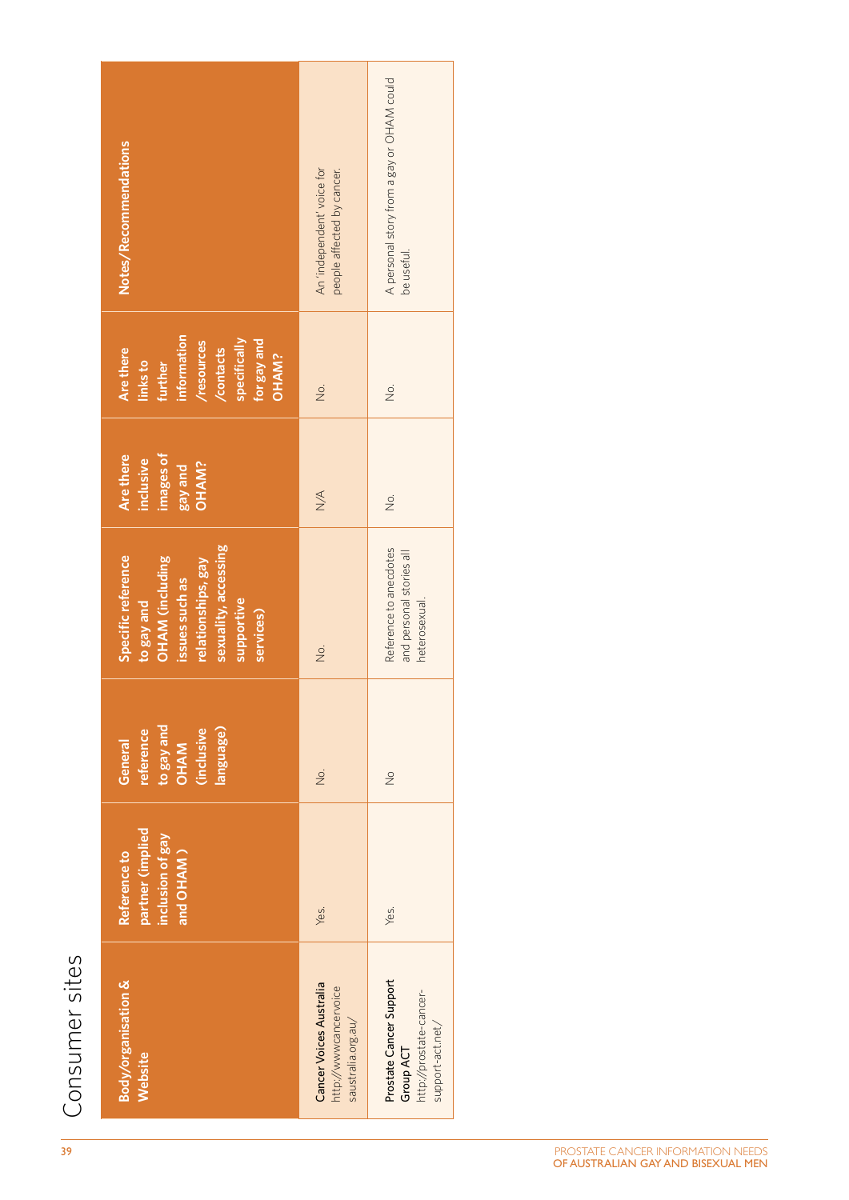# Consumer sites

| Body/organisation & Website | Reference to partner (implied inclusion of gay and OHAM ) | General reference to gay and OHAM (inclusive language) | Specific reference to gay and OHAM (including issues such as relationships, gay sexuality, accessing supportive services) | Are there inclusive images of gay and OHAM? | Are there links to further information /resources /contacts specifically for gay and OHAM? | Notes/Recommendations |
| --- | --- | --- | --- | --- | --- | --- |
| **Cancer Voices Australia** http://wwwcancervoicesaustralia.org.au/ | Yes. | No. | No. | N/A | No. | An 'independent' voice for people affected by cancer. |
| **Prostate Cancer Support Group ACT** http://prostate-cancer-support-act.net/ | Yes. | No | Reference to anecdotes and personal stories all heterosexual. | No. | No. | A personal story from a gay or OHAM could be useful. |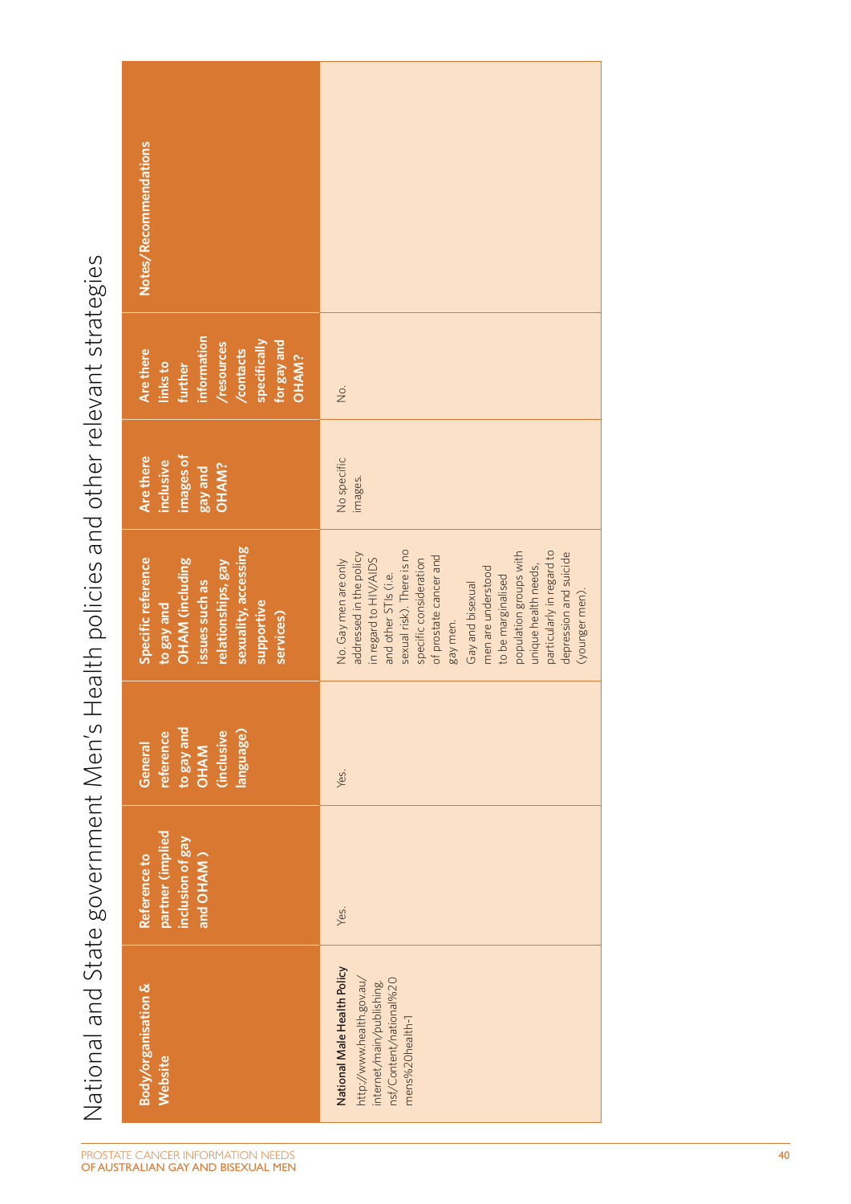# National and State government Men's Health policies and other relevant strategies

| Body/organisation & Website | Reference to partner (implied inclusion of gay and OHAM ) | General reference to gay and OHAM (inclusive language) | Specific reference to gay and OHAM (including issues such as relationships, gay sexuality, accessing supportive services) | Are there inclusive images of gay and OHAM? | Are there links to further information /resources /contacts specifically for gay and OHAM? | Notes/Recommendations |
|---|---|---|---|---|---|---|
| **National Male Health Policy** http://www.health.gov.au/internet/main/publishing.nsf/Content/national%20mens%20health-1 | Yes. | Yes. | No. Gay men are only addressed in the policy in regard to HIV/AIDS and other STIs (i.e. sexual risk). There is no specific consideration of prostate cancer and gay men. Gay and bisexual men are understood to be marginalised population groups with unique health needs, particularly in regard to depression and suicide (younger men). | No specific images. | No. | |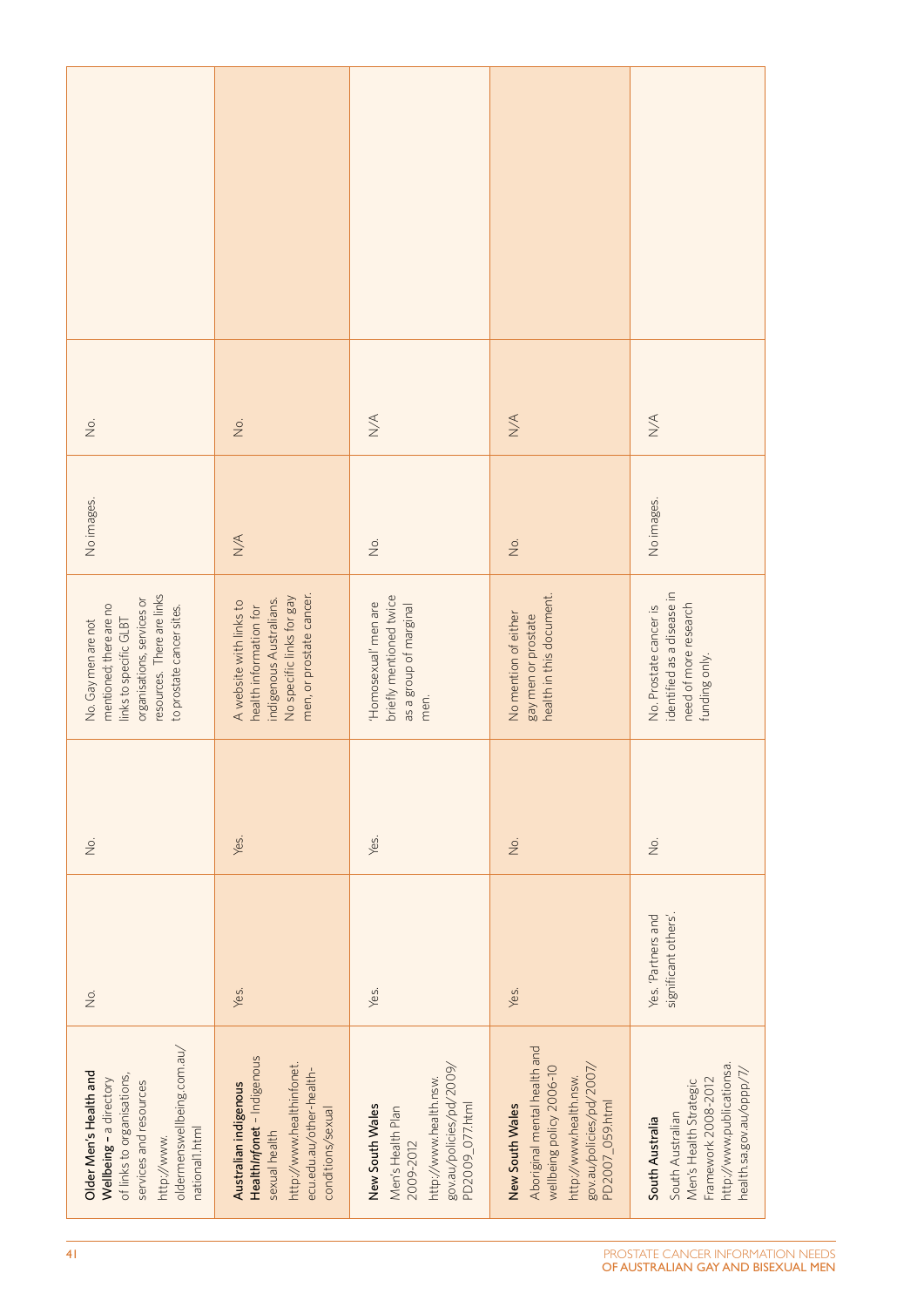| | | | | | | |
|---|---|---|---|---|---|---|
| **Older Men's Health and Wellbeing** – a directory of links to organisations, services and resources http://www.oldermenswellbeing.com.au/national1.html | No. | No. | No. Gay men are not mentioned; there are no links to specific GLBT organisations, services or resources. There are links to prostate cancer sites. | No images. | No. | |
| **Australian indigenous Health*Infonet*** – Indigenous sexual health http://www.healthinfonet.ecu.edu.au/other-health-conditions/sexual | Yes. | Yes. | A website with links to health information for indigenous Australians. No specific links for gay men, or prostate cancer. | N/A | No. | |
| **New South Wales** Men's Health Plan 2009-2012 http://www.health.nsw.gov.au/policies/pd/2009/PD2009_077.html | Yes. | Yes. | 'Homosexual' men are briefly mentioned twice as a group of marginal men. | No. | N/A | |
| **New South Wales** Aboriginal mental health and wellbeing policy 2006-10 http://www.health.nsw.gov.au/policies/pd/2007/PD2007_059.html | Yes. | No. | No mention of either gay men or prostate health in this document. | No. | N/A | |
| **South Australia** South Australian Men's Health Strategic Framework 2008-2012 http://www.publicationsa.health.sa.gov.au/oppp/7/ | Yes. 'Partners and significant others'. | No. | No. Prostate cancer is identified as a disease in need of more research funding only. | No images. | N/A | |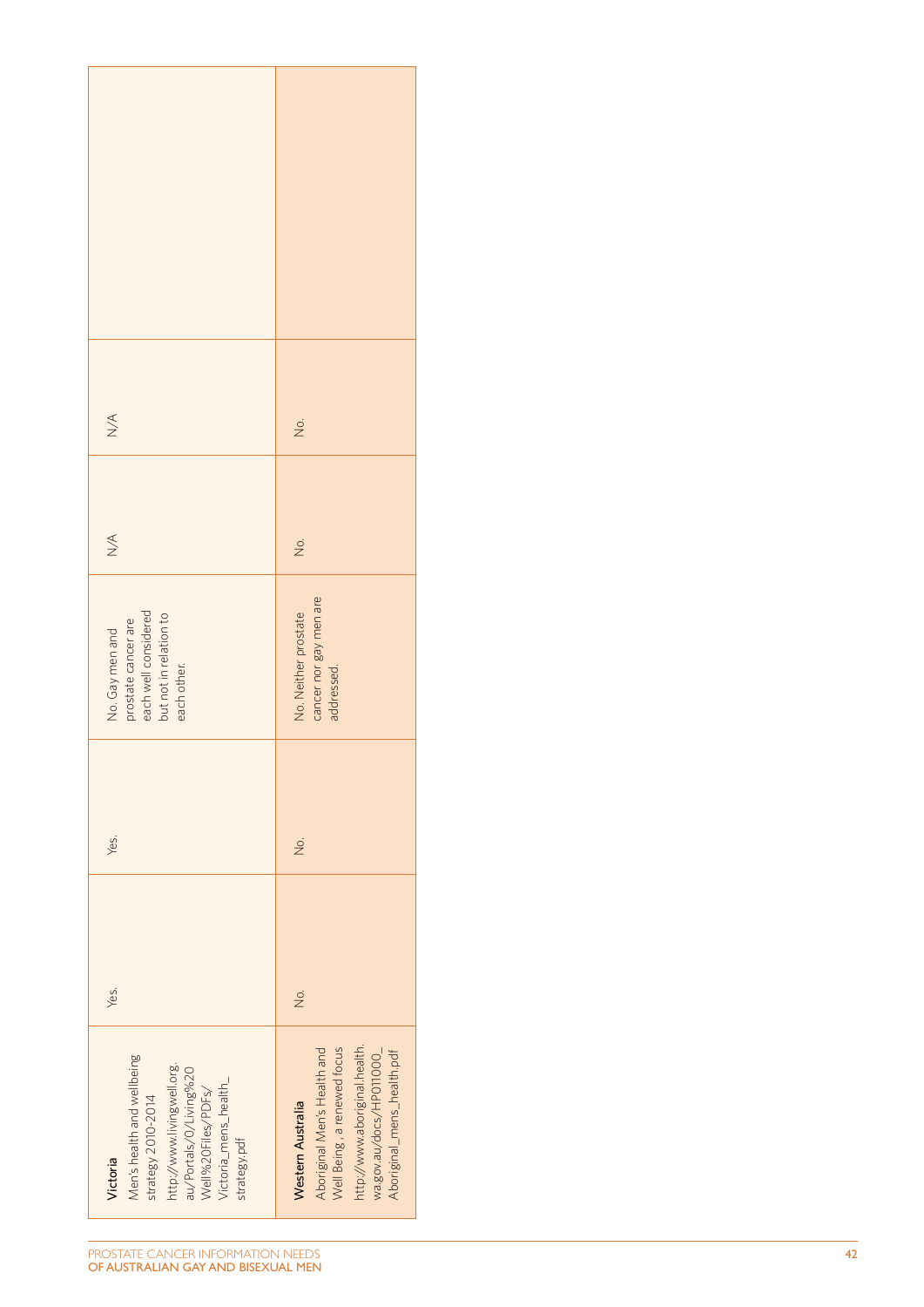| | | | | | |
|---|---|---|---|---|---|
| **Victoria** Men's health and wellbeing strategy 2010-2014 http://www.livingwell.org.au/Portals/0/Living%20Well%20Files/PDFs/Victoria_mens_health_strategy.pdf | Yes. | Yes. | No. Gay men and prostate cancer are each well considered but not in relation to each other. | N/A | N/A | |
| **Western Australia** Aboriginal Men's Health and Well Being , a renewed focus http://www.aboriginal.health.wa.gov.au/docs/HP011000_Aboriginal_mens_health.pdf | No. | No. | No. Neither prostate cancer nor gay men are addressed. | No. | No. | |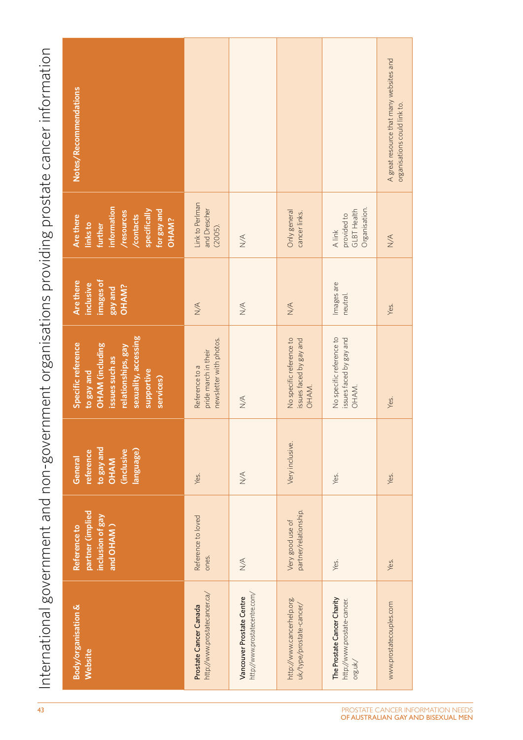# International government and non-government organisations providing prostate cancer information

| Body/organisation & Website | Reference to partner (implied inclusion of gay and OHAM ) | General reference to gay and OHAM (inclusive language) | Specific reference to gay and OHAM (including issues such as relationships, gay sexuality, accessing supportive services) | Are there inclusive images of gay and OHAM? | Are there links to further information /resources /contacts specifically for gay and OHAM? | Notes/Recommendations |
|---|---|---|---|---|---|---|
| **Prostate Cancer Canada** http://www.prostatecancer.ca/ | Reference to loved ones. | Yes. | Reference to a pride march in their newsletter with photos. | N/A | Link to Perlman and Drescher (2005). | |
| **Vancouver Prostate Centre** http://www.prostatecentre.com/ | N/A | N/A | N/A | N/A | N/A | |
| http://www.cancerhelp.org.uk/type/prostate-cancer/ | Very good use of partner/relationship. | Very inclusive. | No specific reference to issues faced by gay and OHAM. | N/A | Only general cancer links. | |
| **The Prostate Cancer Charity** http://www.prostate-cancer.org.uk/ | Yes. | Yes. | No specific reference to issues faced by gay and OHAM. | Images are neutral. | A link provided to GLBT Health Organisation. | |
| www.prostatecouples.com | Yes. | Yes. | Yes. | Yes. | N/A | A great resource that many websites and organisations could link to. |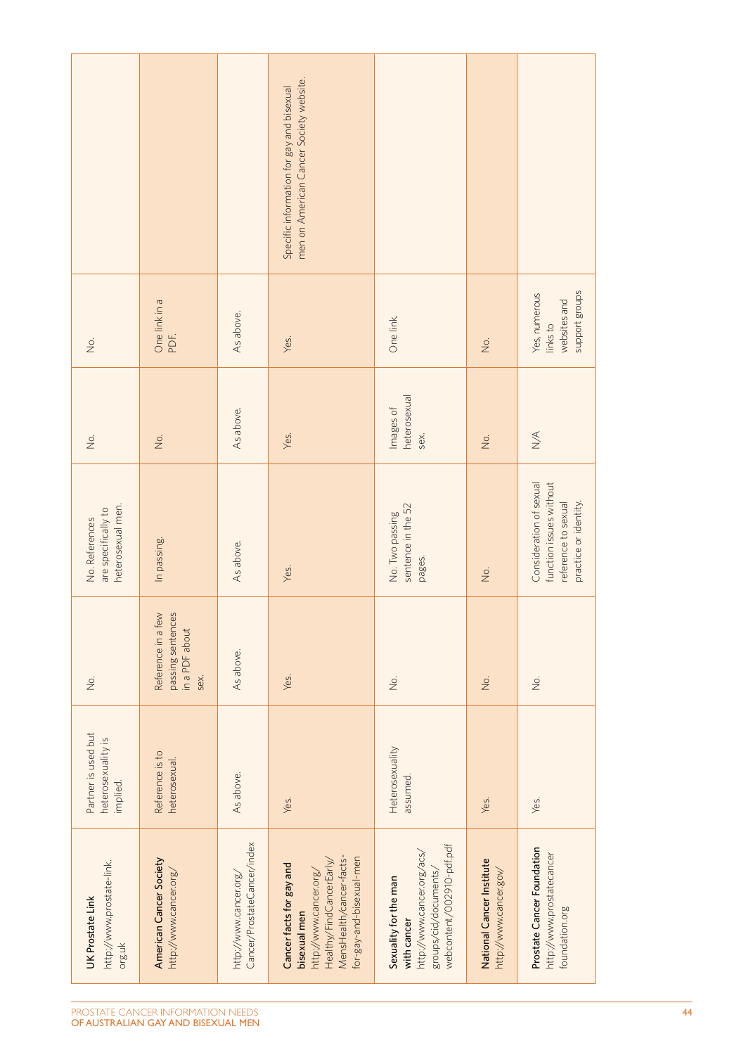| | | | | | | |
|---|---|---|---|---|---|---|
| **UK Prostate Link** http://www.prostate-link.org.uk | Partner is used but heterosexuality is implied. | No. | No. References are specifically to heterosexual men. | No. | No. | |
| **American Cancer Society** http://www.cancer.org/ | Reference is to heterosexual. | Reference in a few passing sentences in a PDF about sex. | In passing. | No. | One link in a PDF. | |
| http://www.cancer.org/Cancer/ProstateCancer/index | As above. | As above. | As above. | As above. | As above. | |
| **Cancer facts for gay and bisexual men** http://www.cancer.org/Healthy/FindCancerEarly/MensHealth/cancer-facts-for-gay-and-bisexual-men | Yes. | Yes. | Yes. | Yes. | Yes. | Specific information for gay and bisexual men on American Cancer Society website. |
| **Sexuality for the man with cancer** http://www.cancer.org/acs/groups/cid/documents/webcontent/002910-pdf.pdf | Heterosexuality assumed. | No. | No. Two passing sentence in the 52 pages. | Images of heterosexual sex. | One link. | |
| **National Cancer Institute** http://www.cancer.gov/ | Yes. | No. | No. | No. | No. | |
| **Prostate Cancer Foundation** http://www.prostatecancerfoundation.org | Yes. | No. | Consideration of sexual function issues without reference to sexual practice or identity. | N/A | Yes, numerous links to websites and support groups | |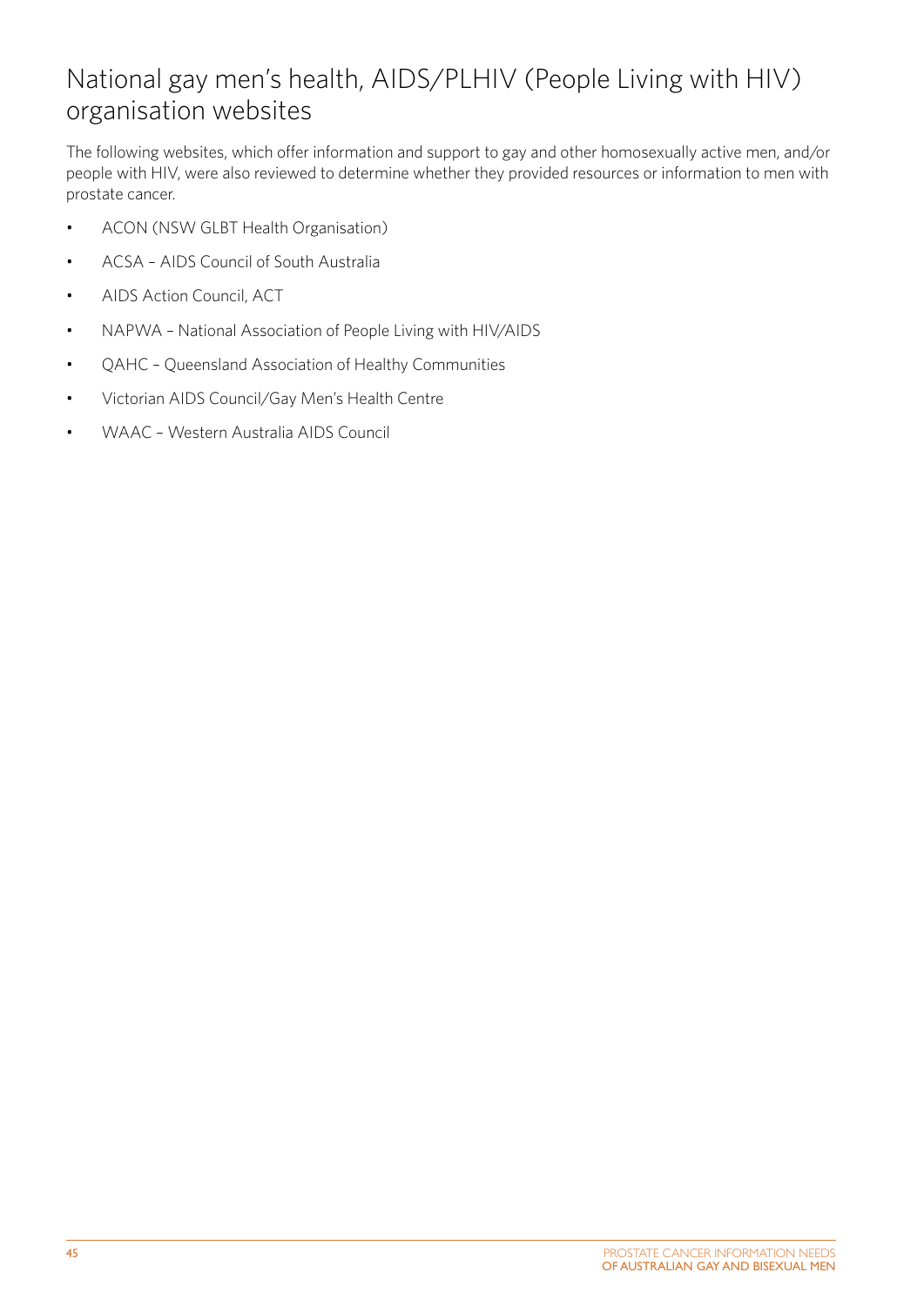## National gay men's health, AIDS/PLHIV (People Living with HIV) organisation websites

The following websites, which offer information and support to gay and other homosexually active men, and/or people with HIV, were also reviewed to determine whether they provided resources or information to men with prostate cancer.

- ACON (NSW GLBT Health Organisation)
- ACSA – AIDS Council of South Australia
- AIDS Action Council, ACT
- NAPWA – National Association of People Living with HIV/AIDS
- QAHC – Queensland Association of Healthy Communities
- Victorian AIDS Council/Gay Men's Health Centre
- WAAC – Western Australia AIDS Council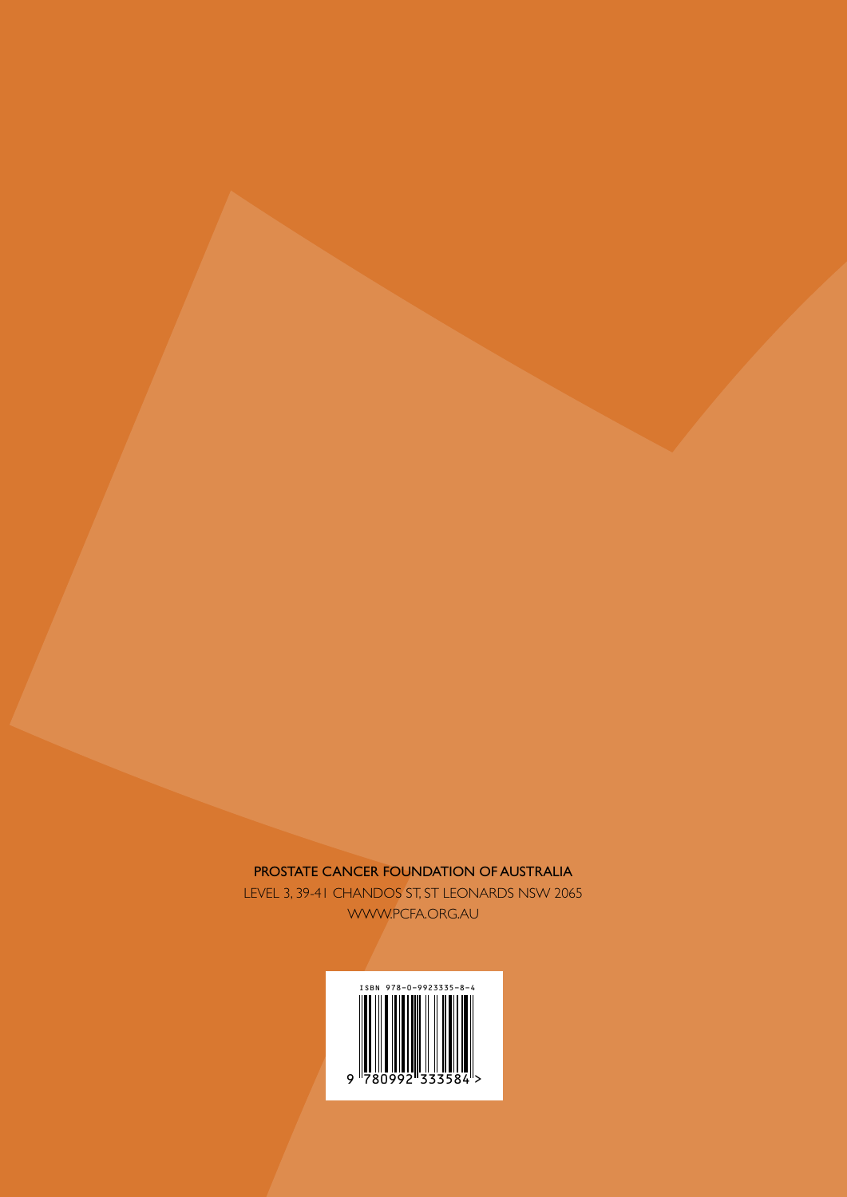PROSTATE CANCER FOUNDATION OF AUSTRALIA

LEVEL 3, 39-41 CHANDOS ST, ST LEONARDS NSW 2065

WWW.PCFA.ORG.AU

ISBN 978-0-9923335-8-4